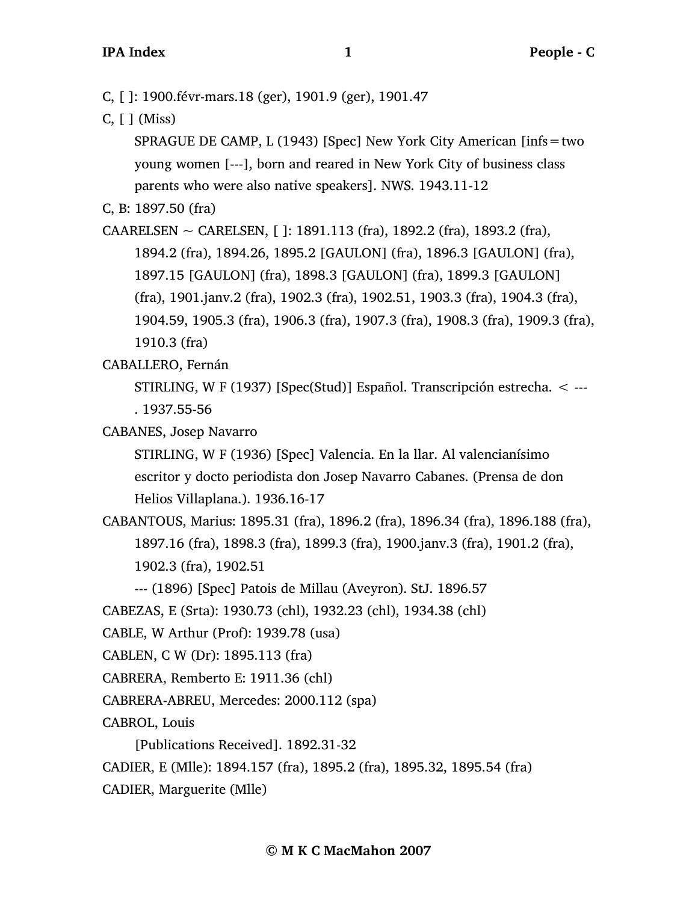C, [ ]: 1900.févr-mars.18 (ger), 1901.9 (ger), 1901.47

C, [ ] (Miss)

SPRAGUE DE CAMP, L (1943) [Spec] New York City American [infs=two young women [---], born and reared in New York City of business class parents who were also native speakers]. NWS. 1943.11-12

C, B: 1897.50 (fra)

CAARELSEN ~ CARELSEN, [ ]: 1891.113 (fra), 1892.2 (fra), 1893.2 (fra), 1894.2 (fra), 1894.26, 1895.2 [GAULON] (fra), 1896.3 [GAULON] (fra), 1897.15 [GAULON] (fra), 1898.3 [GAULON] (fra), 1899.3 [GAULON] (fra), 1901.janv.2 (fra), 1902.3 (fra), 1902.51, 1903.3 (fra), 1904.3 (fra), 1904.59, 1905.3 (fra), 1906.3 (fra), 1907.3 (fra), 1908.3 (fra), 1909.3 (fra), 1910.3 (fra)

CABALLERO, Fernán

STIRLING, W F (1937) [Spec(Stud)] Español. Transcripción estrecha. < --- . 1937.55-56

CABANES, Josep Navarro

STIRLING, W F (1936) [Spec] Valencia. En la llar. Al valencianísimo escritor y docto periodista don Josep Navarro Cabanes. (Prensa de don Helios Villaplana.). 1936.16-17

CABANTOUS, Marius: 1895.31 (fra), 1896.2 (fra), 1896.34 (fra), 1896.188 (fra), 1897.16 (fra), 1898.3 (fra), 1899.3 (fra), 1900.janv.3 (fra), 1901.2 (fra), 1902.3 (fra), 1902.51

--- (1896) [Spec] Patois de Millau (Aveyron). StJ. 1896.57

CABEZAS, E (Srta): 1930.73 (chl), 1932.23 (chl), 1934.38 (chl)

CABLE, W Arthur (Prof): 1939.78 (usa)

CABLEN, C W (Dr): 1895.113 (fra)

CABRERA, Remberto E: 1911.36 (chl)

CABRERA-ABREU, Mercedes: 2000.112 (spa)

CABROL, Louis

[Publications Received]. 1892.31-32

CADIER, E (Mlle): 1894.157 (fra), 1895.2 (fra), 1895.32, 1895.54 (fra)

CADIER, Marguerite (Mlle)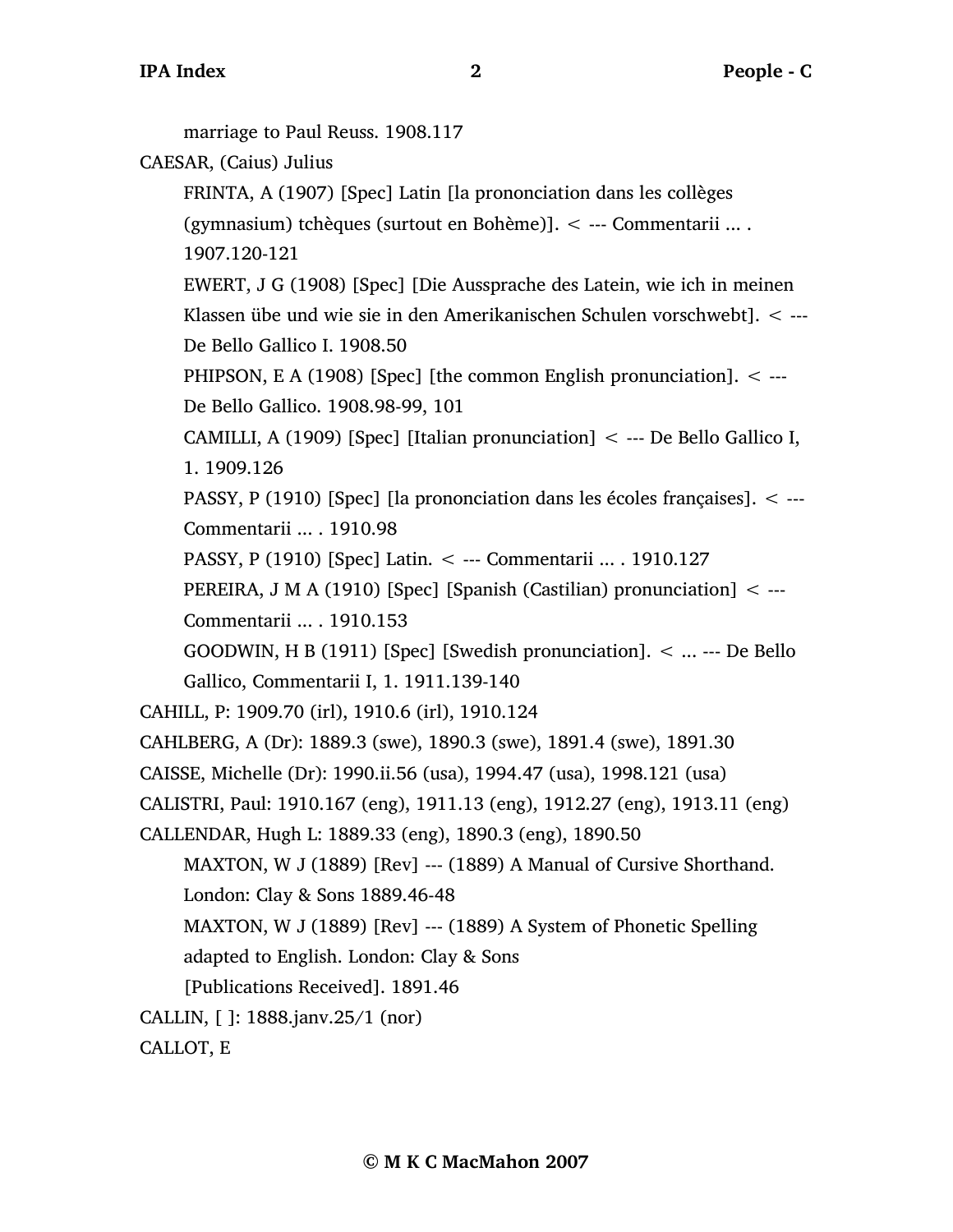marriage to Paul Reuss. 1908.117

CAESAR, (Caius) Julius

FRINTA, A (1907) [Spec] Latin [la prononciation dans les collèges (gymnasium) tchèques (surtout en Bohème)]. < --- Commentarii ... . 1907.120-121

EWERT, J G (1908) [Spec] [Die Aussprache des Latein, wie ich in meinen Klassen übe und wie sie in den Amerikanischen Schulen vorschwebt]. < --- De Bello Gallico I. 1908.50

PHIPSON, E A (1908) [Spec] [the common English pronunciation]. < --- De Bello Gallico. 1908.98-99, 101

CAMILLI, A (1909) [Spec] [Italian pronunciation] < --- De Bello Gallico I, 1. 1909.126

PASSY, P (1910) [Spec] [la prononciation dans les écoles françaises]. < --- Commentarii ... . 1910.98

PASSY, P (1910) [Spec] Latin. < --- Commentarii ... . 1910.127

PEREIRA, J M A (1910) [Spec] [Spanish (Castilian) pronunciation] < --- Commentarii ... . 1910.153

GOODWIN, H B (1911) [Spec] [Swedish pronunciation]. < ... --- De Bello Gallico, Commentarii I, 1. 1911.139-140

CAHILL, P: 1909.70 (irl), 1910.6 (irl), 1910.124

CAHLBERG, A (Dr): 1889.3 (swe), 1890.3 (swe), 1891.4 (swe), 1891.30

CAISSE, Michelle (Dr): 1990.ii.56 (usa), 1994.47 (usa), 1998.121 (usa)

CALISTRI, Paul: 1910.167 (eng), 1911.13 (eng), 1912.27 (eng), 1913.11 (eng)

CALLENDAR, Hugh L: 1889.33 (eng), 1890.3 (eng), 1890.50

MAXTON, W J (1889) [Rev] --- (1889) A Manual of Cursive Shorthand. London: Clay & Sons 1889.46-48

MAXTON, W J (1889) [Rev] --- (1889) A System of Phonetic Spelling adapted to English. London: Clay & Sons [Publications Received]. 1891.46

CALLIN, [ ]: 1888.janv.25/1 (nor)

CALLOT, E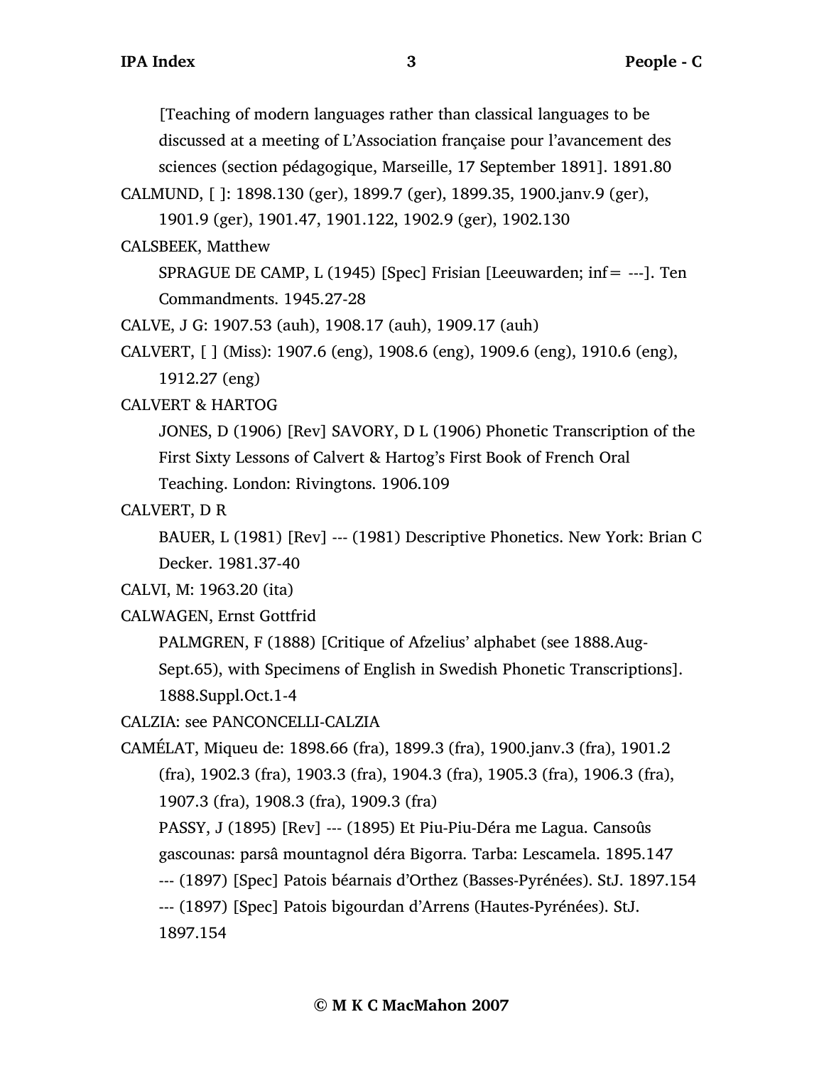[Teaching of modern languages rather than classical languages to be discussed at a meeting of L'Association française pour l'avancement des sciences (section pédagogique, Marseille, 17 September 1891]. 1891.80

CALMUND, [ ]: 1898.130 (ger), 1899.7 (ger), 1899.35, 1900.janv.9 (ger), 1901.9 (ger), 1901.47, 1901.122, 1902.9 (ger), 1902.130

CALSBEEK, Matthew

SPRAGUE DE CAMP, L (1945) [Spec] Frisian [Leeuwarden; inf= ---]. Ten Commandments. 1945.27-28

CALVE, J G: 1907.53 (auh), 1908.17 (auh), 1909.17 (auh)

CALVERT, [ ] (Miss): 1907.6 (eng), 1908.6 (eng), 1909.6 (eng), 1910.6 (eng), 1912.27 (eng)

CALVERT & HARTOG

JONES, D (1906) [Rev] SAVORY, D L (1906) Phonetic Transcription of the First Sixty Lessons of Calvert & Hartog's First Book of French Oral Teaching. London: Rivingtons. 1906.109

CALVERT, D R

BAUER, L (1981) [Rev] --- (1981) Descriptive Phonetics. New York: Brian C Decker. 1981.37-40

CALVI, M: 1963.20 (ita)

CALWAGEN, Ernst Gottfrid

PALMGREN, F (1888) [Critique of Afzelius' alphabet (see 1888.Aug-Sept.65), with Specimens of English in Swedish Phonetic Transcriptions]. 1888.Suppl.Oct.1-4

CALZIA: see PANCONCELLI-CALZIA

CAMÉLAT, Miqueu de: 1898.66 (fra), 1899.3 (fra), 1900.janv.3 (fra), 1901.2 (fra), 1902.3 (fra), 1903.3 (fra), 1904.3 (fra), 1905.3 (fra), 1906.3 (fra), 1907.3 (fra), 1908.3 (fra), 1909.3 (fra)

PASSY, J (1895) [Rev] --- (1895) Et Piu-Piu-Déra me Lagua. Cansoûs gascounas: parsâ mountagnol déra Bigorra. Tarba: Lescamela. 1895.147

--- (1897) [Spec] Patois béarnais d'Orthez (Basses-Pyrénées). StJ. 1897.154

--- (1897) [Spec] Patois bigourdan d'Arrens (Hautes-Pyrénées). StJ. 1897.154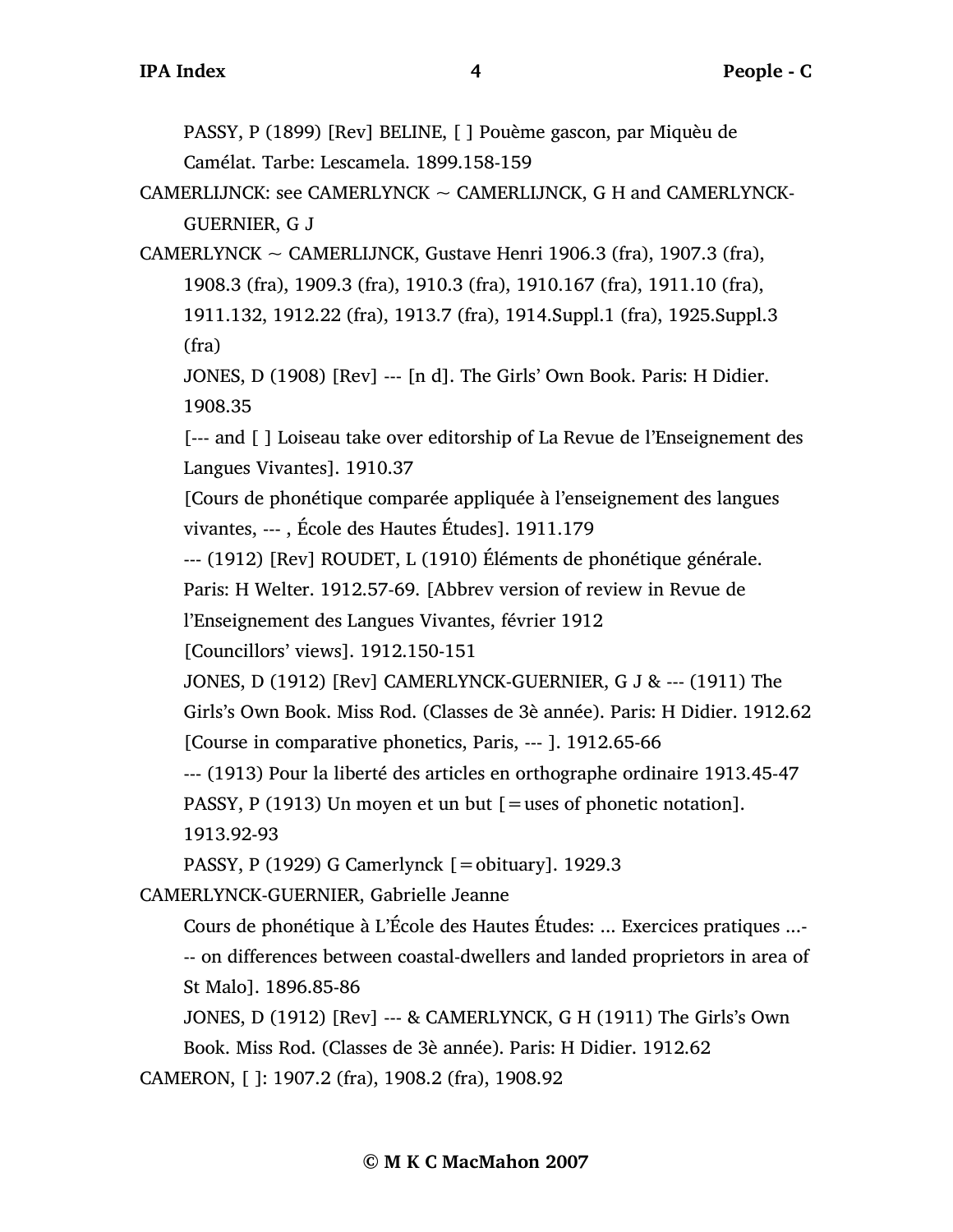PASSY, P (1899) [Rev] BELINE, [ ] Pouème gascon, par Miquèu de Camélat. Tarbe: Lescamela. 1899.158-159

CAMERLIJNCK: see CAMERLYNCK ~ CAMERLIJNCK, G H and CAMERLYNCK-GUERNIER, G J

CAMERLYNCK ~ CAMERLIJNCK, Gustave Henri 1906.3 (fra), 1907.3 (fra), 1908.3 (fra), 1909.3 (fra), 1910.3 (fra), 1910.167 (fra), 1911.10 (fra), 1911.132, 1912.22 (fra), 1913.7 (fra), 1914.Suppl.1 (fra), 1925.Suppl.3 (fra)

JONES, D (1908) [Rev] --- [n d]. The Girls' Own Book. Paris: H Didier. 1908.35

[--- and [ ] Loiseau take over editorship of La Revue de l'Enseignement des Langues Vivantes]. 1910.37

[Cours de phonétique comparée appliquée à l'enseignement des langues vivantes, --- , École des Hautes Études]. 1911.179

--- (1912) [Rev] ROUDET, L (1910) Éléments de phonétique générale. Paris: H Welter. 1912.57-69. [Abbrev version of review in Revue de l'Enseignement des Langues Vivantes, février 1912

[Councillors' views]. 1912.150-151

JONES, D (1912) [Rev] CAMERLYNCK-GUERNIER, G J & --- (1911) The Girls's Own Book. Miss Rod. (Classes de 3è année). Paris: H Didier. 1912.62

[Course in comparative phonetics, Paris, --- ]. 1912.65-66

--- (1913) Pour la liberté des articles en orthographe ordinaire 1913.45-47

PASSY, P (1913) Un moyen et un but [=uses of phonetic notation]. 1913.92-93

PASSY, P (1929) G Camerlynck [=obituary]. 1929.3

CAMERLYNCK-GUERNIER, Gabrielle Jeanne

Cours de phonétique à L'École des Hautes Études: ... Exercices pratiques ...--- on differences between coastal-dwellers and landed proprietors in area of St Malo]. 1896.85-86

JONES, D (1912) [Rev] --- & CAMERLYNCK, G H (1911) The Girls's Own Book. Miss Rod. (Classes de 3è année). Paris: H Didier. 1912.62

CAMERON, [ ]: 1907.2 (fra), 1908.2 (fra), 1908.92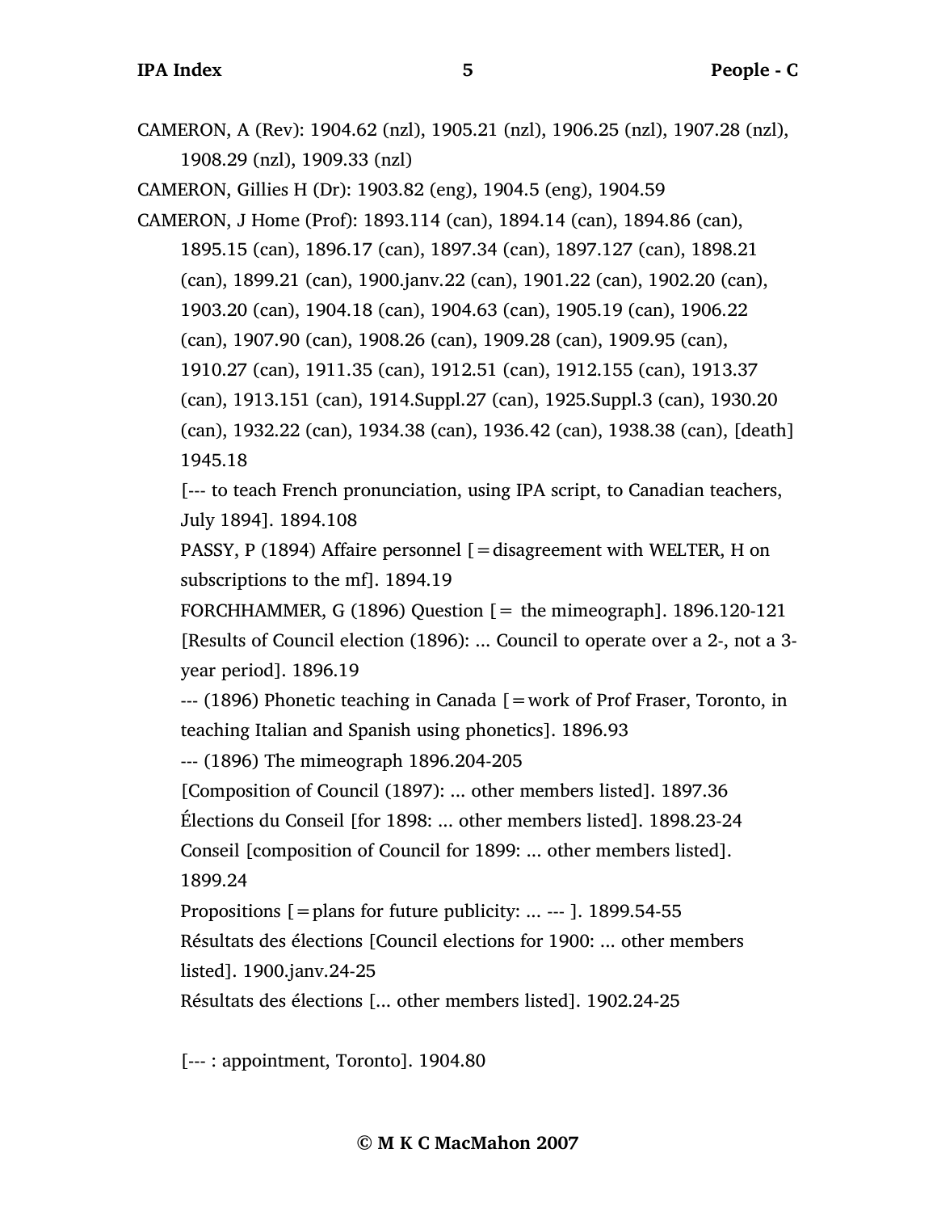CAMERON, A (Rev): 1904.62 (nzl), 1905.21 (nzl), 1906.25 (nzl), 1907.28 (nzl), 1908.29 (nzl), 1909.33 (nzl)

CAMERON, Gillies H (Dr): 1903.82 (eng), 1904.5 (eng), 1904.59

CAMERON, J Home (Prof): 1893.114 (can), 1894.14 (can), 1894.86 (can), 1895.15 (can), 1896.17 (can), 1897.34 (can), 1897.127 (can), 1898.21 (can), 1899.21 (can), 1900.janv.22 (can), 1901.22 (can), 1902.20 (can), 1903.20 (can), 1904.18 (can), 1904.63 (can), 1905.19 (can), 1906.22 (can), 1907.90 (can), 1908.26 (can), 1909.28 (can), 1909.95 (can), 1910.27 (can), 1911.35 (can), 1912.51 (can), 1912.155 (can), 1913.37 (can), 1913.151 (can), 1914.Suppl.27 (can), 1925.Suppl.3 (can), 1930.20 (can), 1932.22 (can), 1934.38 (can), 1936.42 (can), 1938.38 (can), [death] 1945.18

[--- to teach French pronunciation, using IPA script, to Canadian teachers, July 1894]. 1894.108

PASSY, P (1894) Affaire personnel [=disagreement with WELTER, H on subscriptions to the mf]. 1894.19

FORCHHAMMER, G (1896) Question [= the mimeograph]. 1896.120-121

[Results of Council election (1896): ... Council to operate over a 2-, not a 3-year period]. 1896.19

--- (1896) Phonetic teaching in Canada [=work of Prof Fraser, Toronto, in teaching Italian and Spanish using phonetics]. 1896.93

--- (1896) The mimeograph 1896.204-205

[Composition of Council (1897): ... other members listed]. 1897.36

Élections du Conseil [for 1898: ... other members listed]. 1898.23-24

Conseil [composition of Council for 1899: ... other members listed]. 1899.24

Propositions [=plans for future publicity: ... --- ]. 1899.54-55

Résultats des élections [Council elections for 1900: ... other members listed]. 1900.janv.24-25

Résultats des élections [... other members listed]. 1902.24-25

[--- : appointment, Toronto]. 1904.80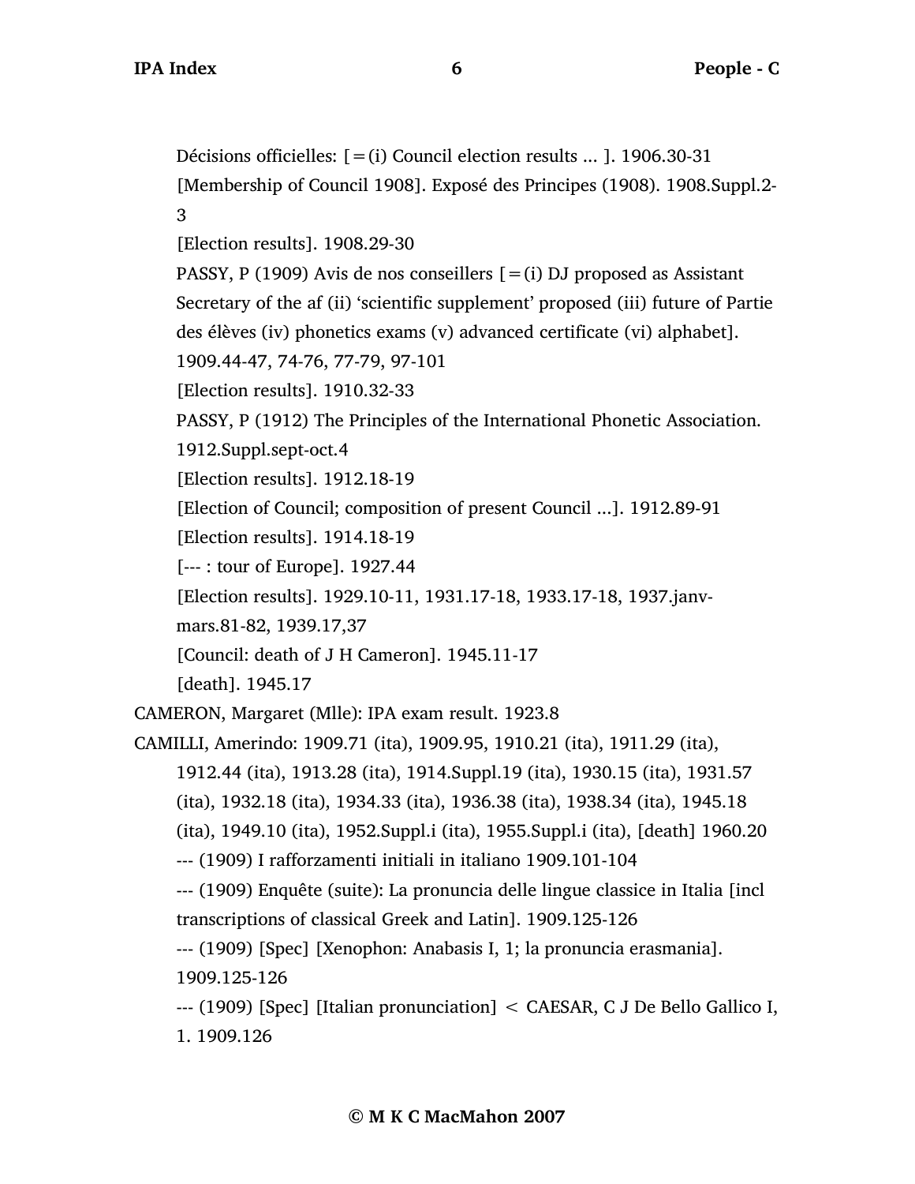Décisions officielles: [=(i) Council election results ... ]. 1906.30-31

[Membership of Council 1908]. Exposé des Principes (1908). 1908.Suppl.2-3

[Election results]. 1908.29-30

PASSY, P (1909) Avis de nos conseillers [=(i) DJ proposed as Assistant Secretary of the af (ii) 'scientific supplement' proposed (iii) future of Partie des élèves (iv) phonetics exams (v) advanced certificate (vi) alphabet]. 1909.44-47, 74-76, 77-79, 97-101

[Election results]. 1910.32-33

PASSY, P (1912) The Principles of the International Phonetic Association. 1912.Suppl.sept-oct.4

[Election results]. 1912.18-19

[Election of Council; composition of present Council ...]. 1912.89-91

[Election results]. 1914.18-19

[--- : tour of Europe]. 1927.44

[Election results]. 1929.10-11, 1931.17-18, 1933.17-18, 1937.janv-mars.81-82, 1939.17,37

[Council: death of J H Cameron]. 1945.11-17

[death]. 1945.17

CAMERON, Margaret (Mlle): IPA exam result. 1923.8

CAMILLI, Amerindo: 1909.71 (ita), 1909.95, 1910.21 (ita), 1911.29 (ita), 1912.44 (ita), 1913.28 (ita), 1914.Suppl.19 (ita), 1930.15 (ita), 1931.57 (ita), 1932.18 (ita), 1934.33 (ita), 1936.38 (ita), 1938.34 (ita), 1945.18 (ita), 1949.10 (ita), 1952.Suppl.i (ita), 1955.Suppl.i (ita), [death] 1960.20

--- (1909) I rafforzamenti initiali in italiano 1909.101-104

--- (1909) Enquête (suite): La pronuncia delle lingue classice in Italia [incl transcriptions of classical Greek and Latin]. 1909.125-126

--- (1909) [Spec] [Xenophon: Anabasis I, 1; la pronuncia erasmania]. 1909.125-126

--- (1909) [Spec] [Italian pronunciation] < CAESAR, C J De Bello Gallico I, 1. 1909.126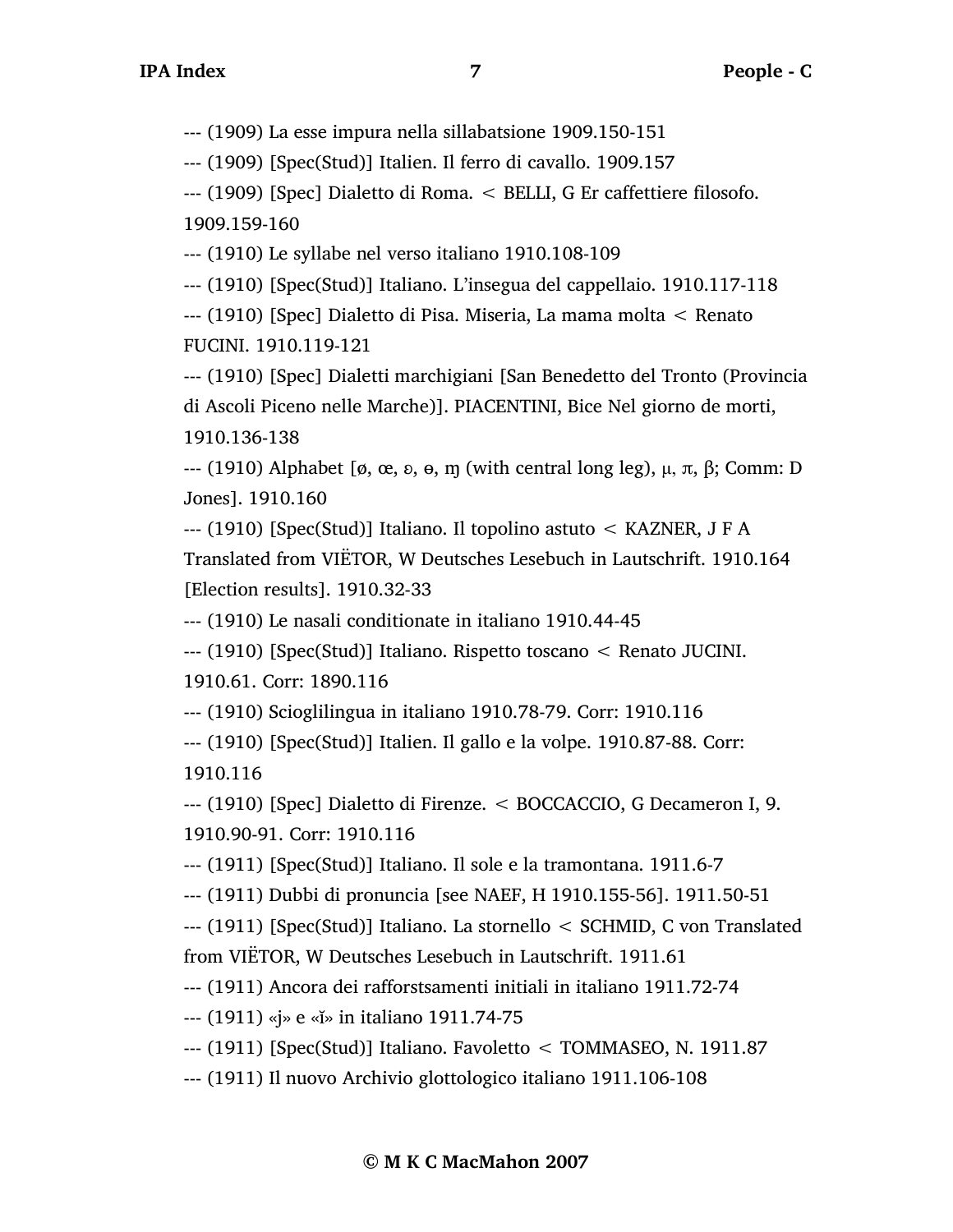--- (1909) La esse impura nella sillabatsione 1909.150-151

--- (1909) [Spec(Stud)] Italien. Il ferro di cavallo. 1909.157

--- (1909) [Spec] Dialetto di Roma. < BELLI, G Er caffettiere filosofo. 1909.159-160

--- (1910) Le syllabe nel verso italiano 1910.108-109

--- (1910) [Spec(Stud)] Italiano. L'insegua del cappellaio. 1910.117-118

--- (1910) [Spec] Dialetto di Pisa. Miseria, La mama molta < Renato FUCINI. 1910.119-121

--- (1910) [Spec] Dialetti marchigiani [San Benedetto del Tronto (Provincia di Ascoli Piceno nelle Marche)]. PIACENTINI, Bice Nel giorno de morti, 1910.136-138

--- (1910) Alphabet [ø, œ, ɒ, ɵ, ɱ (with central long leg), μ, π, β; Comm: D Jones]. 1910.160

--- (1910) [Spec(Stud)] Italiano. Il topolino astuto < KAZNER, J F A Translated from VIËTOR, W Deutsches Lesebuch in Lautschrift. 1910.164 [Election results]. 1910.32-33

--- (1910) Le nasali conditionate in italiano 1910.44-45

--- (1910) [Spec(Stud)] Italiano. Rispetto toscano < Renato JUCINI. 1910.61. Corr: 1890.116

--- (1910) Scioglilingua in italiano 1910.78-79. Corr: 1910.116

--- (1910) [Spec(Stud)] Italien. Il gallo e la volpe. 1910.87-88. Corr: 1910.116

--- (1910) [Spec] Dialetto di Firenze. < BOCCACCIO, G Decameron I, 9. 1910.90-91. Corr: 1910.116

--- (1911) [Spec(Stud)] Italiano. Il sole e la tramontana. 1911.6-7

--- (1911) Dubbi di pronuncia [see NAEF, H 1910.155-56]. 1911.50-51

--- (1911) [Spec(Stud)] Italiano. La stornello < SCHMID, C von Translated from VIËTOR, W Deutsches Lesebuch in Lautschrift. 1911.61

--- (1911) Ancora dei rafforstsamenti initiali in italiano 1911.72-74

--- (1911) «j» e «ĭ» in italiano 1911.74-75

--- (1911) [Spec(Stud)] Italiano. Favoletto < TOMMASEO, N. 1911.87

--- (1911) Il nuovo Archivio glottologico italiano 1911.106-108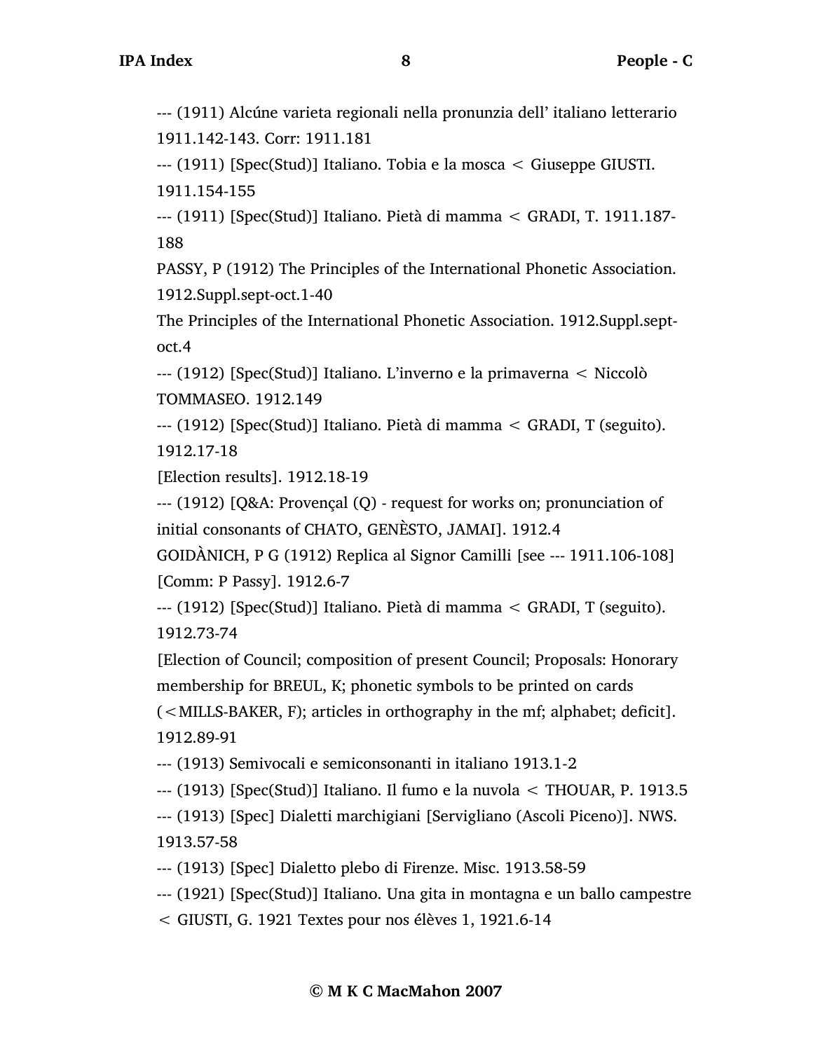--- (1911) Alcúne varieta regionali nella pronunzia dell' italiano letterario 1911.142-143. Corr: 1911.181

--- (1911) [Spec(Stud)] Italiano. Tobia e la mosca < Giuseppe GIUSTI. 1911.154-155

--- (1911) [Spec(Stud)] Italiano. Pietà di mamma < GRADI, T. 1911.187-188

PASSY, P (1912) The Principles of the International Phonetic Association. 1912.Suppl.sept-oct.1-40

The Principles of the International Phonetic Association. 1912.Suppl.sept-oct.4

--- (1912) [Spec(Stud)] Italiano. L'inverno e la primaverna < Niccolò TOMMASEO. 1912.149

--- (1912) [Spec(Stud)] Italiano. Pietà di mamma < GRADI, T (seguito). 1912.17-18

[Election results]. 1912.18-19

--- (1912) [Q&A: Provençal (Q) - request for works on; pronunciation of initial consonants of CHATO, GENÈSTO, JAMAI]. 1912.4

GOIDÀNICH, P G (1912) Replica al Signor Camilli [see --- 1911.106-108] [Comm: P Passy]. 1912.6-7

--- (1912) [Spec(Stud)] Italiano. Pietà di mamma < GRADI, T (seguito). 1912.73-74

[Election of Council; composition of present Council; Proposals: Honorary membership for BREUL, K; phonetic symbols to be printed on cards (<MILLS-BAKER, F); articles in orthography in the mf; alphabet; deficit]. 1912.89-91

--- (1913) Semivocali e semiconsonanti in italiano 1913.1-2

--- (1913) [Spec(Stud)] Italiano. Il fumo e la nuvola < THOUAR, P. 1913.5

--- (1913) [Spec] Dialetti marchigiani [Servigliano (Ascoli Piceno)]. NWS. 1913.57-58

--- (1913) [Spec] Dialetto plebo di Firenze. Misc. 1913.58-59

--- (1921) [Spec(Stud)] Italiano. Una gita in montagna e un ballo campestre < GIUSTI, G. 1921 Textes pour nos élèves 1, 1921.6-14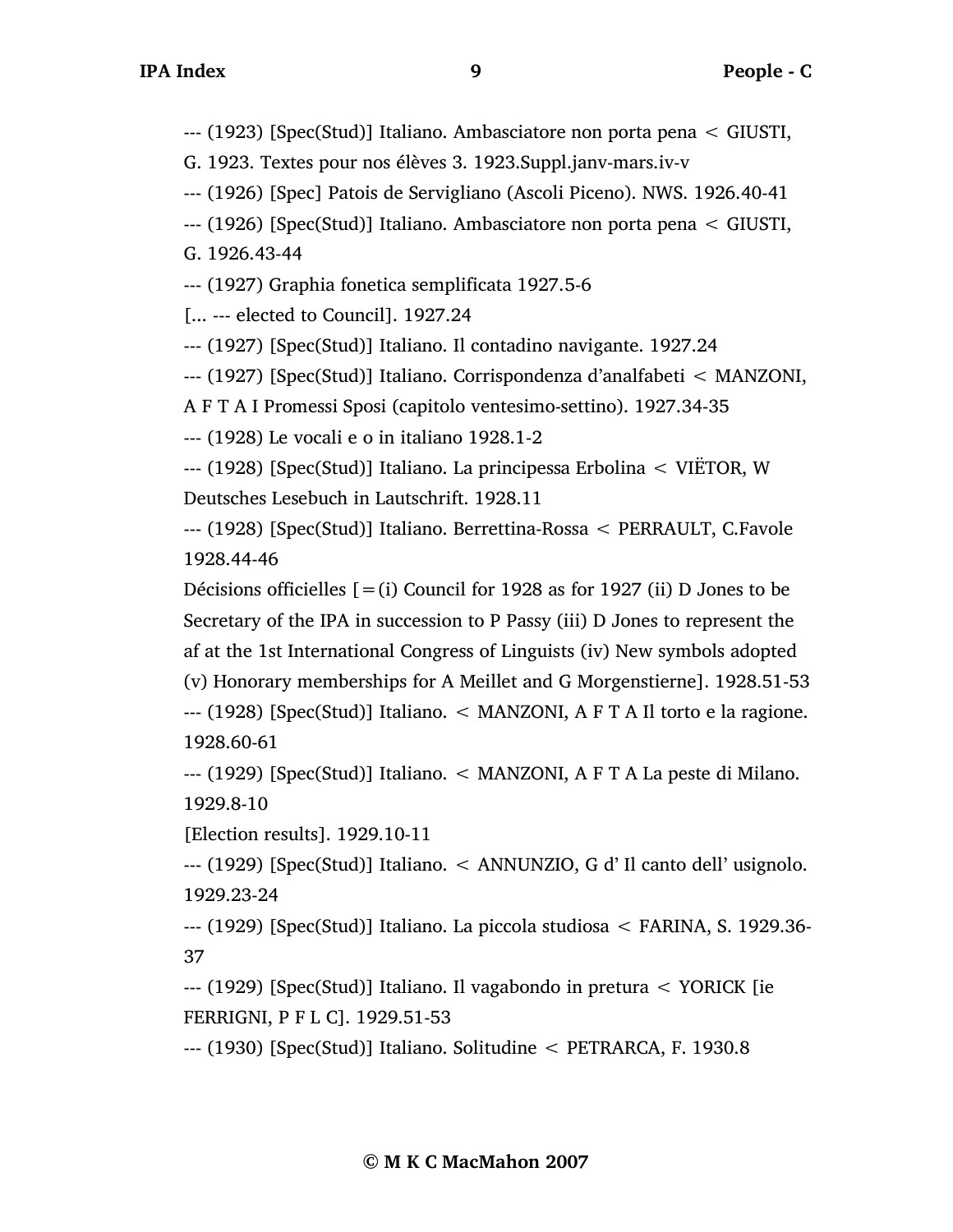--- (1923) [Spec(Stud)] Italiano. Ambasciatore non porta pena < GIUSTI, G. 1923. Textes pour nos élèves 3. 1923.Suppl.janv-mars.iv-v

--- (1926) [Spec] Patois de Servigliano (Ascoli Piceno). NWS. 1926.40-41

--- (1926) [Spec(Stud)] Italiano. Ambasciatore non porta pena < GIUSTI, G. 1926.43-44

--- (1927) Graphia fonetica semplificata 1927.5-6

[... --- elected to Council]. 1927.24

--- (1927) [Spec(Stud)] Italiano. Il contadino navigante. 1927.24

--- (1927) [Spec(Stud)] Italiano. Corrispondenza d'analfabeti < MANZONI, A F T A I Promessi Sposi (capitolo ventesimo-settino). 1927.34-35

--- (1928) Le vocali e o in italiano 1928.1-2

--- (1928) [Spec(Stud)] Italiano. La principessa Erbolina < VIЁTOR, W Deutsches Lesebuch in Lautschrift. 1928.11

--- (1928) [Spec(Stud)] Italiano. Berrettina-Rossa < PERRAULT, C.Favole 1928.44-46

Décisions officielles [=(i) Council for 1928 as for 1927 (ii) D Jones to be Secretary of the IPA in succession to P Passy (iii) D Jones to represent the af at the 1st International Congress of Linguists (iv) New symbols adopted (v) Honorary memberships for A Meillet and G Morgenstierne]. 1928.51-53

--- (1928) [Spec(Stud)] Italiano. < MANZONI, A F T A Il torto e la ragione. 1928.60-61

--- (1929) [Spec(Stud)] Italiano. < MANZONI, A F T A La peste di Milano. 1929.8-10

[Election results]. 1929.10-11

--- (1929) [Spec(Stud)] Italiano. < ANNUNZIO, G d' Il canto dell' usignolo. 1929.23-24

--- (1929) [Spec(Stud)] Italiano. La piccola studiosa < FARINA, S. 1929.36-37

--- (1929) [Spec(Stud)] Italiano. Il vagabondo in pretura < YORICK [ie FERRIGNI, P F L C]. 1929.51-53

--- (1930) [Spec(Stud)] Italiano. Solitudine < PETRARCA, F. 1930.8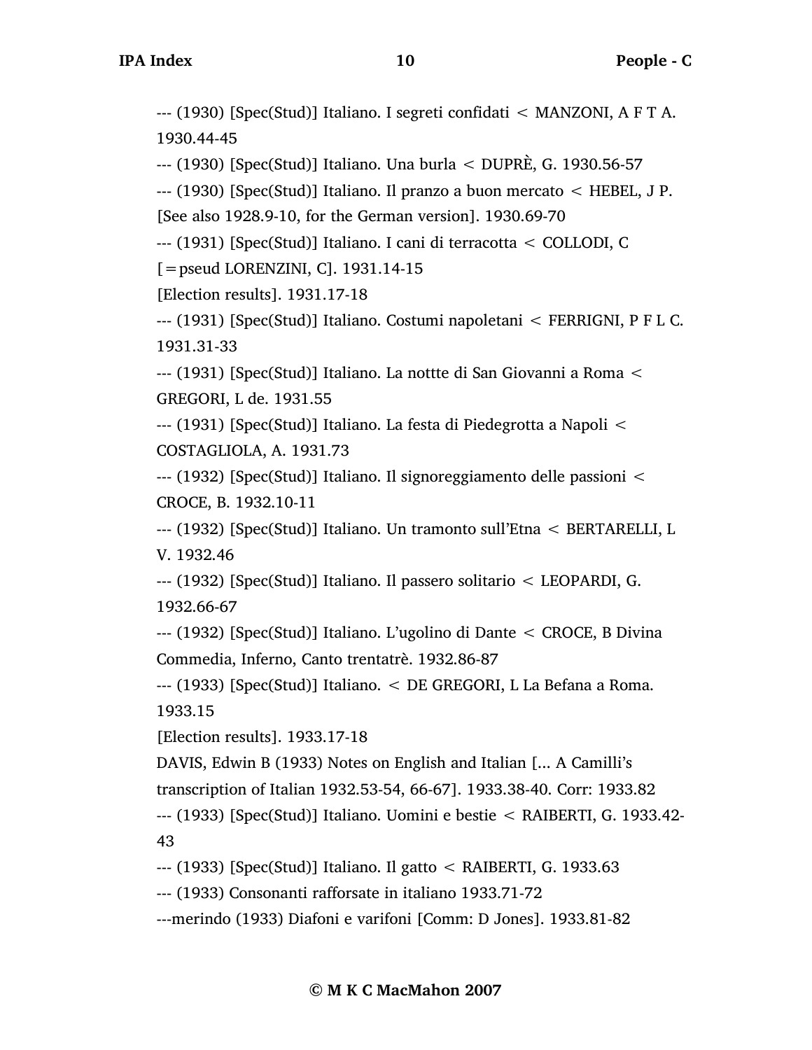--- (1930) [Spec(Stud)] Italiano. I segreti confidati < MANZONI, A F T A. 1930.44-45

--- (1930) [Spec(Stud)] Italiano. Una burla < DUPRÈ, G. 1930.56-57

--- (1930) [Spec(Stud)] Italiano. Il pranzo a buon mercato < HEBEL, J P. [See also 1928.9-10, for the German version]. 1930.69-70

--- (1931) [Spec(Stud)] Italiano. I cani di terracotta < COLLODI, C [=pseud LORENZINI, C]. 1931.14-15

[Election results]. 1931.17-18

--- (1931) [Spec(Stud)] Italiano. Costumi napoletani < FERRIGNI, P F L C. 1931.31-33

--- (1931) [Spec(Stud)] Italiano. La nottte di San Giovanni a Roma < GREGORI, L de. 1931.55

--- (1931) [Spec(Stud)] Italiano. La festa di Piedegrotta a Napoli < COSTAGLIOLA, A. 1931.73

--- (1932) [Spec(Stud)] Italiano. Il signoreggiamento delle passioni < CROCE, B. 1932.10-11

--- (1932) [Spec(Stud)] Italiano. Un tramonto sull'Etna < BERTARELLI, L V. 1932.46

--- (1932) [Spec(Stud)] Italiano. Il passero solitario < LEOPARDI, G. 1932.66-67

--- (1932) [Spec(Stud)] Italiano. L'ugolino di Dante < CROCE, B Divina Commedia, Inferno, Canto trentatrè. 1932.86-87

--- (1933) [Spec(Stud)] Italiano. < DE GREGORI, L La Befana a Roma. 1933.15

[Election results]. 1933.17-18

DAVIS, Edwin B (1933) Notes on English and Italian [... A Camilli's transcription of Italian 1932.53-54, 66-67]. 1933.38-40. Corr: 1933.82

--- (1933) [Spec(Stud)] Italiano. Uomini e bestie < RAIBERTI, G. 1933.42-43

--- (1933) [Spec(Stud)] Italiano. Il gatto < RAIBERTI, G. 1933.63

--- (1933) Consonanti rafforsate in italiano 1933.71-72

---merindo (1933) Diafoni e varifoni [Comm: D Jones]. 1933.81-82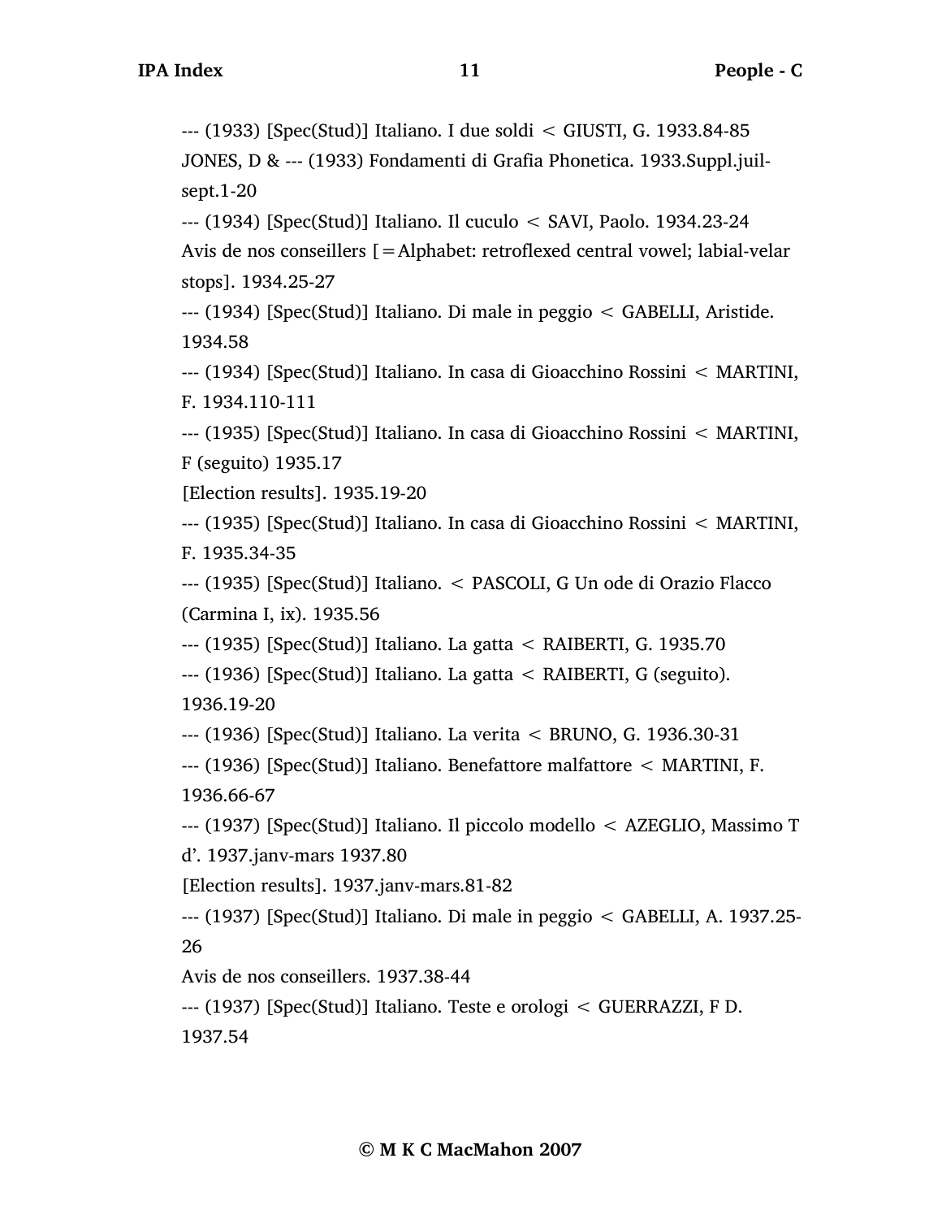--- (1933) [Spec(Stud)] Italiano. I due soldi < GIUSTI, G. 1933.84-85

JONES, D & --- (1933) Fondamenti di Grafia Phonetica. 1933.Suppl.juil-sept.1-20

--- (1934) [Spec(Stud)] Italiano. Il cuculo < SAVI, Paolo. 1934.23-24

Avis de nos conseillers [=Alphabet: retroflexed central vowel; labial-velar stops]. 1934.25-27

--- (1934) [Spec(Stud)] Italiano. Di male in peggio < GABELLI, Aristide. 1934.58

--- (1934) [Spec(Stud)] Italiano. In casa di Gioacchino Rossini < MARTINI, F. 1934.110-111

--- (1935) [Spec(Stud)] Italiano. In casa di Gioacchino Rossini < MARTINI, F (seguito) 1935.17

[Election results]. 1935.19-20

--- (1935) [Spec(Stud)] Italiano. In casa di Gioacchino Rossini < MARTINI, F. 1935.34-35

--- (1935) [Spec(Stud)] Italiano. < PASCOLI, G Un ode di Orazio Flacco (Carmina I, ix). 1935.56

--- (1935) [Spec(Stud)] Italiano. La gatta < RAIBERTI, G. 1935.70

--- (1936) [Spec(Stud)] Italiano. La gatta < RAIBERTI, G (seguito). 1936.19-20

--- (1936) [Spec(Stud)] Italiano. La verita < BRUNO, G. 1936.30-31

--- (1936) [Spec(Stud)] Italiano. Benefattore malfattore < MARTINI, F. 1936.66-67

--- (1937) [Spec(Stud)] Italiano. Il piccolo modello < AZEGLIO, Massimo T d'. 1937.janv-mars 1937.80

[Election results]. 1937.janv-mars.81-82

--- (1937) [Spec(Stud)] Italiano. Di male in peggio < GABELLI, A. 1937.25-26

Avis de nos conseillers. 1937.38-44

--- (1937) [Spec(Stud)] Italiano. Teste e orologi < GUERRAZZI, F D. 1937.54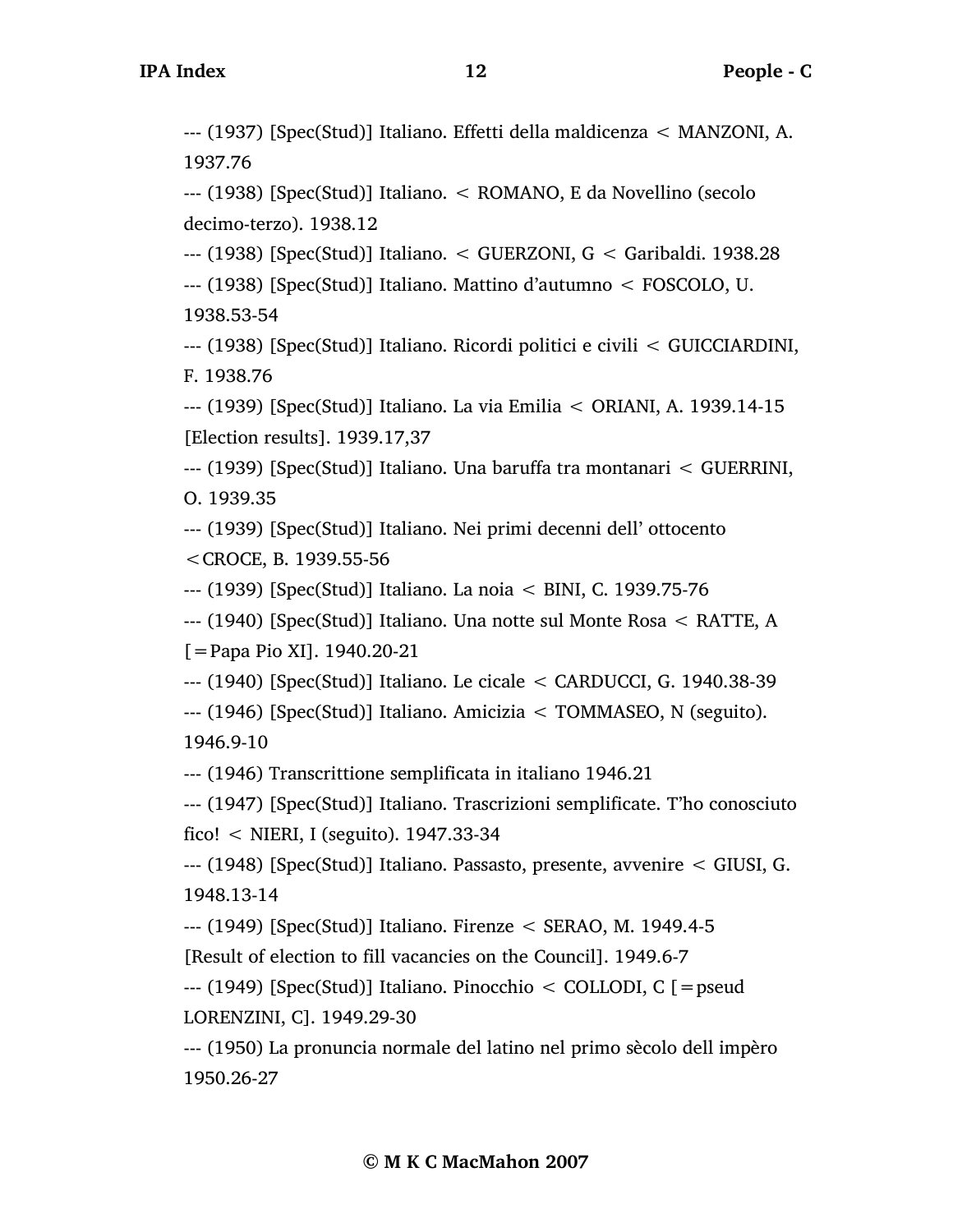--- (1937) [Spec(Stud)] Italiano. Effetti della maldicenza < MANZONI, A. 1937.76

--- (1938) [Spec(Stud)] Italiano. < ROMANO, E da Novellino (secolo decimo-terzo). 1938.12

--- (1938) [Spec(Stud)] Italiano. < GUERZONI, G < Garibaldi. 1938.28

--- (1938) [Spec(Stud)] Italiano. Mattino d'autumno < FOSCOLO, U. 1938.53-54

--- (1938) [Spec(Stud)] Italiano. Ricordi politici e civili < GUICCIARDINI, F. 1938.76

--- (1939) [Spec(Stud)] Italiano. La via Emilia < ORIANI, A. 1939.14-15

[Election results]. 1939.17,37

--- (1939) [Spec(Stud)] Italiano. Una baruffa tra montanari < GUERRINI, O. 1939.35

--- (1939) [Spec(Stud)] Italiano. Nei primi decenni dell' ottocento <CROCE, B. 1939.55-56

--- (1939) [Spec(Stud)] Italiano. La noia < BINI, C. 1939.75-76

--- (1940) [Spec(Stud)] Italiano. Una notte sul Monte Rosa < RATTE, A [=Papa Pio XI]. 1940.20-21

--- (1940) [Spec(Stud)] Italiano. Le cicale < CARDUCCI, G. 1940.38-39

--- (1946) [Spec(Stud)] Italiano. Amicizia < TOMMASEO, N (seguito). 1946.9-10

--- (1946) Transcrittione semplificata in italiano 1946.21

--- (1947) [Spec(Stud)] Italiano. Trascrizioni semplificate. T'ho conosciuto fico! < NIERI, I (seguito). 1947.33-34

--- (1948) [Spec(Stud)] Italiano. Passasto, presente, avvenire < GIUSI, G. 1948.13-14

--- (1949) [Spec(Stud)] Italiano. Firenze < SERAO, M. 1949.4-5

[Result of election to fill vacancies on the Council]. 1949.6-7

--- (1949) [Spec(Stud)] Italiano. Pinocchio < COLLODI, C [=pseud LORENZINI, C]. 1949.29-30

--- (1950) La pronuncia normale del latino nel primo sècolo dell impèro 1950.26-27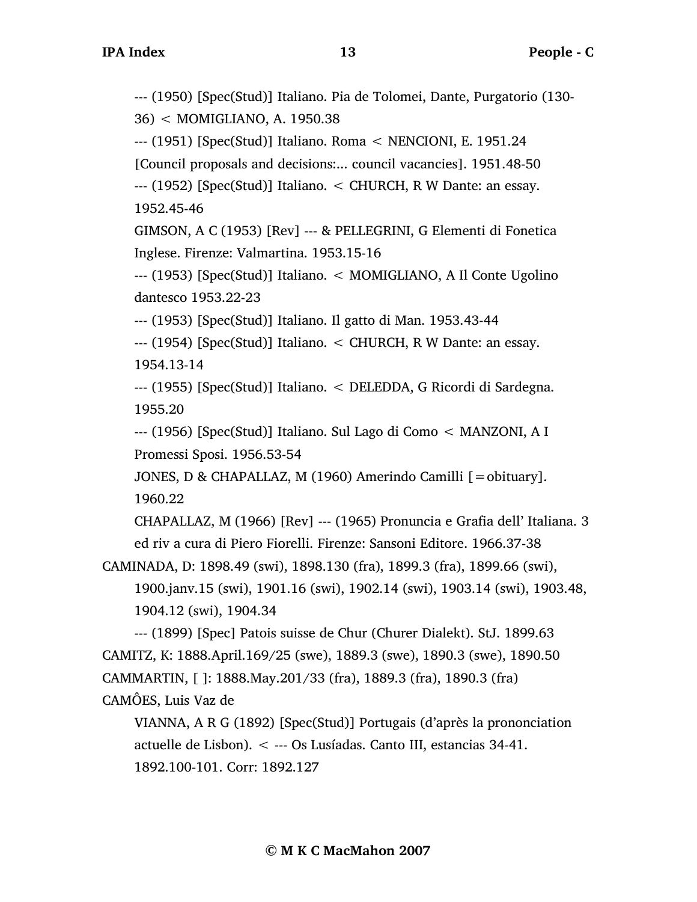--- (1950) [Spec(Stud)] Italiano. Pia de Tolomei, Dante, Purgatorio (130-36) < MOMIGLIANO, A. 1950.38

--- (1951) [Spec(Stud)] Italiano. Roma < NENCIONI, E. 1951.24

[Council proposals and decisions:... council vacancies]. 1951.48-50

--- (1952) [Spec(Stud)] Italiano. < CHURCH, R W Dante: an essay. 1952.45-46

GIMSON, A C (1953) [Rev] --- & PELLEGRINI, G Elementi di Fonetica Inglese. Firenze: Valmartina. 1953.15-16

--- (1953) [Spec(Stud)] Italiano. < MOMIGLIANO, A Il Conte Ugolino dantesco 1953.22-23

--- (1953) [Spec(Stud)] Italiano. Il gatto di Man. 1953.43-44

--- (1954) [Spec(Stud)] Italiano. < CHURCH, R W Dante: an essay. 1954.13-14

--- (1955) [Spec(Stud)] Italiano. < DELEDDA, G Ricordi di Sardegna. 1955.20

--- (1956) [Spec(Stud)] Italiano. Sul Lago di Como < MANZONI, A I Promessi Sposi. 1956.53-54

JONES, D & CHAPALLAZ, M (1960) Amerindo Camilli [=obituary]. 1960.22

CHAPALLAZ, M (1966) [Rev] --- (1965) Pronuncia e Grafia dell' Italiana. 3 ed riv a cura di Piero Fiorelli. Firenze: Sansoni Editore. 1966.37-38

CAMINADA, D: 1898.49 (swi), 1898.130 (fra), 1899.3 (fra), 1899.66 (swi), 1900.janv.15 (swi), 1901.16 (swi), 1902.14 (swi), 1903.14 (swi), 1903.48, 1904.12 (swi), 1904.34

--- (1899) [Spec] Patois suisse de Chur (Churer Dialekt). StJ. 1899.63

CAMITZ, K: 1888.April.169/25 (swe), 1889.3 (swe), 1890.3 (swe), 1890.50

CAMMARTIN, [ ]: 1888.May.201/33 (fra), 1889.3 (fra), 1890.3 (fra)

CAMÔES, Luis Vaz de

VIANNA, A R G (1892) [Spec(Stud)] Portugais (d'après la prononciation actuelle de Lisbon). < --- Os Lusíadas. Canto III, estancias 34-41. 1892.100-101. Corr: 1892.127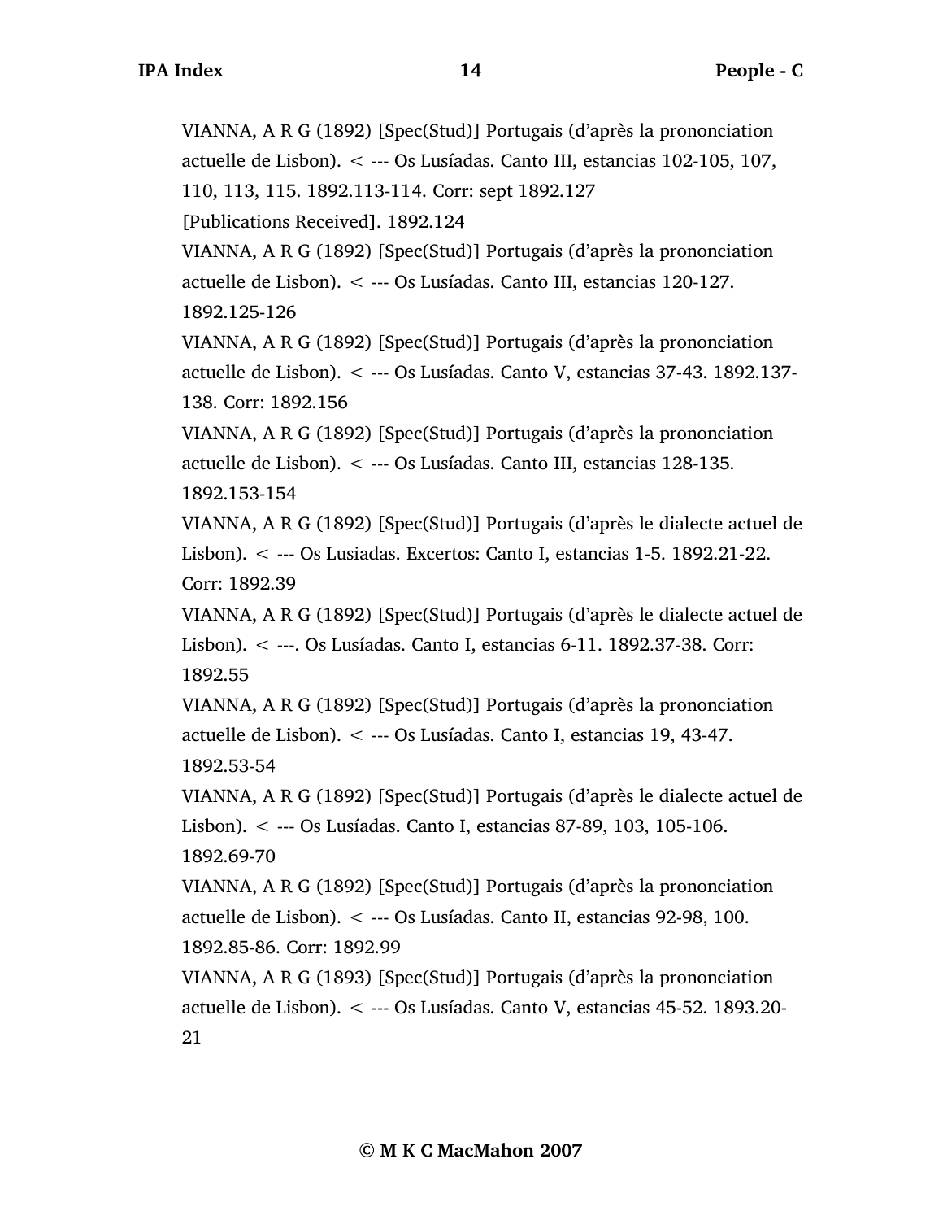VIANNA, A R G (1892) [Spec(Stud)] Portugais (d'après la prononciation actuelle de Lisbon). < --- Os Lusíadas. Canto III, estancias 102-105, 107, 110, 113, 115. 1892.113-114. Corr: sept 1892.127

[Publications Received]. 1892.124

VIANNA, A R G (1892) [Spec(Stud)] Portugais (d'après la prononciation actuelle de Lisbon). < --- Os Lusíadas. Canto III, estancias 120-127. 1892.125-126

VIANNA, A R G (1892) [Spec(Stud)] Portugais (d'après la prononciation actuelle de Lisbon). < --- Os Lusíadas. Canto V, estancias 37-43. 1892.137-138. Corr: 1892.156

VIANNA, A R G (1892) [Spec(Stud)] Portugais (d'après la prononciation actuelle de Lisbon). < --- Os Lusíadas. Canto III, estancias 128-135. 1892.153-154

VIANNA, A R G (1892) [Spec(Stud)] Portugais (d'après le dialecte actuel de Lisbon). < --- Os Lusiadas. Excertos: Canto I, estancias 1-5. 1892.21-22. Corr: 1892.39

VIANNA, A R G (1892) [Spec(Stud)] Portugais (d'après le dialecte actuel de Lisbon). < ---. Os Lusíadas. Canto I, estancias 6-11. 1892.37-38. Corr: 1892.55

VIANNA, A R G (1892) [Spec(Stud)] Portugais (d'après la prononciation actuelle de Lisbon). < --- Os Lusíadas. Canto I, estancias 19, 43-47. 1892.53-54

VIANNA, A R G (1892) [Spec(Stud)] Portugais (d'après le dialecte actuel de Lisbon). < --- Os Lusíadas. Canto I, estancias 87-89, 103, 105-106. 1892.69-70

VIANNA, A R G (1892) [Spec(Stud)] Portugais (d'après la prononciation actuelle de Lisbon). < --- Os Lusíadas. Canto II, estancias 92-98, 100. 1892.85-86. Corr: 1892.99

VIANNA, A R G (1893) [Spec(Stud)] Portugais (d'après la prononciation actuelle de Lisbon). < --- Os Lusíadas. Canto V, estancias 45-52. 1893.20-21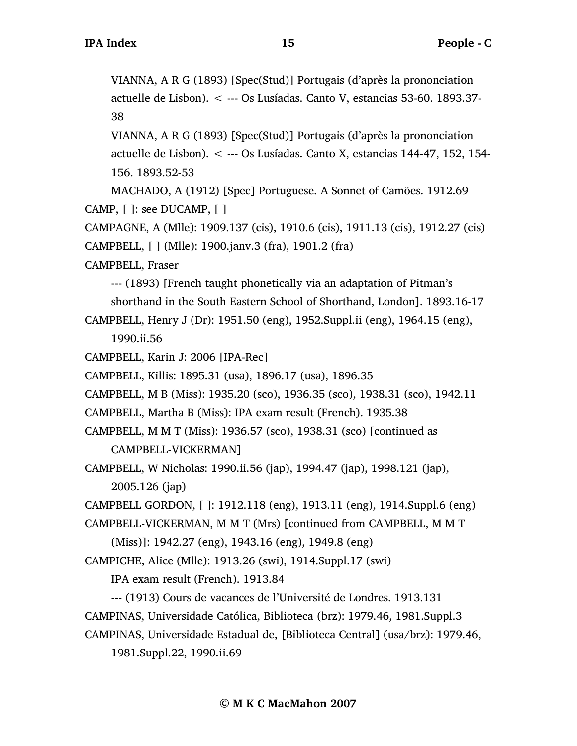VIANNA, A R G (1893) [Spec(Stud)] Portugais (d'après la prononciation actuelle de Lisbon). < --- Os Lusíadas. Canto V, estancias 53-60. 1893.37-38

VIANNA, A R G (1893) [Spec(Stud)] Portugais (d'après la prononciation actuelle de Lisbon). < --- Os Lusíadas. Canto X, estancias 144-47, 152, 154-156. 1893.52-53

MACHADO, A (1912) [Spec] Portuguese. A Sonnet of Camões. 1912.69

CAMP, [ ]: see DUCAMP, [ ]

CAMPAGNE, A (Mlle): 1909.137 (cis), 1910.6 (cis), 1911.13 (cis), 1912.27 (cis)

CAMPBELL, [ ] (Mlle): 1900.janv.3 (fra), 1901.2 (fra)

CAMPBELL, Fraser

--- (1893) [French taught phonetically via an adaptation of Pitman's shorthand in the South Eastern School of Shorthand, London]. 1893.16-17

CAMPBELL, Henry J (Dr): 1951.50 (eng), 1952.Suppl.ii (eng), 1964.15 (eng), 1990.ii.56

CAMPBELL, Karin J: 2006 [IPA-Rec]

CAMPBELL, Killis: 1895.31 (usa), 1896.17 (usa), 1896.35

CAMPBELL, M B (Miss): 1935.20 (sco), 1936.35 (sco), 1938.31 (sco), 1942.11

CAMPBELL, Martha B (Miss): IPA exam result (French). 1935.38

CAMPBELL, M M T (Miss): 1936.57 (sco), 1938.31 (sco) [continued as CAMPBELL-VICKERMAN]

CAMPBELL, W Nicholas: 1990.ii.56 (jap), 1994.47 (jap), 1998.121 (jap), 2005.126 (jap)

CAMPBELL GORDON, [ ]: 1912.118 (eng), 1913.11 (eng), 1914.Suppl.6 (eng)

CAMPBELL-VICKERMAN, M M T (Mrs) [continued from CAMPBELL, M M T (Miss)]: 1942.27 (eng), 1943.16 (eng), 1949.8 (eng)

CAMPICHE, Alice (Mlle): 1913.26 (swi), 1914.Suppl.17 (swi)

IPA exam result (French). 1913.84

--- (1913) Cours de vacances de l'Université de Londres. 1913.131

CAMPINAS, Universidade Católica, Biblioteca (brz): 1979.46, 1981.Suppl.3

CAMPINAS, Universidade Estadual de, [Biblioteca Central] (usa/brz): 1979.46, 1981.Suppl.22, 1990.ii.69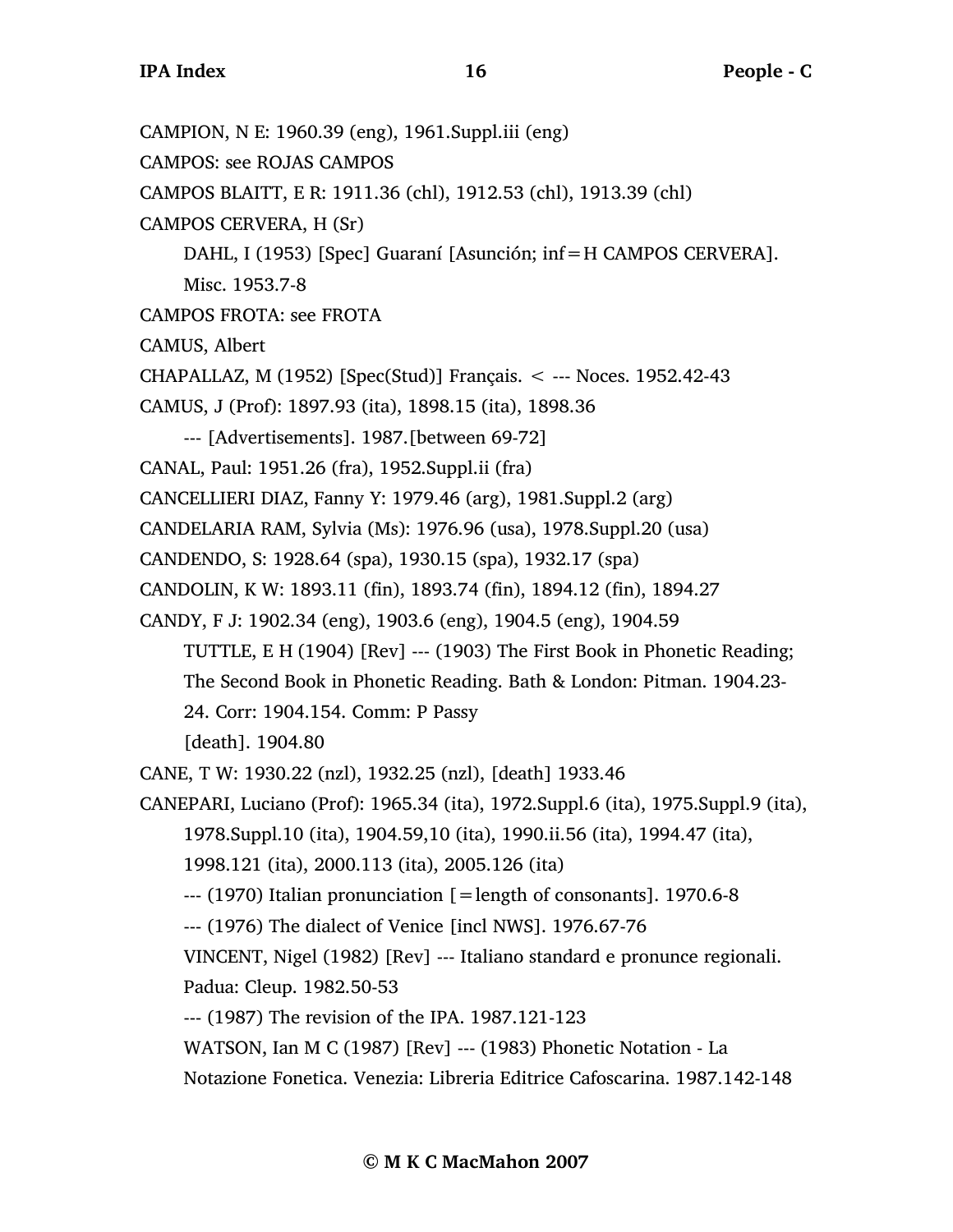CAMPION, N E: 1960.39 (eng), 1961.Suppl.iii (eng)

CAMPOS: see ROJAS CAMPOS

CAMPOS BLAITT, E R: 1911.36 (chl), 1912.53 (chl), 1913.39 (chl)

CAMPOS CERVERA, H (Sr)

DAHL, I (1953) [Spec] Guaraní [Asunción; inf=H CAMPOS CERVERA]. Misc. 1953.7-8

CAMPOS FROTA: see FROTA

CAMUS, Albert

CHAPALLAZ, M (1952) [Spec(Stud)] Français. < --- Noces. 1952.42-43

CAMUS, J (Prof): 1897.93 (ita), 1898.15 (ita), 1898.36

--- [Advertisements]. 1987.[between 69-72]

CANAL, Paul: 1951.26 (fra), 1952.Suppl.ii (fra)

CANCELLIERI DIAZ, Fanny Y: 1979.46 (arg), 1981.Suppl.2 (arg)

CANDELARIA RAM, Sylvia (Ms): 1976.96 (usa), 1978.Suppl.20 (usa)

CANDENDO, S: 1928.64 (spa), 1930.15 (spa), 1932.17 (spa)

CANDOLIN, K W: 1893.11 (fin), 1893.74 (fin), 1894.12 (fin), 1894.27

CANDY, F J: 1902.34 (eng), 1903.6 (eng), 1904.5 (eng), 1904.59

TUTTLE, E H (1904) [Rev] --- (1903) The First Book in Phonetic Reading; The Second Book in Phonetic Reading. Bath & London: Pitman. 1904.23-24. Corr: 1904.154. Comm: P Passy

[death]. 1904.80

CANE, T W: 1930.22 (nzl), 1932.25 (nzl), [death] 1933.46

CANEPARI, Luciano (Prof): 1965.34 (ita), 1972.Suppl.6 (ita), 1975.Suppl.9 (ita), 1978.Suppl.10 (ita), 1904.59,10 (ita), 1990.ii.56 (ita), 1994.47 (ita), 1998.121 (ita), 2000.113 (ita), 2005.126 (ita)

--- (1970) Italian pronunciation [=length of consonants]. 1970.6-8

--- (1976) The dialect of Venice [incl NWS]. 1976.67-76

VINCENT, Nigel (1982) [Rev] --- Italiano standard e pronunce regionali. Padua: Cleup. 1982.50-53

--- (1987) The revision of the IPA. 1987.121-123

WATSON, Ian M C (1987) [Rev] --- (1983) Phonetic Notation - La Notazione Fonetica. Venezia: Libreria Editrice Cafoscarina. 1987.142-148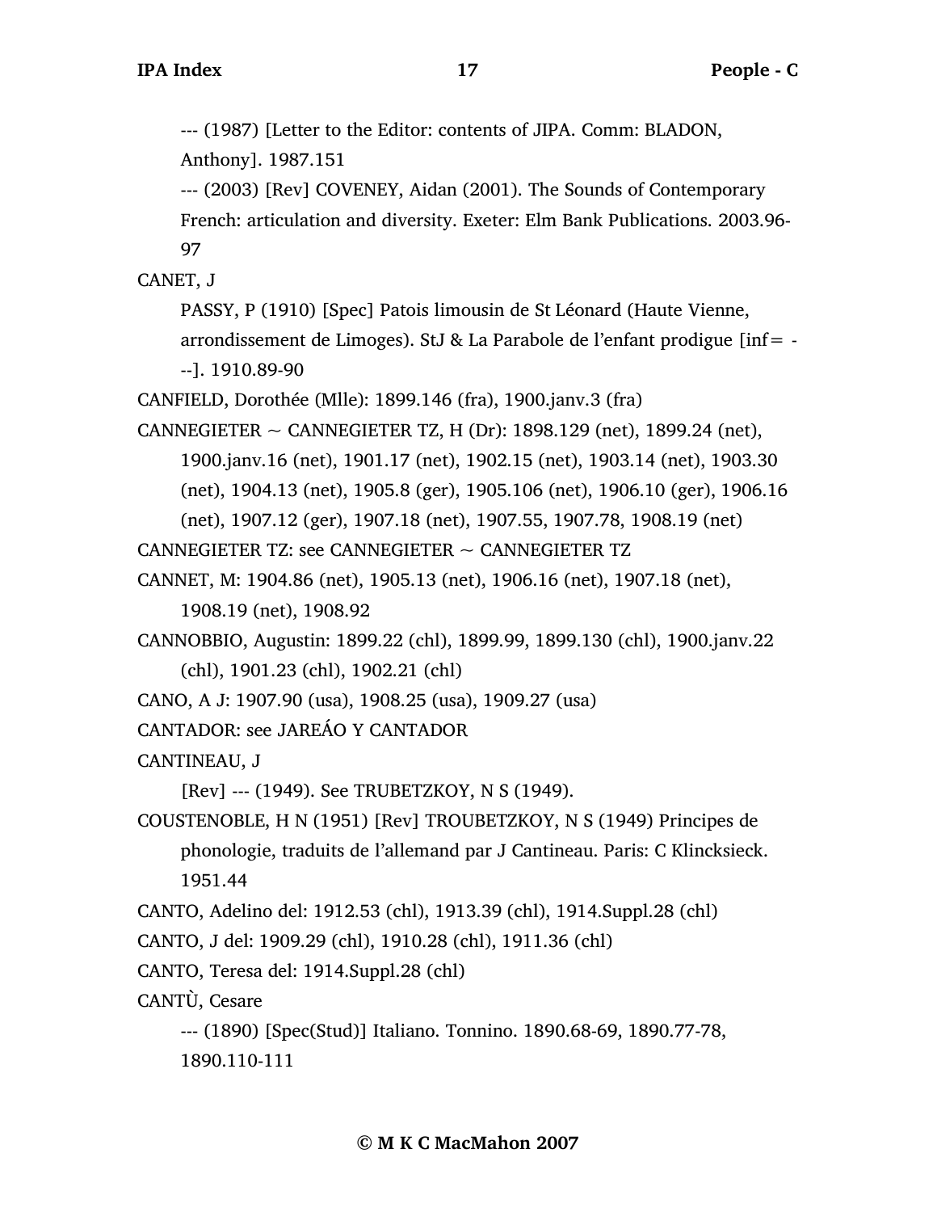--- (1987) [Letter to the Editor: contents of JIPA. Comm: BLADON, Anthony]. 1987.151

--- (2003) [Rev] COVENEY, Aidan (2001). The Sounds of Contemporary French: articulation and diversity. Exeter: Elm Bank Publications. 2003.96-97

CANET, J

PASSY, P (1910) [Spec] Patois limousin de St Léonard (Haute Vienne, arrondissement de Limoges). StJ & La Parabole de l'enfant prodigue [inf= ---]. 1910.89-90

CANFIELD, Dorothée (Mlle): 1899.146 (fra), 1900.janv.3 (fra)

CANNEGIETER ~ CANNEGIETER TZ, H (Dr): 1898.129 (net), 1899.24 (net), 1900.janv.16 (net), 1901.17 (net), 1902.15 (net), 1903.14 (net), 1903.30 (net), 1904.13 (net), 1905.8 (ger), 1905.106 (net), 1906.10 (ger), 1906.16 (net), 1907.12 (ger), 1907.18 (net), 1907.55, 1907.78, 1908.19 (net)

CANNEGIETER TZ: see CANNEGIETER ~ CANNEGIETER TZ

CANNET, M: 1904.86 (net), 1905.13 (net), 1906.16 (net), 1907.18 (net), 1908.19 (net), 1908.92

CANNOBBIO, Augustin: 1899.22 (chl), 1899.99, 1899.130 (chl), 1900.janv.22 (chl), 1901.23 (chl), 1902.21 (chl)

CANO, A J: 1907.90 (usa), 1908.25 (usa), 1909.27 (usa)

CANTADOR: see JAREÁO Y CANTADOR

CANTINEAU, J

[Rev] --- (1949). See TRUBETZKOY, N S (1949).

COUSTENOBLE, H N (1951) [Rev] TROUBETZKOY, N S (1949) Principes de phonologie, traduits de l'allemand par J Cantineau. Paris: C Klincksieck. 1951.44

CANTO, Adelino del: 1912.53 (chl), 1913.39 (chl), 1914.Suppl.28 (chl)

CANTO, J del: 1909.29 (chl), 1910.28 (chl), 1911.36 (chl)

CANTO, Teresa del: 1914.Suppl.28 (chl)

CANTÙ, Cesare

--- (1890) [Spec(Stud)] Italiano. Tonnino. 1890.68-69, 1890.77-78, 1890.110-111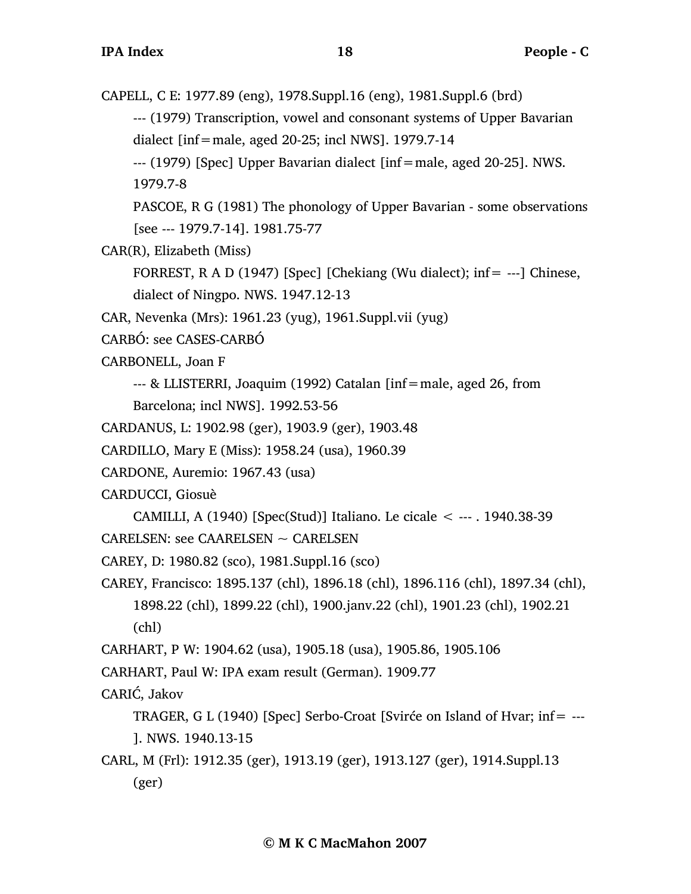CAPELL, C E: 1977.89 (eng), 1978.Suppl.16 (eng), 1981.Suppl.6 (brd)

--- (1979) Transcription, vowel and consonant systems of Upper Bavarian dialect [inf=male, aged 20-25; incl NWS]. 1979.7-14

--- (1979) [Spec] Upper Bavarian dialect [inf=male, aged 20-25]. NWS. 1979.7-8

PASCOE, R G (1981) The phonology of Upper Bavarian - some observations [see --- 1979.7-14]. 1981.75-77

CAR(R), Elizabeth (Miss)

FORREST, R A D (1947) [Spec] [Chekiang (Wu dialect); inf= ---] Chinese, dialect of Ningpo. NWS. 1947.12-13

CAR, Nevenka (Mrs): 1961.23 (yug), 1961.Suppl.vii (yug)

CARBÓ: see CASES-CARBÓ

CARBONELL, Joan F

--- & LLISTERRI, Joaquim (1992) Catalan [inf=male, aged 26, from Barcelona; incl NWS]. 1992.53-56

CARDANUS, L: 1902.98 (ger), 1903.9 (ger), 1903.48

CARDILLO, Mary E (Miss): 1958.24 (usa), 1960.39

CARDONE, Auremio: 1967.43 (usa)

CARDUCCI, Giosuè

CAMILLI, A (1940) [Spec(Stud)] Italiano. Le cicale < --- . 1940.38-39

CARELSEN: see CAARELSEN ~ CARELSEN

CAREY, D: 1980.82 (sco), 1981.Suppl.16 (sco)

CAREY, Francisco: 1895.137 (chl), 1896.18 (chl), 1896.116 (chl), 1897.34 (chl), 1898.22 (chl), 1899.22 (chl), 1900.janv.22 (chl), 1901.23 (chl), 1902.21 (chl)

CARHART, P W: 1904.62 (usa), 1905.18 (usa), 1905.86, 1905.106

CARHART, Paul W: IPA exam result (German). 1909.77

CARIĆ, Jakov

TRAGER, G L (1940) [Spec] Serbo-Croat [Svirće on Island of Hvar; inf= --- ]. NWS. 1940.13-15

CARL, M (Frl): 1912.35 (ger), 1913.19 (ger), 1913.127 (ger), 1914.Suppl.13 (ger)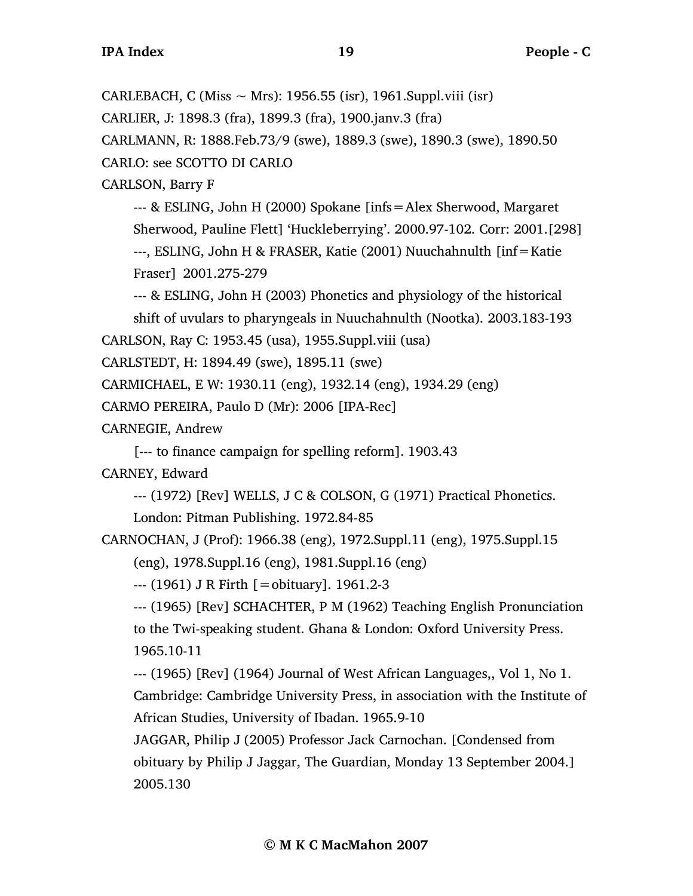CARLEBACH, C (Miss ~ Mrs): 1956.55 (isr), 1961.Suppl.viii (isr)

CARLIER, J: 1898.3 (fra), 1899.3 (fra), 1900.janv.3 (fra)

CARLMANN, R: 1888.Feb.73/9 (swe), 1889.3 (swe), 1890.3 (swe), 1890.50

CARLO: see SCOTTO DI CARLO

CARLSON, Barry F

--- & ESLING, John H (2000) Spokane [infs=Alex Sherwood, Margaret Sherwood, Pauline Flett] 'Huckleberrying'. 2000.97-102. Corr: 2001.[298]

---, ESLING, John H & FRASER, Katie (2001) Nuuchahnulth [inf=Katie Fraser] 2001.275-279

--- & ESLING, John H (2003) Phonetics and physiology of the historical shift of uvulars to pharyngeals in Nuuchahnulth (Nootka). 2003.183-193

CARLSON, Ray C: 1953.45 (usa), 1955.Suppl.viii (usa)

CARLSTEDT, H: 1894.49 (swe), 1895.11 (swe)

CARMICHAEL, E W: 1930.11 (eng), 1932.14 (eng), 1934.29 (eng)

CARMO PEREIRA, Paulo D (Mr): 2006 [IPA-Rec]

CARNEGIE, Andrew

[--- to finance campaign for spelling reform]. 1903.43

CARNEY, Edward

--- (1972) [Rev] WELLS, J C & COLSON, G (1971) Practical Phonetics. London: Pitman Publishing. 1972.84-85

CARNOCHAN, J (Prof): 1966.38 (eng), 1972.Suppl.11 (eng), 1975.Suppl.15 (eng), 1978.Suppl.16 (eng), 1981.Suppl.16 (eng)

--- (1961) J R Firth [=obituary]. 1961.2-3

--- (1965) [Rev] SCHACHTER, P M (1962) Teaching English Pronunciation to the Twi-speaking student. Ghana & London: Oxford University Press. 1965.10-11

--- (1965) [Rev] (1964) Journal of West African Languages,, Vol 1, No 1. Cambridge: Cambridge University Press, in association with the Institute of African Studies, University of Ibadan. 1965.9-10

JAGGAR, Philip J (2005) Professor Jack Carnochan. [Condensed from obituary by Philip J Jaggar, The Guardian, Monday 13 September 2004.] 2005.130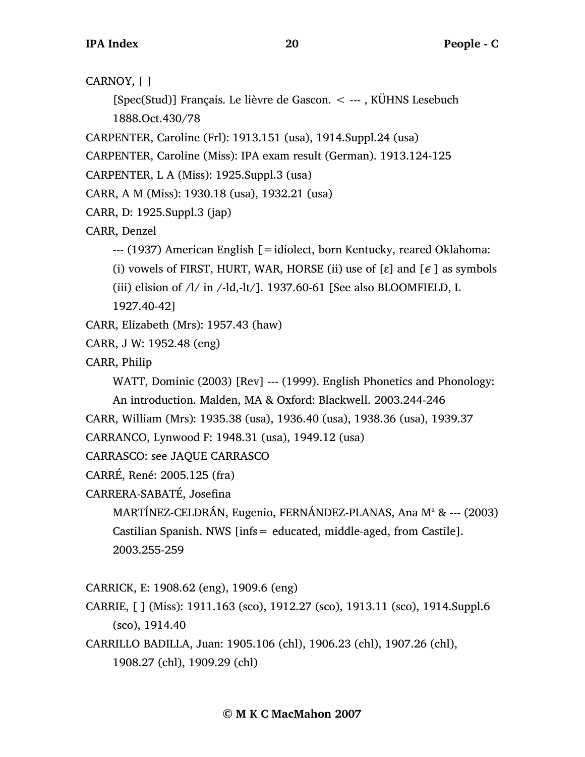CARNOY, [ ]

[Spec(Stud)] Français. Le lièvre de Gascon. < --- , KÜHNS Lesebuch 1888.Oct.430/78

CARPENTER, Caroline (Frl): 1913.151 (usa), 1914.Suppl.24 (usa)

CARPENTER, Caroline (Miss): IPA exam result (German). 1913.124-125

CARPENTER, L A (Miss): 1925.Suppl.3 (usa)

CARR, A M (Miss): 1930.18 (usa), 1932.21 (usa)

CARR, D: 1925.Suppl.3 (jap)

CARR, Denzel

--- (1937) American English [=idiolect, born Kentucky, reared Oklahoma: (i) vowels of FIRST, HURT, WAR, HORSE (ii) use of [ɛ] and [ϵ] as symbols (iii) elision of /l/ in /-ld,-lt/]. 1937.60-61 [See also BLOOMFIELD, L 1927.40-42]

CARR, Elizabeth (Mrs): 1957.43 (haw)

CARR, J W: 1952.48 (eng)

CARR, Philip

WATT, Dominic (2003) [Rev] --- (1999). English Phonetics and Phonology: An introduction. Malden, MA & Oxford: Blackwell. 2003.244-246

CARR, William (Mrs): 1935.38 (usa), 1936.40 (usa), 1938.36 (usa), 1939.37

CARRANCO, Lynwood F: 1948.31 (usa), 1949.12 (usa)

CARRASCO: see JAQUE CARRASCO

CARRÉ, René: 2005.125 (fra)

CARRERA-SABATÉ, Josefina

MARTÍNEZ-CELDRÁN, Eugenio, FERNÁNDEZ-PLANAS, Ana Mª & --- (2003) Castilian Spanish. NWS [infs= educated, middle-aged, from Castile]. 2003.255-259

CARRICK, E: 1908.62 (eng), 1909.6 (eng)

CARRIE, [ ] (Miss): 1911.163 (sco), 1912.27 (sco), 1913.11 (sco), 1914.Suppl.6 (sco), 1914.40

CARRILLO BADILLA, Juan: 1905.106 (chl), 1906.23 (chl), 1907.26 (chl), 1908.27 (chl), 1909.29 (chl)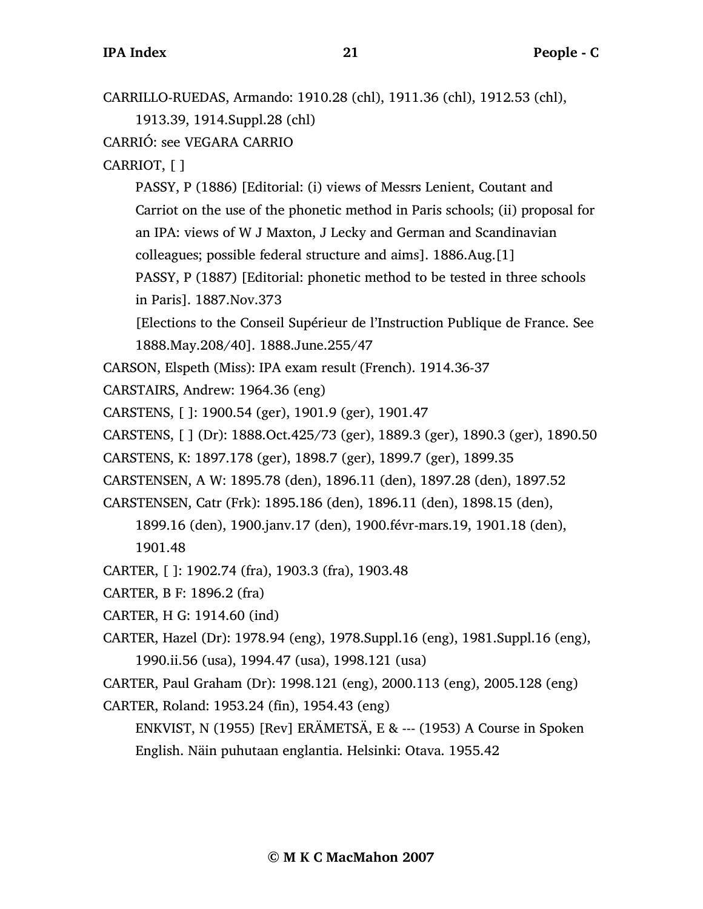CARRILLO-RUEDAS, Armando: 1910.28 (chl), 1911.36 (chl), 1912.53 (chl), 1913.39, 1914.Suppl.28 (chl)

CARRIÓ: see VEGARA CARRIO

CARRIOT, [ ]

PASSY, P (1886) [Editorial: (i) views of Messrs Lenient, Coutant and Carriot on the use of the phonetic method in Paris schools; (ii) proposal for an IPA: views of W J Maxton, J Lecky and German and Scandinavian colleagues; possible federal structure and aims]. 1886.Aug.[1]

PASSY, P (1887) [Editorial: phonetic method to be tested in three schools in Paris]. 1887.Nov.373

[Elections to the Conseil Supérieur de l'Instruction Publique de France. See 1888.May.208/40]. 1888.June.255/47

CARSON, Elspeth (Miss): IPA exam result (French). 1914.36-37

CARSTAIRS, Andrew: 1964.36 (eng)

CARSTENS, [ ]: 1900.54 (ger), 1901.9 (ger), 1901.47

CARSTENS, [ ] (Dr): 1888.Oct.425/73 (ger), 1889.3 (ger), 1890.3 (ger), 1890.50

CARSTENS, K: 1897.178 (ger), 1898.7 (ger), 1899.7 (ger), 1899.35

CARSTENSEN, A W: 1895.78 (den), 1896.11 (den), 1897.28 (den), 1897.52

CARSTENSEN, Catr (Frk): 1895.186 (den), 1896.11 (den), 1898.15 (den), 1899.16 (den), 1900.janv.17 (den), 1900.févr-mars.19, 1901.18 (den), 1901.48

CARTER, [ ]: 1902.74 (fra), 1903.3 (fra), 1903.48

CARTER, B F: 1896.2 (fra)

CARTER, H G: 1914.60 (ind)

CARTER, Hazel (Dr): 1978.94 (eng), 1978.Suppl.16 (eng), 1981.Suppl.16 (eng), 1990.ii.56 (usa), 1994.47 (usa), 1998.121 (usa)

CARTER, Paul Graham (Dr): 1998.121 (eng), 2000.113 (eng), 2005.128 (eng)

CARTER, Roland: 1953.24 (fin), 1954.43 (eng)

ENKVIST, N (1955) [Rev] ERÄMETSÄ, E & --- (1953) A Course in Spoken English. Näin puhutaan englantia. Helsinki: Otava. 1955.42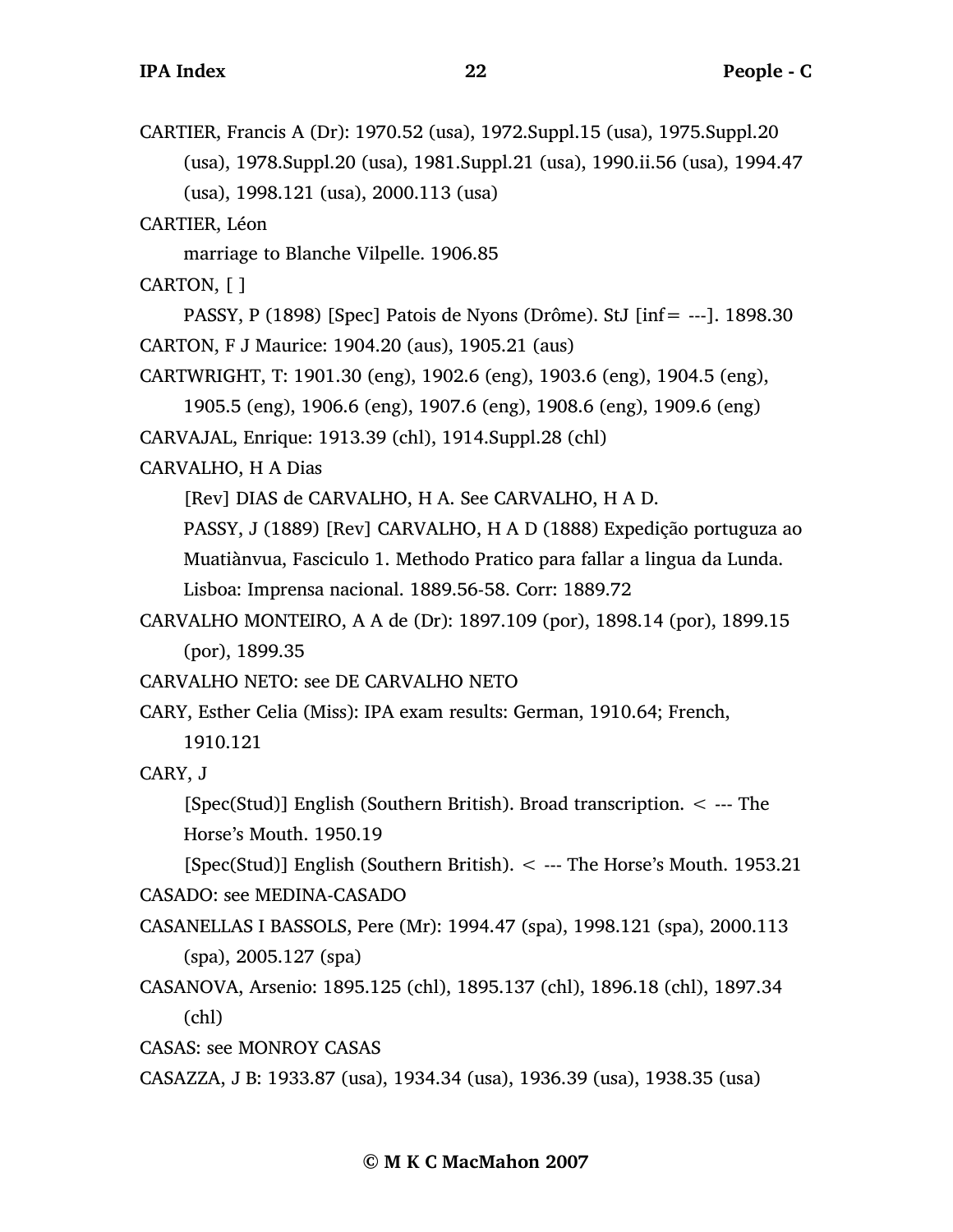CARTIER, Francis A (Dr): 1970.52 (usa), 1972.Suppl.15 (usa), 1975.Suppl.20 (usa), 1978.Suppl.20 (usa), 1981.Suppl.21 (usa), 1990.ii.56 (usa), 1994.47 (usa), 1998.121 (usa), 2000.113 (usa)

CARTIER, Léon

marriage to Blanche Vilpelle. 1906.85

CARTON, [ ]

PASSY, P (1898) [Spec] Patois de Nyons (Drôme). StJ [inf= ---]. 1898.30

CARTON, F J Maurice: 1904.20 (aus), 1905.21 (aus)

CARTWRIGHT, T: 1901.30 (eng), 1902.6 (eng), 1903.6 (eng), 1904.5 (eng), 1905.5 (eng), 1906.6 (eng), 1907.6 (eng), 1908.6 (eng), 1909.6 (eng)

CARVAJAL, Enrique: 1913.39 (chl), 1914.Suppl.28 (chl)

CARVALHO, H A Dias

[Rev] DIAS de CARVALHO, H A. See CARVALHO, H A D.

PASSY, J (1889) [Rev] CARVALHO, H A D (1888) Expedição portuguza ao Muatiànvua, Fasciculo 1. Methodo Pratico para fallar a lingua da Lunda. Lisboa: Imprensa nacional. 1889.56-58. Corr: 1889.72

CARVALHO MONTEIRO, A A de (Dr): 1897.109 (por), 1898.14 (por), 1899.15 (por), 1899.35

CARVALHO NETO: see DE CARVALHO NETO

CARY, Esther Celia (Miss): IPA exam results: German, 1910.64; French, 1910.121

CARY, J

[Spec(Stud)] English (Southern British). Broad transcription. < --- The Horse's Mouth. 1950.19

[Spec(Stud)] English (Southern British). < --- The Horse's Mouth. 1953.21

CASADO: see MEDINA-CASADO

CASANELLAS I BASSOLS, Pere (Mr): 1994.47 (spa), 1998.121 (spa), 2000.113 (spa), 2005.127 (spa)

CASANOVA, Arsenio: 1895.125 (chl), 1895.137 (chl), 1896.18 (chl), 1897.34 (chl)

CASAS: see MONROY CASAS

CASAZZA, J B: 1933.87 (usa), 1934.34 (usa), 1936.39 (usa), 1938.35 (usa)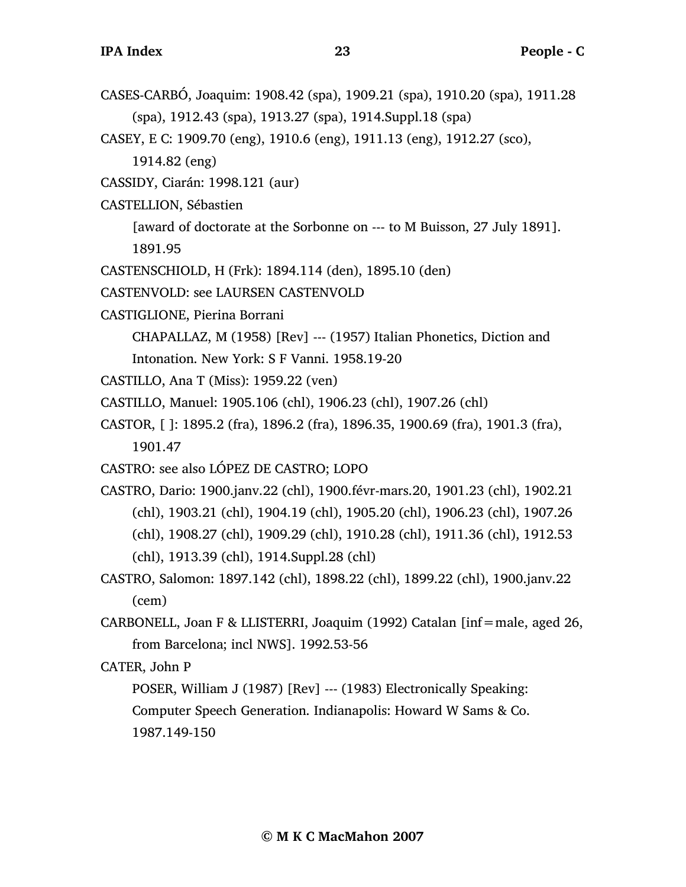CASES-CARBÓ, Joaquim: 1908.42 (spa), 1909.21 (spa), 1910.20 (spa), 1911.28 (spa), 1912.43 (spa), 1913.27 (spa), 1914.Suppl.18 (spa)

CASEY, E C: 1909.70 (eng), 1910.6 (eng), 1911.13 (eng), 1912.27 (sco), 1914.82 (eng)

CASSIDY, Ciarán: 1998.121 (aur)

CASTELLION, Sébastien

[award of doctorate at the Sorbonne on --- to M Buisson, 27 July 1891]. 1891.95

CASTENSCHIOLD, H (Frk): 1894.114 (den), 1895.10 (den)

CASTENVOLD: see LAURSEN CASTENVOLD

CASTIGLIONE, Pierina Borrani

CHAPALLAZ, M (1958) [Rev] --- (1957) Italian Phonetics, Diction and Intonation. New York: S F Vanni. 1958.19-20

CASTILLO, Ana T (Miss): 1959.22 (ven)

CASTILLO, Manuel: 1905.106 (chl), 1906.23 (chl), 1907.26 (chl)

CASTOR, [ ]: 1895.2 (fra), 1896.2 (fra), 1896.35, 1900.69 (fra), 1901.3 (fra), 1901.47

CASTRO: see also LÓPEZ DE CASTRO; LOPO

CASTRO, Dario: 1900.janv.22 (chl), 1900.févr-mars.20, 1901.23 (chl), 1902.21 (chl), 1903.21 (chl), 1904.19 (chl), 1905.20 (chl), 1906.23 (chl), 1907.26 (chl), 1908.27 (chl), 1909.29 (chl), 1910.28 (chl), 1911.36 (chl), 1912.53 (chl), 1913.39 (chl), 1914.Suppl.28 (chl)

CASTRO, Salomon: 1897.142 (chl), 1898.22 (chl), 1899.22 (chl), 1900.janv.22 (cem)

CARBONELL, Joan F & LLISTERRI, Joaquim (1992) Catalan [inf=male, aged 26, from Barcelona; incl NWS]. 1992.53-56

CATER, John P

POSER, William J (1987) [Rev] --- (1983) Electronically Speaking: Computer Speech Generation. Indianapolis: Howard W Sams & Co. 1987.149-150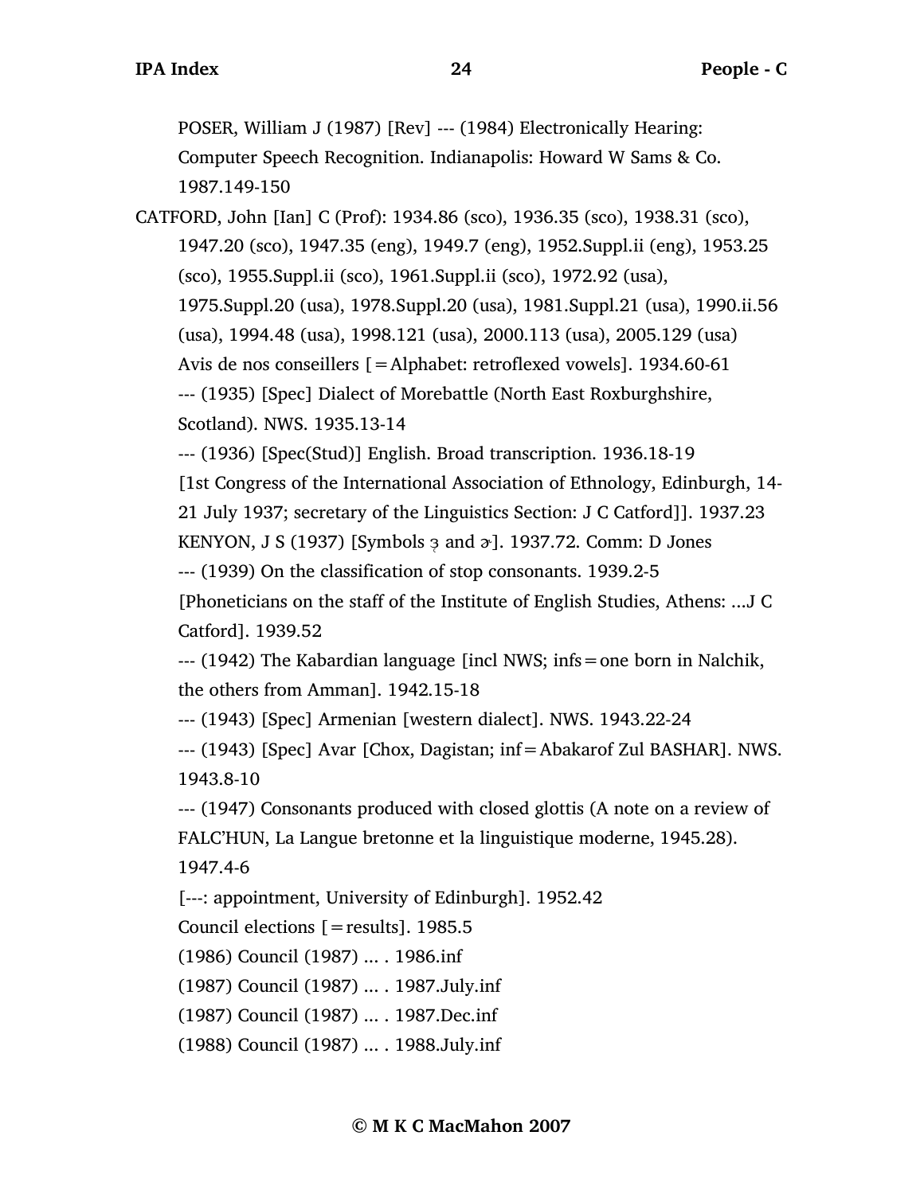POSER, William J (1987) [Rev] --- (1984) Electronically Hearing: Computer Speech Recognition. Indianapolis: Howard W Sams & Co. 1987.149-150

CATFORD, John [Ian] C (Prof): 1934.86 (sco), 1936.35 (sco), 1938.31 (sco), 1947.20 (sco), 1947.35 (eng), 1949.7 (eng), 1952.Suppl.ii (eng), 1953.25 (sco), 1955.Suppl.ii (sco), 1961.Suppl.ii (sco), 1972.92 (usa), 1975.Suppl.20 (usa), 1978.Suppl.20 (usa), 1981.Suppl.21 (usa), 1990.ii.56 (usa), 1994.48 (usa), 1998.121 (usa), 2000.113 (usa), 2005.129 (usa)

Avis de nos conseillers [=Alphabet: retroflexed vowels]. 1934.60-61

--- (1935) [Spec] Dialect of Morebattle (North East Roxburghshire, Scotland). NWS. 1935.13-14

--- (1936) [Spec(Stud)] English. Broad transcription. 1936.18-19

[1st Congress of the International Association of Ethnology, Edinburgh, 14-21 July 1937; secretary of the Linguistics Section: J C Catford]]. 1937.23

KENYON, J S (1937) [Symbols ɜ̢ and ɚ]. 1937.72. Comm: D Jones

--- (1939) On the classification of stop consonants. 1939.2-5

[Phoneticians on the staff of the Institute of English Studies, Athens: ...J C Catford]. 1939.52

--- (1942) The Kabardian language [incl NWS; infs=one born in Nalchik, the others from Amman]. 1942.15-18

--- (1943) [Spec] Armenian [western dialect]. NWS. 1943.22-24

--- (1943) [Spec] Avar [Chox, Dagistan; inf=Abakarof Zul BASHAR]. NWS. 1943.8-10

--- (1947) Consonants produced with closed glottis (A note on a review of FALC'HUN, La Langue bretonne et la linguistique moderne, 1945.28). 1947.4-6

[---: appointment, University of Edinburgh]. 1952.42

Council elections [=results]. 1985.5

(1986) Council (1987) ... . 1986.inf

(1987) Council (1987) ... . 1987.July.inf

(1987) Council (1987) ... . 1987.Dec.inf

(1988) Council (1987) ... . 1988.July.inf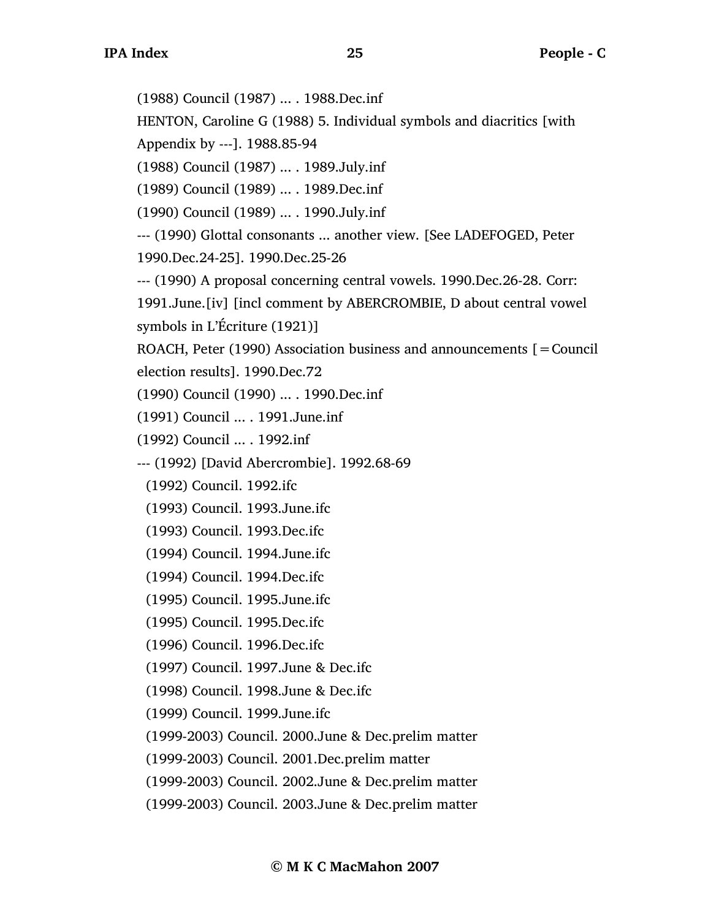(1988) Council (1987) ... . 1988.Dec.inf

HENTON, Caroline G (1988) 5. Individual symbols and diacritics [with Appendix by ---]. 1988.85-94

(1988) Council (1987) ... . 1989.July.inf

(1989) Council (1989) ... . 1989.Dec.inf

(1990) Council (1989) ... . 1990.July.inf

--- (1990) Glottal consonants ... another view. [See LADEFOGED, Peter 1990.Dec.24-25]. 1990.Dec.25-26

--- (1990) A proposal concerning central vowels. 1990.Dec.26-28. Corr: 1991.June.[iv] [incl comment by ABERCROMBIE, D about central vowel symbols in L'Écriture (1921)]

ROACH, Peter (1990) Association business and announcements [=Council election results]. 1990.Dec.72

(1990) Council (1990) ... . 1990.Dec.inf

(1991) Council ... . 1991.June.inf

(1992) Council ... . 1992.inf

--- (1992) [David Abercrombie]. 1992.68-69

(1992) Council. 1992.ifc

(1993) Council. 1993.June.ifc

(1993) Council. 1993.Dec.ifc

(1994) Council. 1994.June.ifc

(1994) Council. 1994.Dec.ifc

(1995) Council. 1995.June.ifc

(1995) Council. 1995.Dec.ifc

(1996) Council. 1996.Dec.ifc

(1997) Council. 1997.June & Dec.ifc

(1998) Council. 1998.June & Dec.ifc

(1999) Council. 1999.June.ifc

(1999-2003) Council. 2000.June & Dec.prelim matter

(1999-2003) Council. 2001.Dec.prelim matter

(1999-2003) Council. 2002.June & Dec.prelim matter

(1999-2003) Council. 2003.June & Dec.prelim matter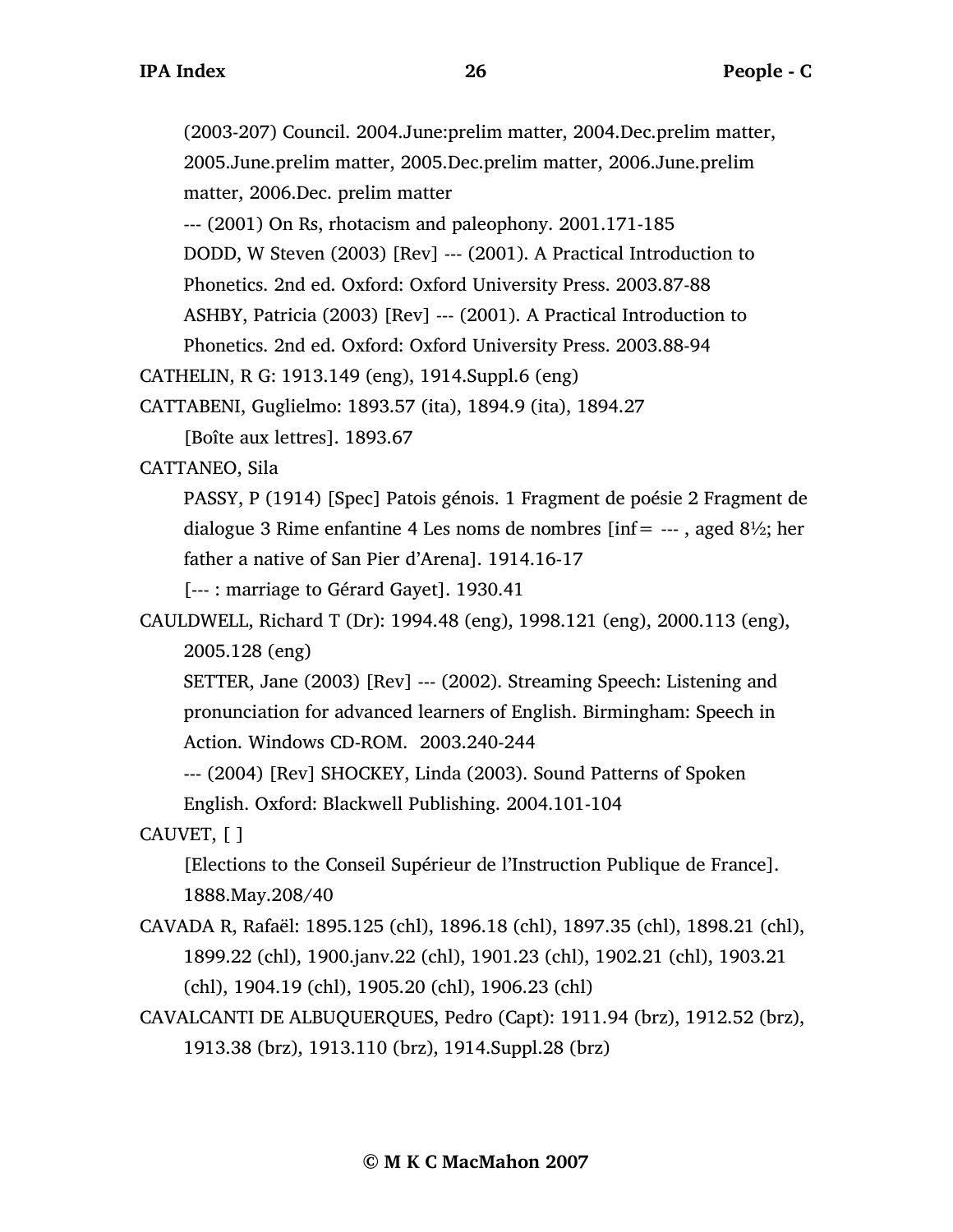(2003-207) Council. 2004.June:prelim matter, 2004.Dec.prelim matter, 2005.June.prelim matter, 2005.Dec.prelim matter, 2006.June.prelim matter, 2006.Dec. prelim matter

--- (2001) On Rs, rhotacism and paleophony. 2001.171-185

DODD, W Steven (2003) [Rev] --- (2001). A Practical Introduction to Phonetics. 2nd ed. Oxford: Oxford University Press. 2003.87-88

ASHBY, Patricia (2003) [Rev] --- (2001). A Practical Introduction to Phonetics. 2nd ed. Oxford: Oxford University Press. 2003.88-94

CATHELIN, R G: 1913.149 (eng), 1914.Suppl.6 (eng)

CATTABENI, Guglielmo: 1893.57 (ita), 1894.9 (ita), 1894.27

[Boîte aux lettres]. 1893.67

CATTANEO, Sila

PASSY, P (1914) [Spec] Patois génois. 1 Fragment de poésie 2 Fragment de dialogue 3 Rime enfantine 4 Les noms de nombres [inf= --- , aged 8½; her father a native of San Pier d'Arena]. 1914.16-17

[--- : marriage to Gérard Gayet]. 1930.41

CAULDWELL, Richard T (Dr): 1994.48 (eng), 1998.121 (eng), 2000.113 (eng), 2005.128 (eng)

SETTER, Jane (2003) [Rev] --- (2002). Streaming Speech: Listening and pronunciation for advanced learners of English. Birmingham: Speech in Action. Windows CD-ROM. 2003.240-244

--- (2004) [Rev] SHOCKEY, Linda (2003). Sound Patterns of Spoken English. Oxford: Blackwell Publishing. 2004.101-104

CAUVET, [ ]

[Elections to the Conseil Supérieur de l'Instruction Publique de France]. 1888.May.208/40

CAVADA R, Rafaël: 1895.125 (chl), 1896.18 (chl), 1897.35 (chl), 1898.21 (chl), 1899.22 (chl), 1900.janv.22 (chl), 1901.23 (chl), 1902.21 (chl), 1903.21 (chl), 1904.19 (chl), 1905.20 (chl), 1906.23 (chl)

CAVALCANTI DE ALBUQUERQUES, Pedro (Capt): 1911.94 (brz), 1912.52 (brz), 1913.38 (brz), 1913.110 (brz), 1914.Suppl.28 (brz)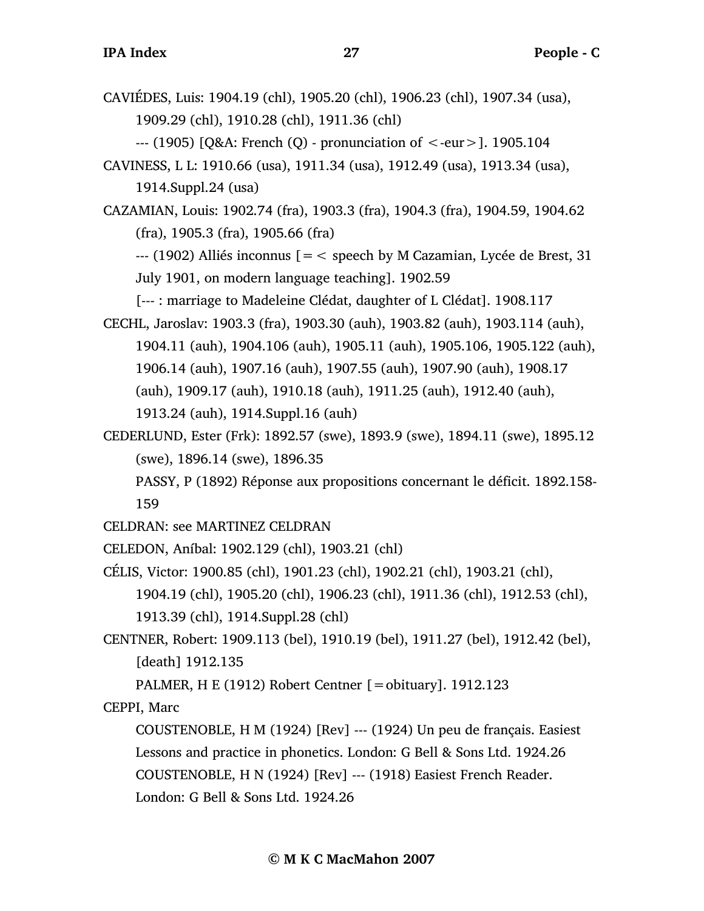CAVIÉDES, Luis: 1904.19 (chl), 1905.20 (chl), 1906.23 (chl), 1907.34 (usa), 1909.29 (chl), 1910.28 (chl), 1911.36 (chl)

--- (1905) [Q&A: French (Q) - pronunciation of <-eur>]. 1905.104

CAVINESS, L L: 1910.66 (usa), 1911.34 (usa), 1912.49 (usa), 1913.34 (usa), 1914.Suppl.24 (usa)

CAZAMIAN, Louis: 1902.74 (fra), 1903.3 (fra), 1904.3 (fra), 1904.59, 1904.62 (fra), 1905.3 (fra), 1905.66 (fra)

--- (1902) Alliés inconnus [=< speech by M Cazamian, Lycée de Brest, 31 July 1901, on modern language teaching]. 1902.59

[--- : marriage to Madeleine Clédat, daughter of L Clédat]. 1908.117

CECHL, Jaroslav: 1903.3 (fra), 1903.30 (auh), 1903.82 (auh), 1903.114 (auh), 1904.11 (auh), 1904.106 (auh), 1905.11 (auh), 1905.106, 1905.122 (auh), 1906.14 (auh), 1907.16 (auh), 1907.55 (auh), 1907.90 (auh), 1908.17 (auh), 1909.17 (auh), 1910.18 (auh), 1911.25 (auh), 1912.40 (auh), 1913.24 (auh), 1914.Suppl.16 (auh)

CEDERLUND, Ester (Frk): 1892.57 (swe), 1893.9 (swe), 1894.11 (swe), 1895.12 (swe), 1896.14 (swe), 1896.35

PASSY, P (1892) Réponse aux propositions concernant le déficit. 1892.158-159

CELDRAN: see MARTINEZ CELDRAN

CELEDON, Aníbal: 1902.129 (chl), 1903.21 (chl)

CÉLIS, Victor: 1900.85 (chl), 1901.23 (chl), 1902.21 (chl), 1903.21 (chl), 1904.19 (chl), 1905.20 (chl), 1906.23 (chl), 1911.36 (chl), 1912.53 (chl), 1913.39 (chl), 1914.Suppl.28 (chl)

CENTNER, Robert: 1909.113 (bel), 1910.19 (bel), 1911.27 (bel), 1912.42 (bel), [death] 1912.135

PALMER, H E (1912) Robert Centner [=obituary]. 1912.123

CEPPI, Marc

COUSTENOBLE, H M (1924) [Rev] --- (1924) Un peu de français. Easiest Lessons and practice in phonetics. London: G Bell & Sons Ltd. 1924.26

COUSTENOBLE, H N (1924) [Rev] --- (1918) Easiest French Reader. London: G Bell & Sons Ltd. 1924.26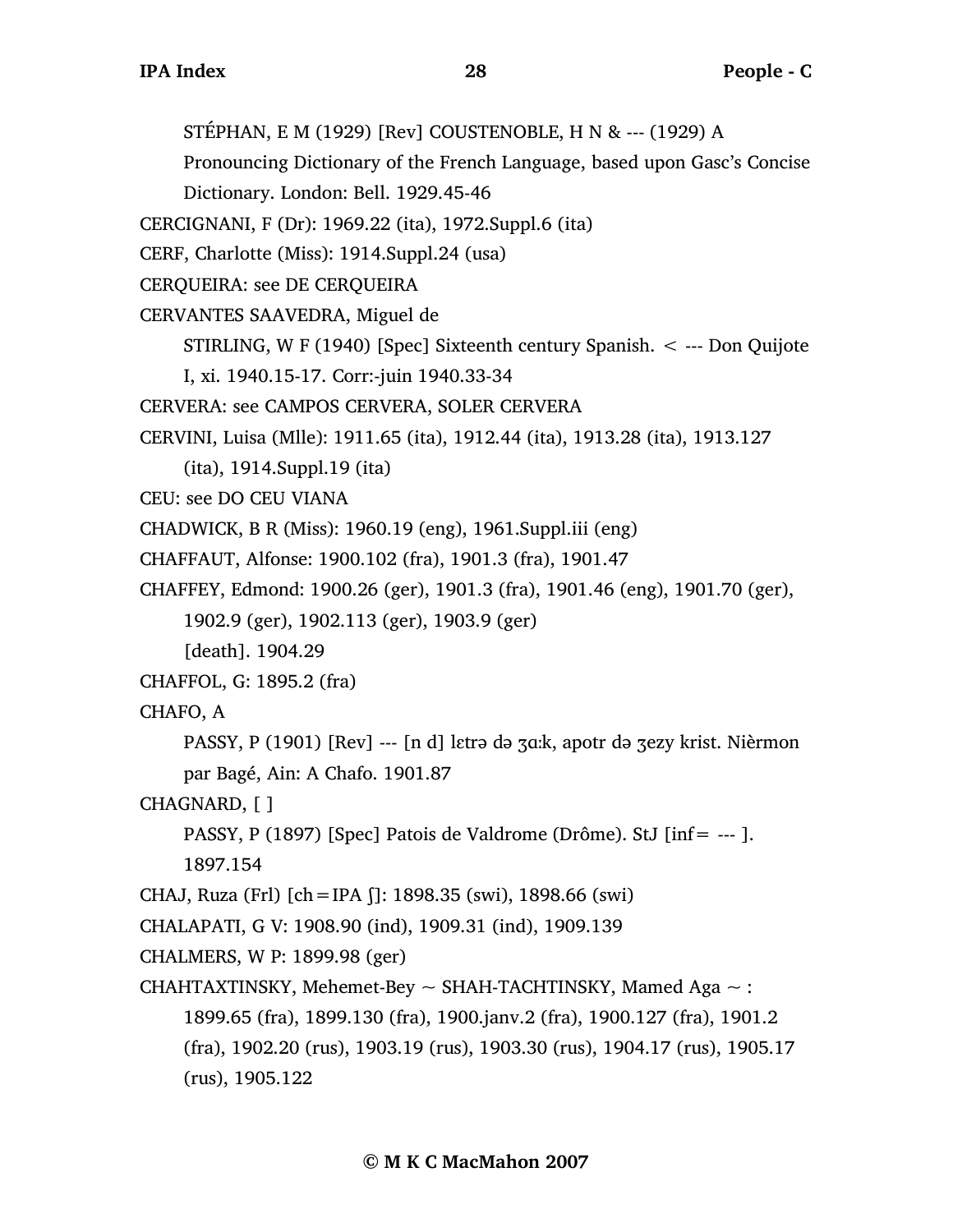STÉPHAN, E M (1929) [Rev] COUSTENOBLE, H N & --- (1929) A Pronouncing Dictionary of the French Language, based upon Gasc's Concise Dictionary. London: Bell. 1929.45-46

CERCIGNANI, F (Dr): 1969.22 (ita), 1972.Suppl.6 (ita)

CERF, Charlotte (Miss): 1914.Suppl.24 (usa)

CERQUEIRA: see DE CERQUEIRA

CERVANTES SAAVEDRA, Miguel de

STIRLING, W F (1940) [Spec] Sixteenth century Spanish. < --- Don Quijote I, xi. 1940.15-17. Corr:-juin 1940.33-34

CERVERA: see CAMPOS CERVERA, SOLER CERVERA

CERVINI, Luisa (Mlle): 1911.65 (ita), 1912.44 (ita), 1913.28 (ita), 1913.127 (ita), 1914.Suppl.19 (ita)

CEU: see DO CEU VIANA

CHADWICK, B R (Miss): 1960.19 (eng), 1961.Suppl.iii (eng)

CHAFFAUT, Alfonse: 1900.102 (fra), 1901.3 (fra), 1901.47

CHAFFEY, Edmond: 1900.26 (ger), 1901.3 (fra), 1901.46 (eng), 1901.70 (ger), 1902.9 (ger), 1902.113 (ger), 1903.9 (ger)

[death]. 1904.29

CHAFFOL, G: 1895.2 (fra)

CHAFO, A

PASSY, P (1901) [Rev] --- [n d] lɛtrə də ʒɑːk, apotr də ʒezy krist. Nièrmon par Bagé, Ain: A Chafo. 1901.87

CHAGNARD, [ ]

PASSY, P (1897) [Spec] Patois de Valdrome (Drôme). StJ [inf= --- ]. 1897.154

CHAJ, Ruza (Frl) [ch=IPA ʃ]: 1898.35 (swi), 1898.66 (swi)

CHALAPATI, G V: 1908.90 (ind), 1909.31 (ind), 1909.139

CHALMERS, W P: 1899.98 (ger)

CHAHTAXTINSKY, Mehemet-Bey ~ SHAH-TACHTINSKY, Mamed Aga ~ : 1899.65 (fra), 1899.130 (fra), 1900.janv.2 (fra), 1900.127 (fra), 1901.2 (fra), 1902.20 (rus), 1903.19 (rus), 1903.30 (rus), 1904.17 (rus), 1905.17 (rus), 1905.122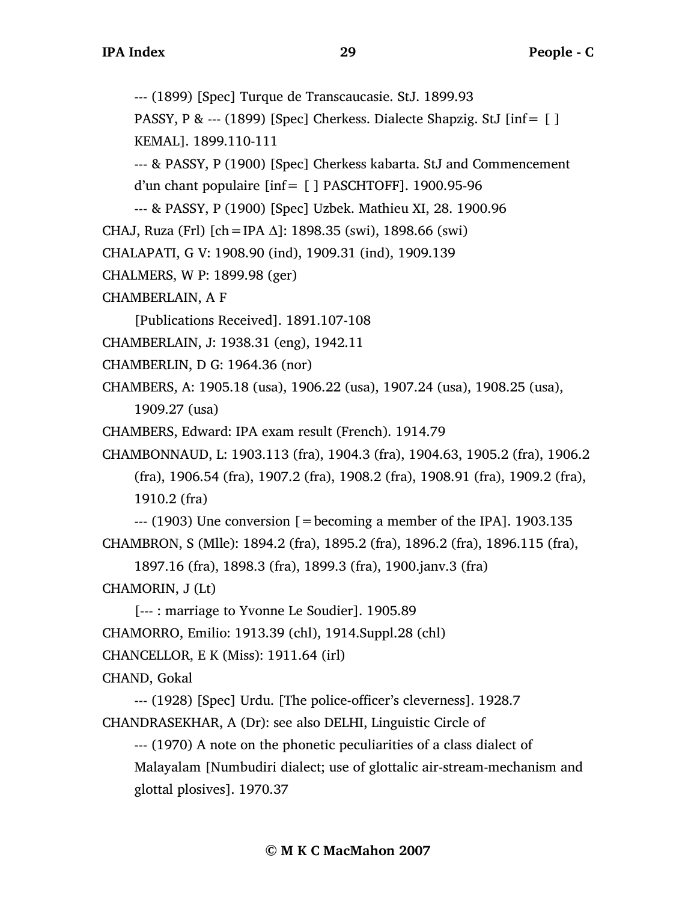--- (1899) [Spec] Turque de Transcaucasie. StJ. 1899.93

PASSY, P & --- (1899) [Spec] Cherkess. Dialecte Shapzig. StJ [inf= [ ] KEMAL]. 1899.110-111

--- & PASSY, P (1900) [Spec] Cherkess kabarta. StJ and Commencement d'un chant populaire [inf= [ ] PASCHTOFF]. 1900.95-96

--- & PASSY, P (1900) [Spec] Uzbek. Mathieu XI, 28. 1900.96

CHAJ, Ruza (Frl) [ch=IPA Δ]: 1898.35 (swi), 1898.66 (swi)

CHALAPATI, G V: 1908.90 (ind), 1909.31 (ind), 1909.139

CHALMERS, W P: 1899.98 (ger)

CHAMBERLAIN, A F

[Publications Received]. 1891.107-108

CHAMBERLAIN, J: 1938.31 (eng), 1942.11

CHAMBERLIN, D G: 1964.36 (nor)

CHAMBERS, A: 1905.18 (usa), 1906.22 (usa), 1907.24 (usa), 1908.25 (usa), 1909.27 (usa)

CHAMBERS, Edward: IPA exam result (French). 1914.79

CHAMBONNAUD, L: 1903.113 (fra), 1904.3 (fra), 1904.63, 1905.2 (fra), 1906.2 (fra), 1906.54 (fra), 1907.2 (fra), 1908.2 (fra), 1908.91 (fra), 1909.2 (fra), 1910.2 (fra)

--- (1903) Une conversion [=becoming a member of the IPA]. 1903.135

CHAMBRON, S (Mlle): 1894.2 (fra), 1895.2 (fra), 1896.2 (fra), 1896.115 (fra), 1897.16 (fra), 1898.3 (fra), 1899.3 (fra), 1900.janv.3 (fra)

CHAMORIN, J (Lt)

[--- : marriage to Yvonne Le Soudier]. 1905.89

CHAMORRO, Emilio: 1913.39 (chl), 1914.Suppl.28 (chl)

CHANCELLOR, E K (Miss): 1911.64 (irl)

CHAND, Gokal

--- (1928) [Spec] Urdu. [The police-officer's cleverness]. 1928.7

CHANDRASEKHAR, A (Dr): see also DELHI, Linguistic Circle of

--- (1970) A note on the phonetic peculiarities of a class dialect of Malayalam [Numbudiri dialect; use of glottalic air-stream-mechanism and glottal plosives]. 1970.37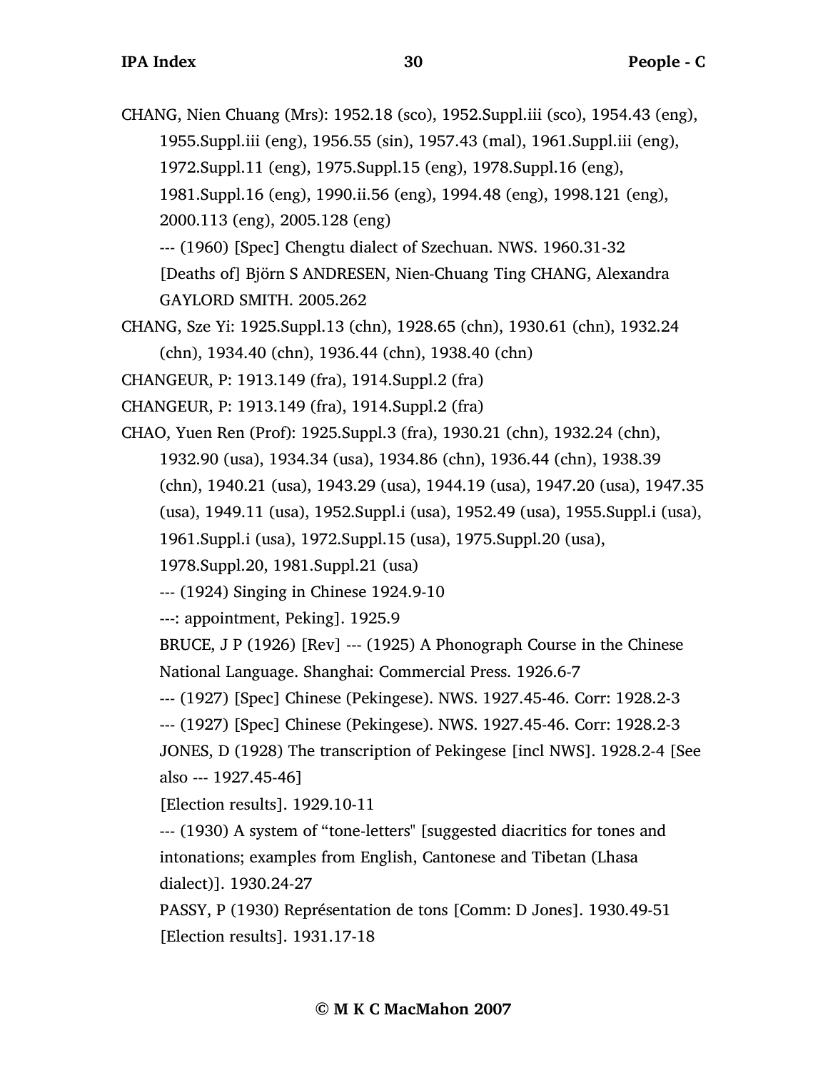CHANG, Nien Chuang (Mrs): 1952.18 (sco), 1952.Suppl.iii (sco), 1954.43 (eng), 1955.Suppl.iii (eng), 1956.55 (sin), 1957.43 (mal), 1961.Suppl.iii (eng), 1972.Suppl.11 (eng), 1975.Suppl.15 (eng), 1978.Suppl.16 (eng), 1981.Suppl.16 (eng), 1990.ii.56 (eng), 1994.48 (eng), 1998.121 (eng), 2000.113 (eng), 2005.128 (eng)

--- (1960) [Spec] Chengtu dialect of Szechuan. NWS. 1960.31-32

[Deaths of] Björn S ANDRESEN, Nien-Chuang Ting CHANG, Alexandra GAYLORD SMITH. 2005.262

CHANG, Sze Yi: 1925.Suppl.13 (chn), 1928.65 (chn), 1930.61 (chn), 1932.24 (chn), 1934.40 (chn), 1936.44 (chn), 1938.40 (chn)

CHANGEUR, P: 1913.149 (fra), 1914.Suppl.2 (fra)

CHANGEUR, P: 1913.149 (fra), 1914.Suppl.2 (fra)

CHAO, Yuen Ren (Prof): 1925.Suppl.3 (fra), 1930.21 (chn), 1932.24 (chn), 1932.90 (usa), 1934.34 (usa), 1934.86 (chn), 1936.44 (chn), 1938.39 (chn), 1940.21 (usa), 1943.29 (usa), 1944.19 (usa), 1947.20 (usa), 1947.35 (usa), 1949.11 (usa), 1952.Suppl.i (usa), 1952.49 (usa), 1955.Suppl.i (usa), 1961.Suppl.i (usa), 1972.Suppl.15 (usa), 1975.Suppl.20 (usa), 1978.Suppl.20, 1981.Suppl.21 (usa)

--- (1924) Singing in Chinese 1924.9-10

---: appointment, Peking]. 1925.9

BRUCE, J P (1926) [Rev] --- (1925) A Phonograph Course in the Chinese National Language. Shanghai: Commercial Press. 1926.6-7

--- (1927) [Spec] Chinese (Pekingese). NWS. 1927.45-46. Corr: 1928.2-3

--- (1927) [Spec] Chinese (Pekingese). NWS. 1927.45-46. Corr: 1928.2-3

JONES, D (1928) The transcription of Pekingese [incl NWS]. 1928.2-4 [See also --- 1927.45-46]

[Election results]. 1929.10-11

--- (1930) A system of "tone-letters" [suggested diacritics for tones and intonations; examples from English, Cantonese and Tibetan (Lhasa dialect)]. 1930.24-27

PASSY, P (1930) Représentation de tons [Comm: D Jones]. 1930.49-51

[Election results]. 1931.17-18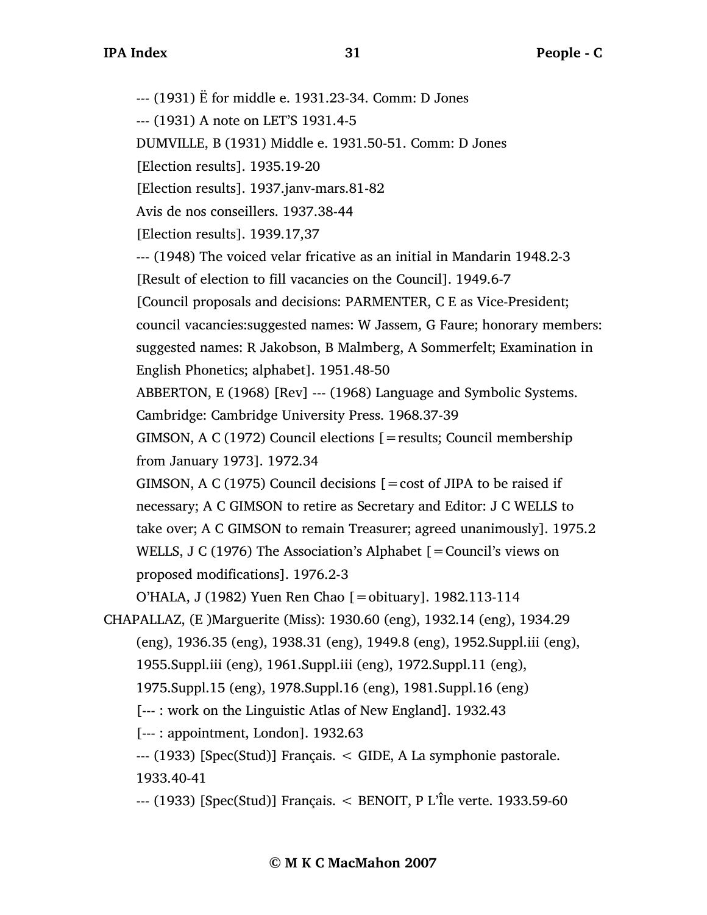--- (1931) Ë for middle e. 1931.23-34. Comm: D Jones

--- (1931) A note on LET'S 1931.4-5

DUMVILLE, B (1931) Middle e. 1931.50-51. Comm: D Jones

[Election results]. 1935.19-20

[Election results]. 1937.janv-mars.81-82

Avis de nos conseillers. 1937.38-44

[Election results]. 1939.17,37

--- (1948) The voiced velar fricative as an initial in Mandarin 1948.2-3

[Result of election to fill vacancies on the Council]. 1949.6-7

[Council proposals and decisions: PARMENTER, C E as Vice-President; council vacancies:suggested names: W Jassem, G Faure; honorary members: suggested names: R Jakobson, B Malmberg, A Sommerfelt; Examination in English Phonetics; alphabet]. 1951.48-50

ABBERTON, E (1968) [Rev] --- (1968) Language and Symbolic Systems. Cambridge: Cambridge University Press. 1968.37-39

GIMSON, A C (1972) Council elections [=results; Council membership from January 1973]. 1972.34

GIMSON, A C (1975) Council decisions [=cost of JIPA to be raised if necessary; A C GIMSON to retire as Secretary and Editor: J C WELLS to take over; A C GIMSON to remain Treasurer; agreed unanimously]. 1975.2

WELLS, J C (1976) The Association's Alphabet [=Council's views on proposed modifications]. 1976.2-3

O'HALA, J (1982) Yuen Ren Chao [=obituary]. 1982.113-114

CHAPALLAZ, (E )Marguerite (Miss): 1930.60 (eng), 1932.14 (eng), 1934.29 (eng), 1936.35 (eng), 1938.31 (eng), 1949.8 (eng), 1952.Suppl.iii (eng), 1955.Suppl.iii (eng), 1961.Suppl.iii (eng), 1972.Suppl.11 (eng), 1975.Suppl.15 (eng), 1978.Suppl.16 (eng), 1981.Suppl.16 (eng)

[--- : work on the Linguistic Atlas of New England]. 1932.43

[--- : appointment, London]. 1932.63

--- (1933) [Spec(Stud)] Français. < GIDE, A La symphonie pastorale. 1933.40-41

--- (1933) [Spec(Stud)] Français. < BENOIT, P L'Île verte. 1933.59-60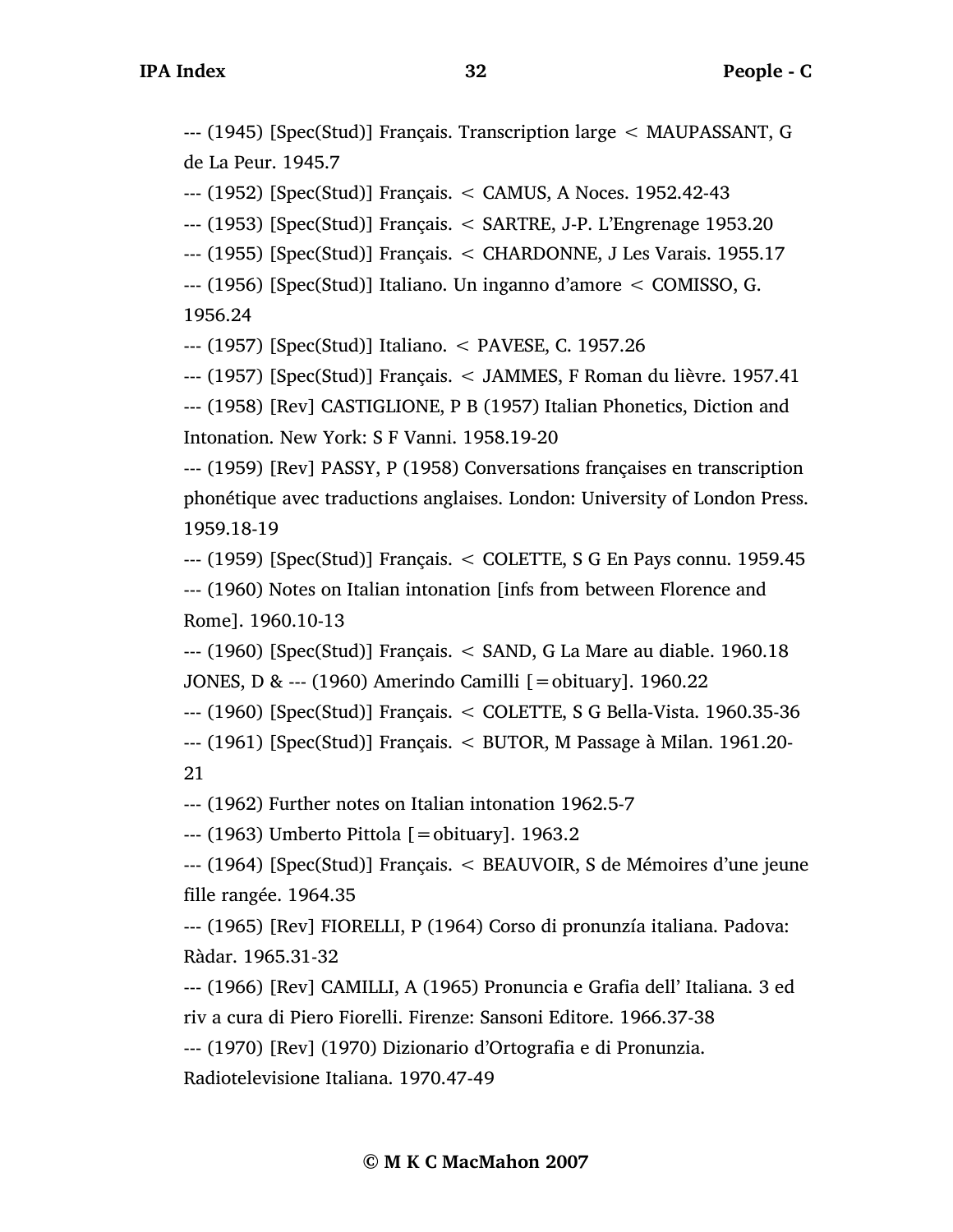--- (1945) [Spec(Stud)] Français. Transcription large < MAUPASSANT, G de La Peur. 1945.7

--- (1952) [Spec(Stud)] Français. < CAMUS, A Noces. 1952.42-43

--- (1953) [Spec(Stud)] Français. < SARTRE, J-P. L'Engrenage 1953.20

--- (1955) [Spec(Stud)] Français. < CHARDONNE, J Les Varais. 1955.17

--- (1956) [Spec(Stud)] Italiano. Un inganno d'amore < COMISSO, G. 1956.24

--- (1957) [Spec(Stud)] Italiano. < PAVESE, C. 1957.26

--- (1957) [Spec(Stud)] Français. < JAMMES, F Roman du lièvre. 1957.41

--- (1958) [Rev] CASTIGLIONE, P B (1957) Italian Phonetics, Diction and Intonation. New York: S F Vanni. 1958.19-20

--- (1959) [Rev] PASSY, P (1958) Conversations françaises en transcription phonétique avec traductions anglaises. London: University of London Press. 1959.18-19

--- (1959) [Spec(Stud)] Français. < COLETTE, S G En Pays connu. 1959.45

--- (1960) Notes on Italian intonation [infs from between Florence and Rome]. 1960.10-13

--- (1960) [Spec(Stud)] Français. < SAND, G La Mare au diable. 1960.18

JONES, D & --- (1960) Amerindo Camilli [=obituary]. 1960.22

--- (1960) [Spec(Stud)] Français. < COLETTE, S G Bella-Vista. 1960.35-36

--- (1961) [Spec(Stud)] Français. < BUTOR, M Passage à Milan. 1961.20-21

--- (1962) Further notes on Italian intonation 1962.5-7

--- (1963) Umberto Pittola [=obituary]. 1963.2

--- (1964) [Spec(Stud)] Français. < BEAUVOIR, S de Mémoires d'une jeune fille rangée. 1964.35

--- (1965) [Rev] FIORELLI, P (1964) Corso di pronunzía italiana. Padova: Ràdar. 1965.31-32

--- (1966) [Rev] CAMILLI, A (1965) Pronuncia e Grafia dell' Italiana. 3 ed riv a cura di Piero Fiorelli. Firenze: Sansoni Editore. 1966.37-38

--- (1970) [Rev] (1970) Dizionario d'Ortografia e di Pronunzia. Radiotelevisione Italiana. 1970.47-49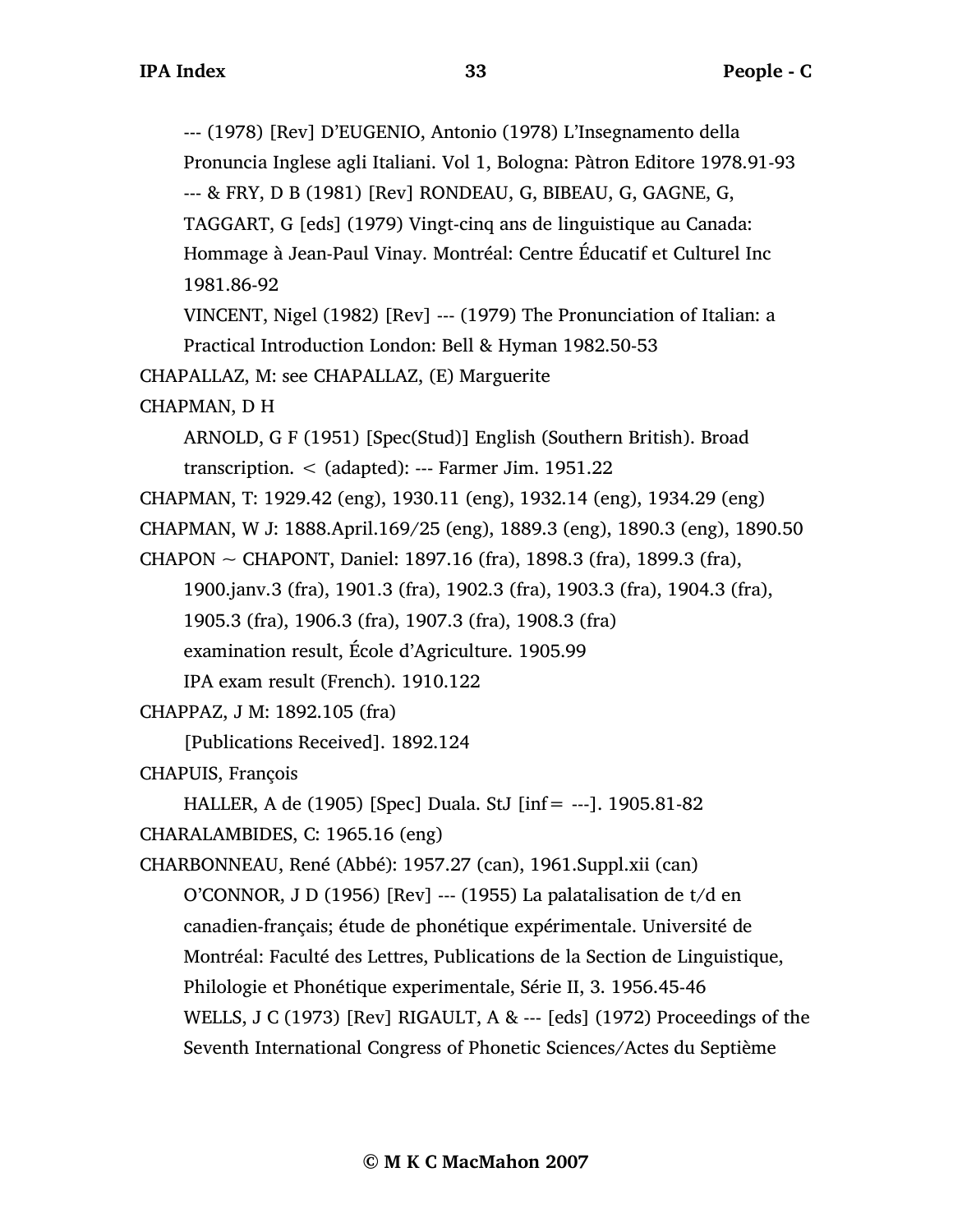--- (1978) [Rev] D'EUGENIO, Antonio (1978) L'Insegnamento della Pronuncia Inglese agli Italiani. Vol 1, Bologna: Pàtron Editore 1978.91-93

--- & FRY, D B (1981) [Rev] RONDEAU, G, BIBEAU, G, GAGNE, G, TAGGART, G [eds] (1979) Vingt-cinq ans de linguistique au Canada: Hommage à Jean-Paul Vinay. Montréal: Centre Éducatif et Culturel Inc 1981.86-92

VINCENT, Nigel (1982) [Rev] --- (1979) The Pronunciation of Italian: a Practical Introduction London: Bell & Hyman 1982.50-53

CHAPALLAZ, M: see CHAPALLAZ, (E) Marguerite

CHAPMAN, D H

ARNOLD, G F (1951) [Spec(Stud)] English (Southern British). Broad transcription. < (adapted): --- Farmer Jim. 1951.22

CHAPMAN, T: 1929.42 (eng), 1930.11 (eng), 1932.14 (eng), 1934.29 (eng)

CHAPMAN, W J: 1888.April.169/25 (eng), 1889.3 (eng), 1890.3 (eng), 1890.50

CHAPON ~ CHAPONT, Daniel: 1897.16 (fra), 1898.3 (fra), 1899.3 (fra), 1900.janv.3 (fra), 1901.3 (fra), 1902.3 (fra), 1903.3 (fra), 1904.3 (fra), 1905.3 (fra), 1906.3 (fra), 1907.3 (fra), 1908.3 (fra)

examination result, École d'Agriculture. 1905.99

IPA exam result (French). 1910.122

CHAPPAZ, J M: 1892.105 (fra)

[Publications Received]. 1892.124

CHAPUIS, François

HALLER, A de (1905) [Spec] Duala. StJ [inf= ---]. 1905.81-82

CHARALAMBIDES, C: 1965.16 (eng)

CHARBONNEAU, René (Abbé): 1957.27 (can), 1961.Suppl.xii (can)

O'CONNOR, J D (1956) [Rev] --- (1955) La palatalisation de t/d en canadien-français; étude de phonétique expérimentale. Université de Montréal: Faculté des Lettres, Publications de la Section de Linguistique, Philologie et Phonétique experimentale, Série II, 3. 1956.45-46

WELLS, J C (1973) [Rev] RIGAULT, A & --- [eds] (1972) Proceedings of the Seventh International Congress of Phonetic Sciences/Actes du Septième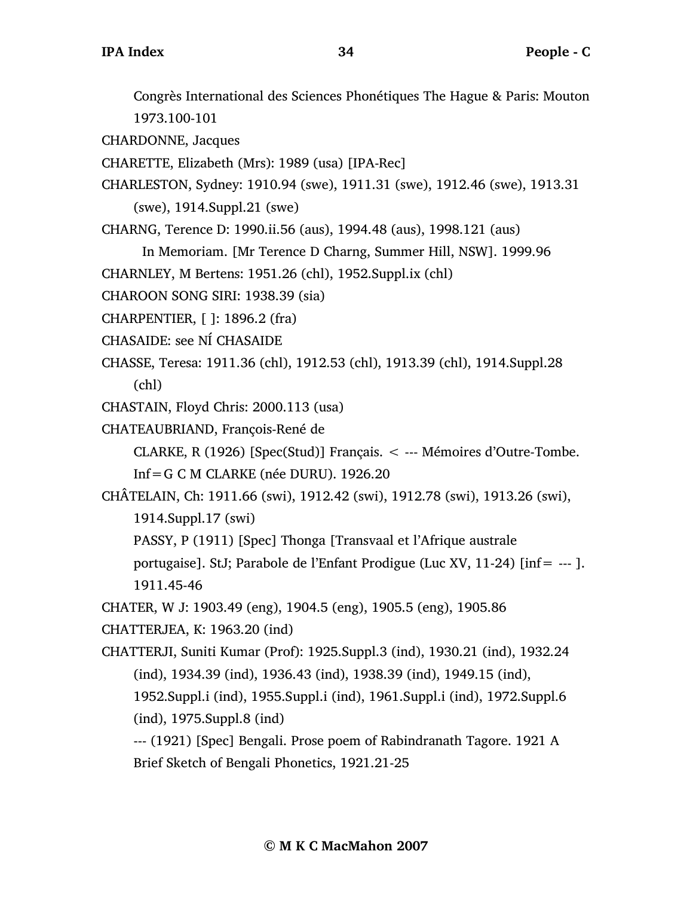Congrès International des Sciences Phonétiques The Hague & Paris: Mouton 1973.100-101

CHARDONNE, Jacques

CHARETTE, Elizabeth (Mrs): 1989 (usa) [IPA-Rec]

CHARLESTON, Sydney: 1910.94 (swe), 1911.31 (swe), 1912.46 (swe), 1913.31 (swe), 1914.Suppl.21 (swe)

CHARNG, Terence D: 1990.ii.56 (aus), 1994.48 (aus), 1998.121 (aus)

In Memoriam. [Mr Terence D Charng, Summer Hill, NSW]. 1999.96

CHARNLEY, M Bertens: 1951.26 (chl), 1952.Suppl.ix (chl)

CHAROON SONG SIRI: 1938.39 (sia)

CHARPENTIER, [ ]: 1896.2 (fra)

CHASAIDE: see NÍ CHASAIDE

CHASSE, Teresa: 1911.36 (chl), 1912.53 (chl), 1913.39 (chl), 1914.Suppl.28 (chl)

CHASTAIN, Floyd Chris: 2000.113 (usa)

CHATEAUBRIAND, François-René de

CLARKE, R (1926) [Spec(Stud)] Français. < --- Mémoires d'Outre-Tombe. Inf=G C M CLARKE (née DURU). 1926.20

CHÂTELAIN, Ch: 1911.66 (swi), 1912.42 (swi), 1912.78 (swi), 1913.26 (swi), 1914.Suppl.17 (swi)

PASSY, P (1911) [Spec] Thonga [Transvaal et l'Afrique australe portugaise]. StJ; Parabole de l'Enfant Prodigue (Luc XV, 11-24) [inf= --- ]. 1911.45-46

CHATER, W J: 1903.49 (eng), 1904.5 (eng), 1905.5 (eng), 1905.86

CHATTERJEA, K: 1963.20 (ind)

CHATTERJI, Suniti Kumar (Prof): 1925.Suppl.3 (ind), 1930.21 (ind), 1932.24 (ind), 1934.39 (ind), 1936.43 (ind), 1938.39 (ind), 1949.15 (ind), 1952.Suppl.i (ind), 1955.Suppl.i (ind), 1961.Suppl.i (ind), 1972.Suppl.6 (ind), 1975.Suppl.8 (ind)

--- (1921) [Spec] Bengali. Prose poem of Rabindranath Tagore. 1921 A Brief Sketch of Bengali Phonetics, 1921.21-25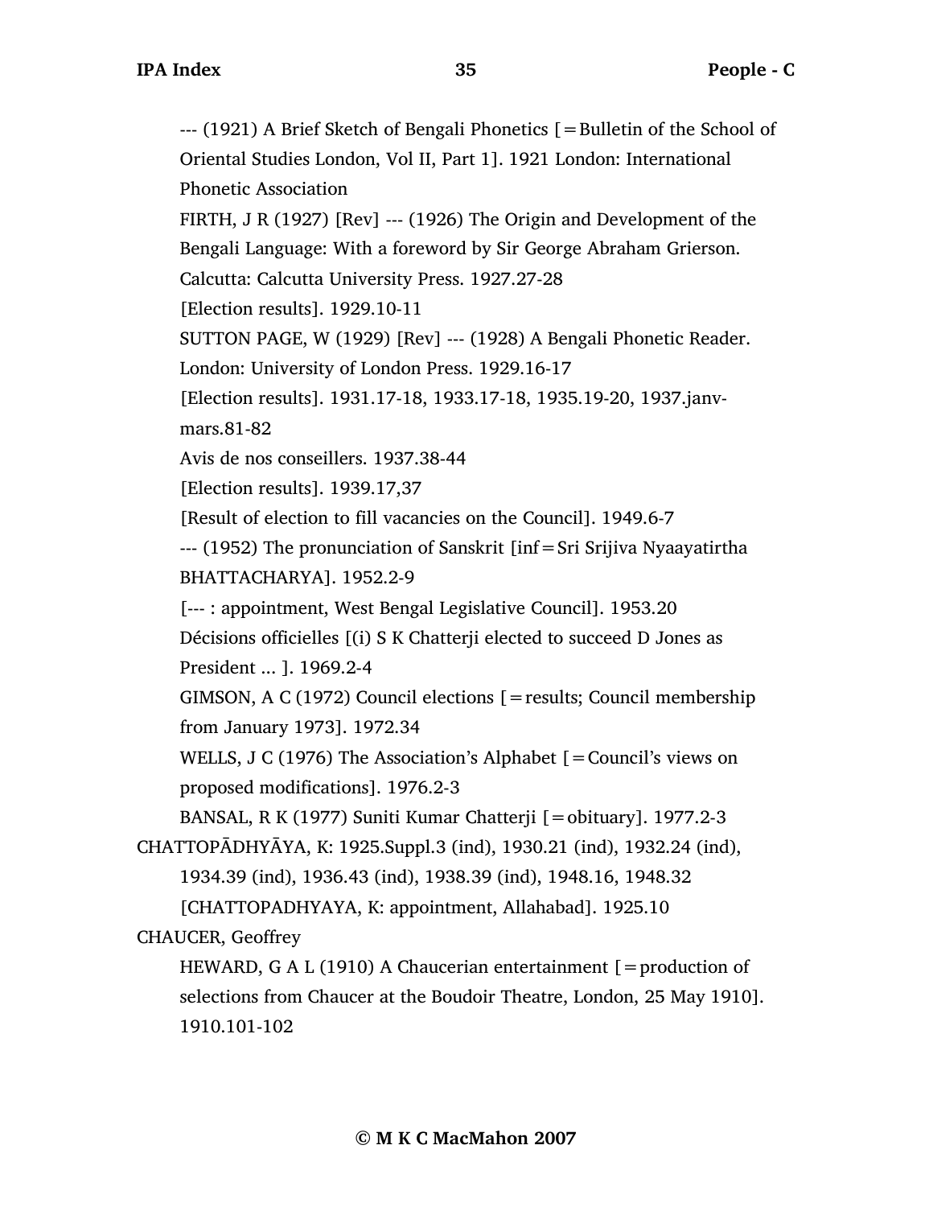--- (1921) A Brief Sketch of Bengali Phonetics [=Bulletin of the School of Oriental Studies London, Vol II, Part 1]. 1921 London: International Phonetic Association

FIRTH, J R (1927) [Rev] --- (1926) The Origin and Development of the Bengali Language: With a foreword by Sir George Abraham Grierson. Calcutta: Calcutta University Press. 1927.27-28

[Election results]. 1929.10-11

SUTTON PAGE, W (1929) [Rev] --- (1928) A Bengali Phonetic Reader. London: University of London Press. 1929.16-17

[Election results]. 1931.17-18, 1933.17-18, 1935.19-20, 1937.janv-mars.81-82

Avis de nos conseillers. 1937.38-44

[Election results]. 1939.17,37

[Result of election to fill vacancies on the Council]. 1949.6-7

--- (1952) The pronunciation of Sanskrit [inf=Sri Srijiva Nyaayatirtha BHATTACHARYA]. 1952.2-9

[--- : appointment, West Bengal Legislative Council]. 1953.20

Décisions officielles [(i) S K Chatterji elected to succeed D Jones as President ... ]. 1969.2-4

GIMSON, A C (1972) Council elections [=results; Council membership from January 1973]. 1972.34

WELLS, J C (1976) The Association's Alphabet [=Council's views on proposed modifications]. 1976.2-3

BANSAL, R K (1977) Suniti Kumar Chatterji [=obituary]. 1977.2-3

CHATTOPĀDHYĀYA, K: 1925.Suppl.3 (ind), 1930.21 (ind), 1932.24 (ind), 1934.39 (ind), 1936.43 (ind), 1938.39 (ind), 1948.16, 1948.32

[CHATTOPADHYAYA, K: appointment, Allahabad]. 1925.10

CHAUCER, Geoffrey

HEWARD, G A L (1910) A Chaucerian entertainment [=production of selections from Chaucer at the Boudoir Theatre, London, 25 May 1910]. 1910.101-102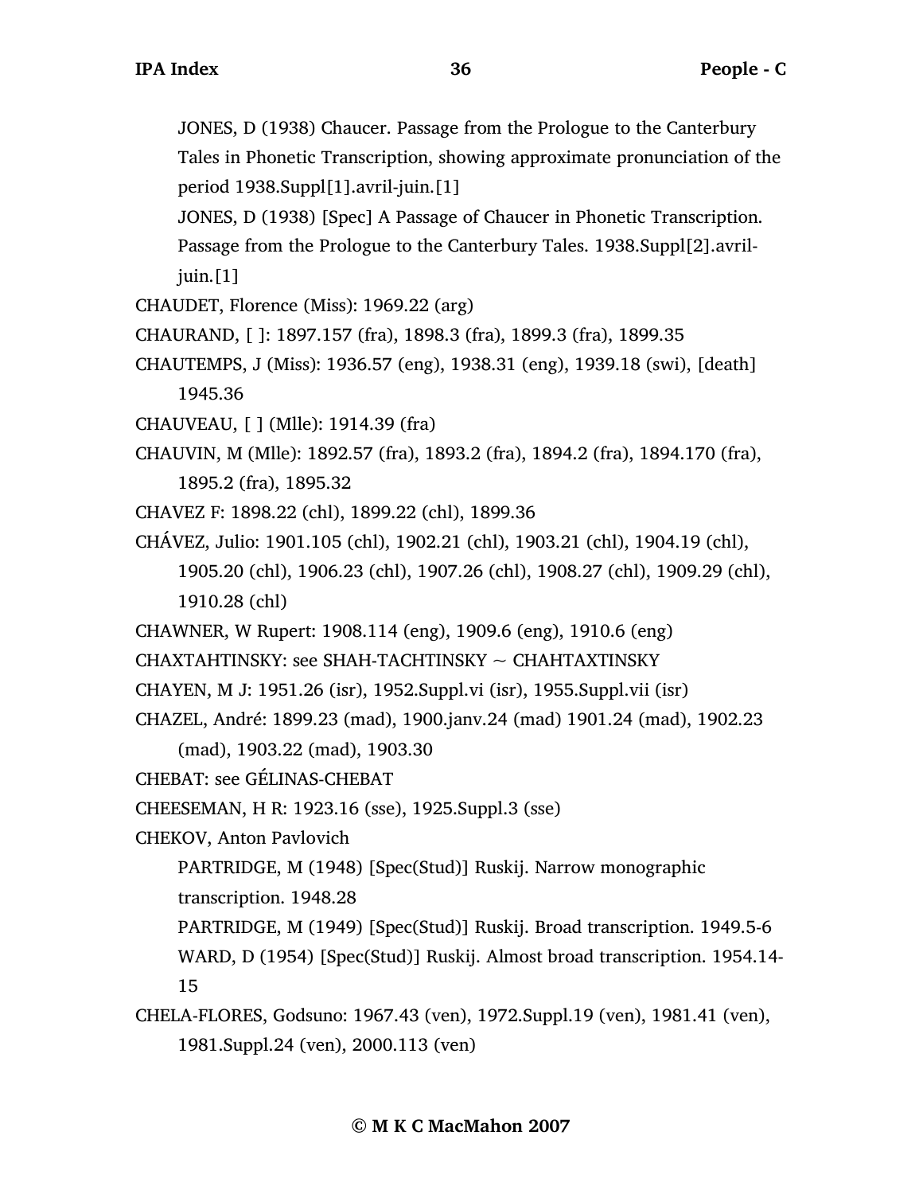JONES, D (1938) Chaucer. Passage from the Prologue to the Canterbury Tales in Phonetic Transcription, showing approximate pronunciation of the period 1938.Suppl[1].avril-juin.[1]

JONES, D (1938) [Spec] A Passage of Chaucer in Phonetic Transcription. Passage from the Prologue to the Canterbury Tales. 1938.Suppl[2].avril-juin.[1]

CHAUDET, Florence (Miss): 1969.22 (arg)

CHAURAND, [ ]: 1897.157 (fra), 1898.3 (fra), 1899.3 (fra), 1899.35

CHAUTEMPS, J (Miss): 1936.57 (eng), 1938.31 (eng), 1939.18 (swi), [death] 1945.36

CHAUVEAU, [ ] (Mlle): 1914.39 (fra)

CHAUVIN, M (Mlle): 1892.57 (fra), 1893.2 (fra), 1894.2 (fra), 1894.170 (fra), 1895.2 (fra), 1895.32

CHAVEZ F: 1898.22 (chl), 1899.22 (chl), 1899.36

CHÁVEZ, Julio: 1901.105 (chl), 1902.21 (chl), 1903.21 (chl), 1904.19 (chl), 1905.20 (chl), 1906.23 (chl), 1907.26 (chl), 1908.27 (chl), 1909.29 (chl), 1910.28 (chl)

CHAWNER, W Rupert: 1908.114 (eng), 1909.6 (eng), 1910.6 (eng)

CHAXTAHTINSKY: see SHAH-TACHTINSKY ~ CHAHTAXTINSKY

CHAYEN, M J: 1951.26 (isr), 1952.Suppl.vi (isr), 1955.Suppl.vii (isr)

CHAZEL, André: 1899.23 (mad), 1900.janv.24 (mad) 1901.24 (mad), 1902.23 (mad), 1903.22 (mad), 1903.30

CHEBAT: see GÉLINAS-CHEBAT

CHEESEMAN, H R: 1923.16 (sse), 1925.Suppl.3 (sse)

CHEKOV, Anton Pavlovich

PARTRIDGE, M (1948) [Spec(Stud)] Ruskij. Narrow monographic transcription. 1948.28

PARTRIDGE, M (1949) [Spec(Stud)] Ruskij. Broad transcription. 1949.5-6

WARD, D (1954) [Spec(Stud)] Ruskij. Almost broad transcription. 1954.14-15

CHELA-FLORES, Godsuno: 1967.43 (ven), 1972.Suppl.19 (ven), 1981.41 (ven), 1981.Suppl.24 (ven), 2000.113 (ven)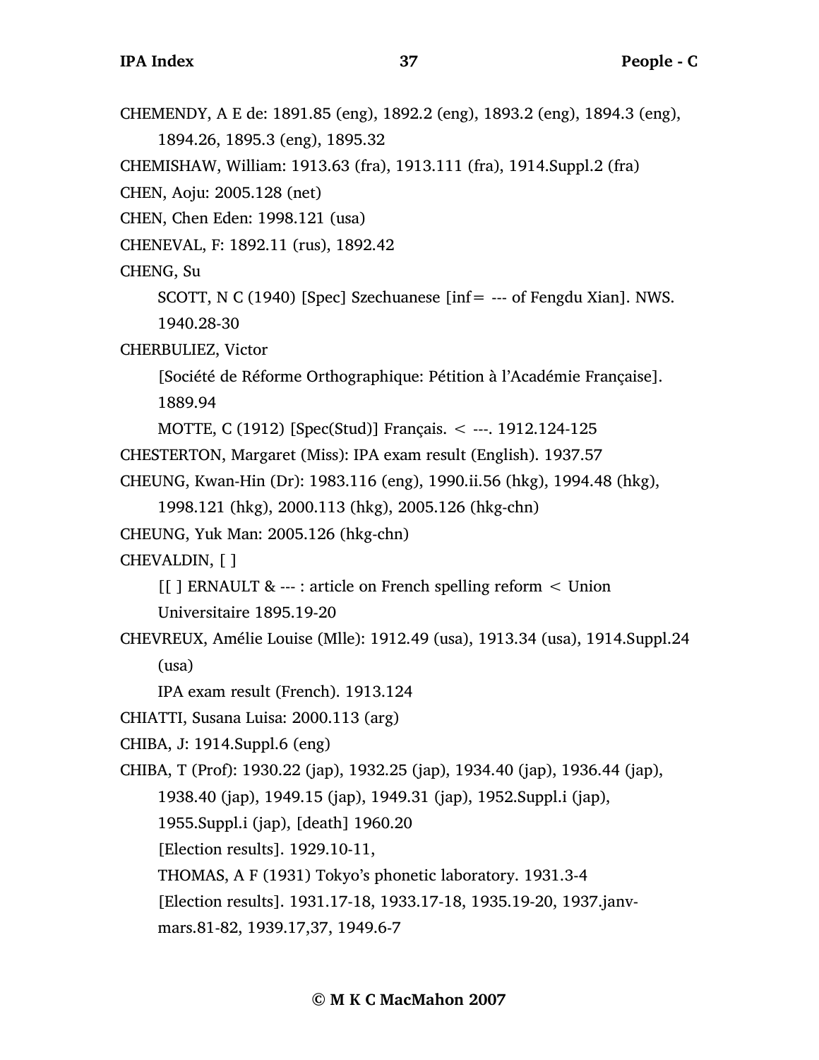CHEMENDY, A E de: 1891.85 (eng), 1892.2 (eng), 1893.2 (eng), 1894.3 (eng), 1894.26, 1895.3 (eng), 1895.32

CHEMISHAW, William: 1913.63 (fra), 1913.111 (fra), 1914.Suppl.2 (fra)

CHEN, Aoju: 2005.128 (net)

CHEN, Chen Eden: 1998.121 (usa)

CHENEVAL, F: 1892.11 (rus), 1892.42

CHENG, Su

SCOTT, N C (1940) [Spec] Szechuanese [inf= --- of Fengdu Xian]. NWS. 1940.28-30

CHERBULIEZ, Victor

[Société de Réforme Orthographique: Pétition à l'Académie Française]. 1889.94

MOTTE, C (1912) [Spec(Stud)] Français. < ---. 1912.124-125

CHESTERTON, Margaret (Miss): IPA exam result (English). 1937.57

CHEUNG, Kwan-Hin (Dr): 1983.116 (eng), 1990.ii.56 (hkg), 1994.48 (hkg), 1998.121 (hkg), 2000.113 (hkg), 2005.126 (hkg-chn)

CHEUNG, Yuk Man: 2005.126 (hkg-chn)

CHEVALDIN, [ ]

[[ ] ERNAULT & --- : article on French spelling reform < Union Universitaire 1895.19-20

CHEVREUX, Amélie Louise (Mlle): 1912.49 (usa), 1913.34 (usa), 1914.Suppl.24 (usa)

IPA exam result (French). 1913.124

CHIATTI, Susana Luisa: 2000.113 (arg)

CHIBA, J: 1914.Suppl.6 (eng)

CHIBA, T (Prof): 1930.22 (jap), 1932.25 (jap), 1934.40 (jap), 1936.44 (jap), 1938.40 (jap), 1949.15 (jap), 1949.31 (jap), 1952.Suppl.i (jap), 1955.Suppl.i (jap), [death] 1960.20

[Election results]. 1929.10-11,

THOMAS, A F (1931) Tokyo's phonetic laboratory. 1931.3-4

[Election results]. 1931.17-18, 1933.17-18, 1935.19-20, 1937.janv-mars.81-82, 1939.17,37, 1949.6-7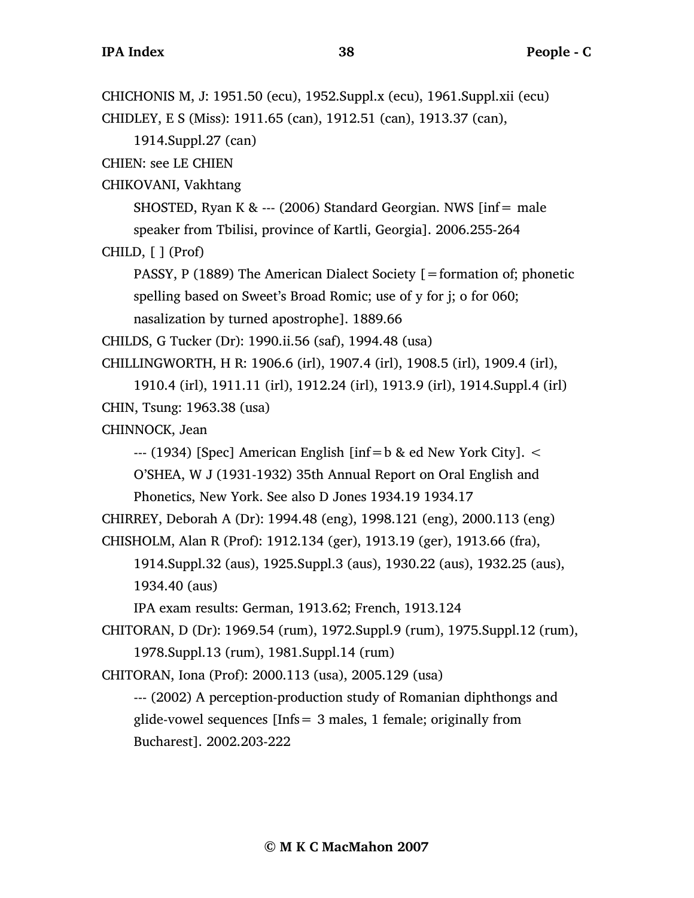CHICHONIS M, J: 1951.50 (ecu), 1952.Suppl.x (ecu), 1961.Suppl.xii (ecu)

CHIDLEY, E S (Miss): 1911.65 (can), 1912.51 (can), 1913.37 (can), 1914.Suppl.27 (can)

CHIEN: see LE CHIEN

CHIKOVANI, Vakhtang

SHOSTED, Ryan K & --- (2006) Standard Georgian. NWS [inf= male speaker from Tbilisi, province of Kartli, Georgia]. 2006.255-264

CHILD, [ ] (Prof)

PASSY, P (1889) The American Dialect Society [=formation of; phonetic spelling based on Sweet's Broad Romic; use of y for j; o for 060; nasalization by turned apostrophe]. 1889.66

CHILDS, G Tucker (Dr): 1990.ii.56 (saf), 1994.48 (usa)

CHILLINGWORTH, H R: 1906.6 (irl), 1907.4 (irl), 1908.5 (irl), 1909.4 (irl), 1910.4 (irl), 1911.11 (irl), 1912.24 (irl), 1913.9 (irl), 1914.Suppl.4 (irl)

CHIN, Tsung: 1963.38 (usa)

CHINNOCK, Jean

--- (1934) [Spec] American English [inf=b & ed New York City]. < O'SHEA, W J (1931-1932) 35th Annual Report on Oral English and Phonetics, New York. See also D Jones 1934.19 1934.17

CHIRREY, Deborah A (Dr): 1994.48 (eng), 1998.121 (eng), 2000.113 (eng)

CHISHOLM, Alan R (Prof): 1912.134 (ger), 1913.19 (ger), 1913.66 (fra), 1914.Suppl.32 (aus), 1925.Suppl.3 (aus), 1930.22 (aus), 1932.25 (aus), 1934.40 (aus)

IPA exam results: German, 1913.62; French, 1913.124

CHITORAN, D (Dr): 1969.54 (rum), 1972.Suppl.9 (rum), 1975.Suppl.12 (rum), 1978.Suppl.13 (rum), 1981.Suppl.14 (rum)

CHITORAN, Iona (Prof): 2000.113 (usa), 2005.129 (usa)

--- (2002) A perception-production study of Romanian diphthongs and glide-vowel sequences [Infs= 3 males, 1 female; originally from Bucharest]. 2002.203-222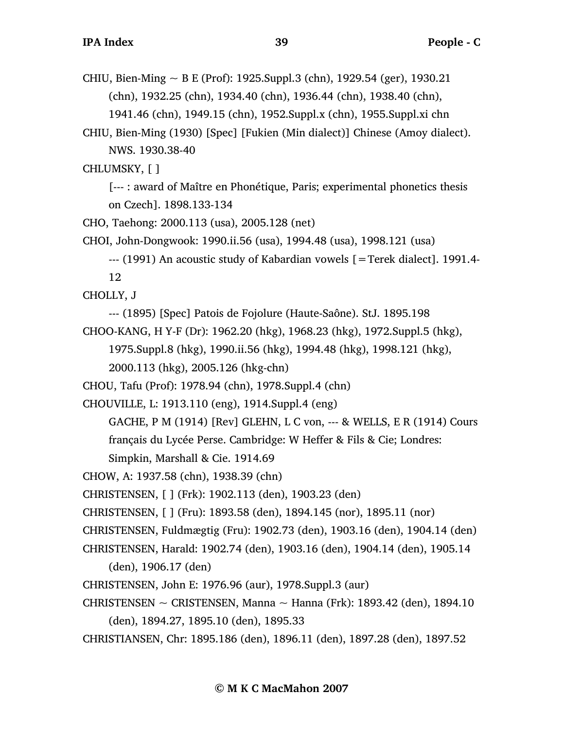CHIU, Bien-Ming ~ B E (Prof): 1925.Suppl.3 (chn), 1929.54 (ger), 1930.21 (chn), 1932.25 (chn), 1934.40 (chn), 1936.44 (chn), 1938.40 (chn), 1941.46 (chn), 1949.15 (chn), 1952.Suppl.x (chn), 1955.Suppl.xi chn

CHIU, Bien-Ming (1930) [Spec] [Fukien (Min dialect)] Chinese (Amoy dialect). NWS. 1930.38-40

CHLUMSKY, [ ]

[--- : award of Maître en Phonétique, Paris; experimental phonetics thesis on Czech]. 1898.133-134

CHO, Taehong: 2000.113 (usa), 2005.128 (net)

CHOI, John-Dongwook: 1990.ii.56 (usa), 1994.48 (usa), 1998.121 (usa)

--- (1991) An acoustic study of Kabardian vowels [=Terek dialect]. 1991.4-12

CHOLLY, J

--- (1895) [Spec] Patois de Fojolure (Haute-Saône). StJ. 1895.198

CHOO-KANG, H Y-F (Dr): 1962.20 (hkg), 1968.23 (hkg), 1972.Suppl.5 (hkg), 1975.Suppl.8 (hkg), 1990.ii.56 (hkg), 1994.48 (hkg), 1998.121 (hkg), 2000.113 (hkg), 2005.126 (hkg-chn)

CHOU, Tafu (Prof): 1978.94 (chn), 1978.Suppl.4 (chn)

CHOUVILLE, L: 1913.110 (eng), 1914.Suppl.4 (eng)

GACHE, P M (1914) [Rev] GLEHN, L C von, --- & WELLS, E R (1914) Cours français du Lycée Perse. Cambridge: W Heffer & Fils & Cie; Londres: Simpkin, Marshall & Cie. 1914.69

CHOW, A: 1937.58 (chn), 1938.39 (chn)

CHRISTENSEN, [ ] (Frk): 1902.113 (den), 1903.23 (den)

CHRISTENSEN, [ ] (Fru): 1893.58 (den), 1894.145 (nor), 1895.11 (nor)

CHRISTENSEN, Fuldmægtig (Fru): 1902.73 (den), 1903.16 (den), 1904.14 (den)

CHRISTENSEN, Harald: 1902.74 (den), 1903.16 (den), 1904.14 (den), 1905.14 (den), 1906.17 (den)

CHRISTENSEN, John E: 1976.96 (aur), 1978.Suppl.3 (aur)

CHRISTENSEN ~ CRISTENSEN, Manna ~ Hanna (Frk): 1893.42 (den), 1894.10 (den), 1894.27, 1895.10 (den), 1895.33

CHRISTIANSEN, Chr: 1895.186 (den), 1896.11 (den), 1897.28 (den), 1897.52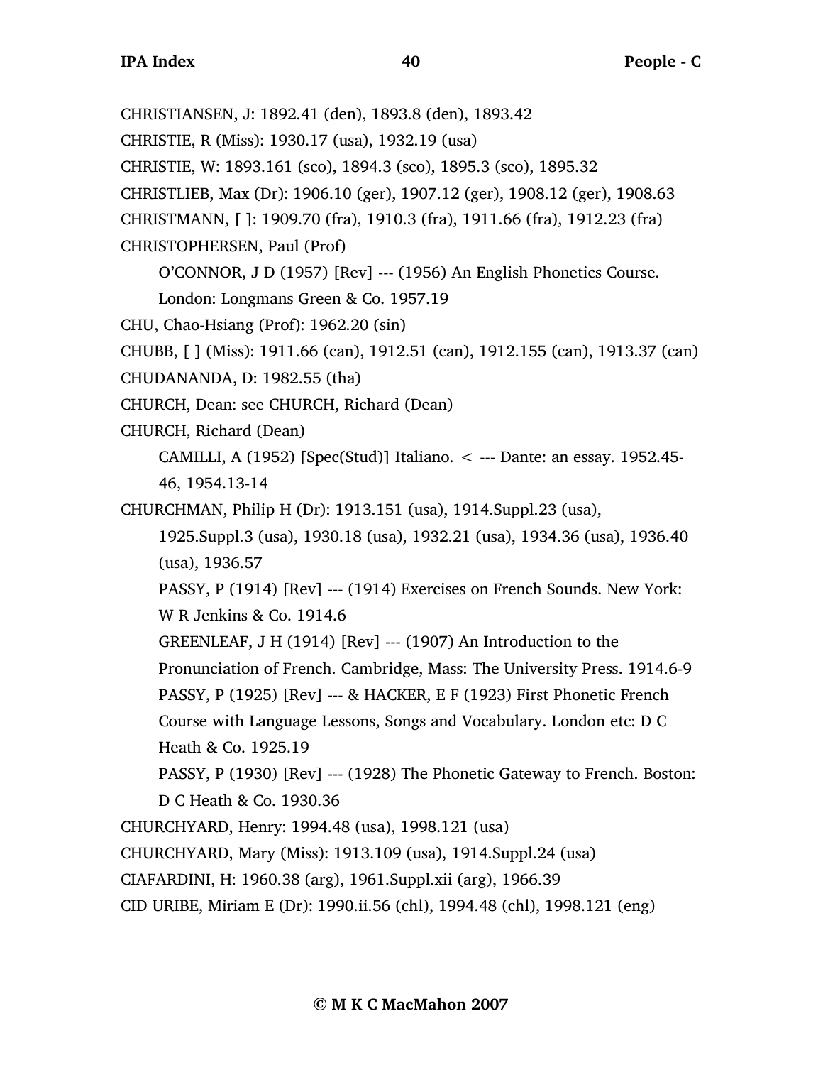CHRISTIANSEN, J: 1892.41 (den), 1893.8 (den), 1893.42

CHRISTIE, R (Miss): 1930.17 (usa), 1932.19 (usa)

CHRISTIE, W: 1893.161 (sco), 1894.3 (sco), 1895.3 (sco), 1895.32

CHRISTLIEB, Max (Dr): 1906.10 (ger), 1907.12 (ger), 1908.12 (ger), 1908.63

CHRISTMANN, [ ]: 1909.70 (fra), 1910.3 (fra), 1911.66 (fra), 1912.23 (fra)

CHRISTOPHERSEN, Paul (Prof)

O'CONNOR, J D (1957) [Rev] --- (1956) An English Phonetics Course. London: Longmans Green & Co. 1957.19

CHU, Chao-Hsiang (Prof): 1962.20 (sin)

CHUBB, [ ] (Miss): 1911.66 (can), 1912.51 (can), 1912.155 (can), 1913.37 (can)

CHUDANANDA, D: 1982.55 (tha)

CHURCH, Dean: see CHURCH, Richard (Dean)

CHURCH, Richard (Dean)

CAMILLI, A (1952) [Spec(Stud)] Italiano. < --- Dante: an essay. 1952.45-46, 1954.13-14

CHURCHMAN, Philip H (Dr): 1913.151 (usa), 1914.Suppl.23 (usa), 1925.Suppl.3 (usa), 1930.18 (usa), 1932.21 (usa), 1934.36 (usa), 1936.40 (usa), 1936.57

PASSY, P (1914) [Rev] --- (1914) Exercises on French Sounds. New York: W R Jenkins & Co. 1914.6

GREENLEAF, J H (1914) [Rev] --- (1907) An Introduction to the Pronunciation of French. Cambridge, Mass: The University Press. 1914.6-9

PASSY, P (1925) [Rev] --- & HACKER, E F (1923) First Phonetic French Course with Language Lessons, Songs and Vocabulary. London etc: D C Heath & Co. 1925.19

PASSY, P (1930) [Rev] --- (1928) The Phonetic Gateway to French. Boston: D C Heath & Co. 1930.36

CHURCHYARD, Henry: 1994.48 (usa), 1998.121 (usa)

CHURCHYARD, Mary (Miss): 1913.109 (usa), 1914.Suppl.24 (usa)

CIAFARDINI, H: 1960.38 (arg), 1961.Suppl.xii (arg), 1966.39

CID URIBE, Miriam E (Dr): 1990.ii.56 (chl), 1994.48 (chl), 1998.121 (eng)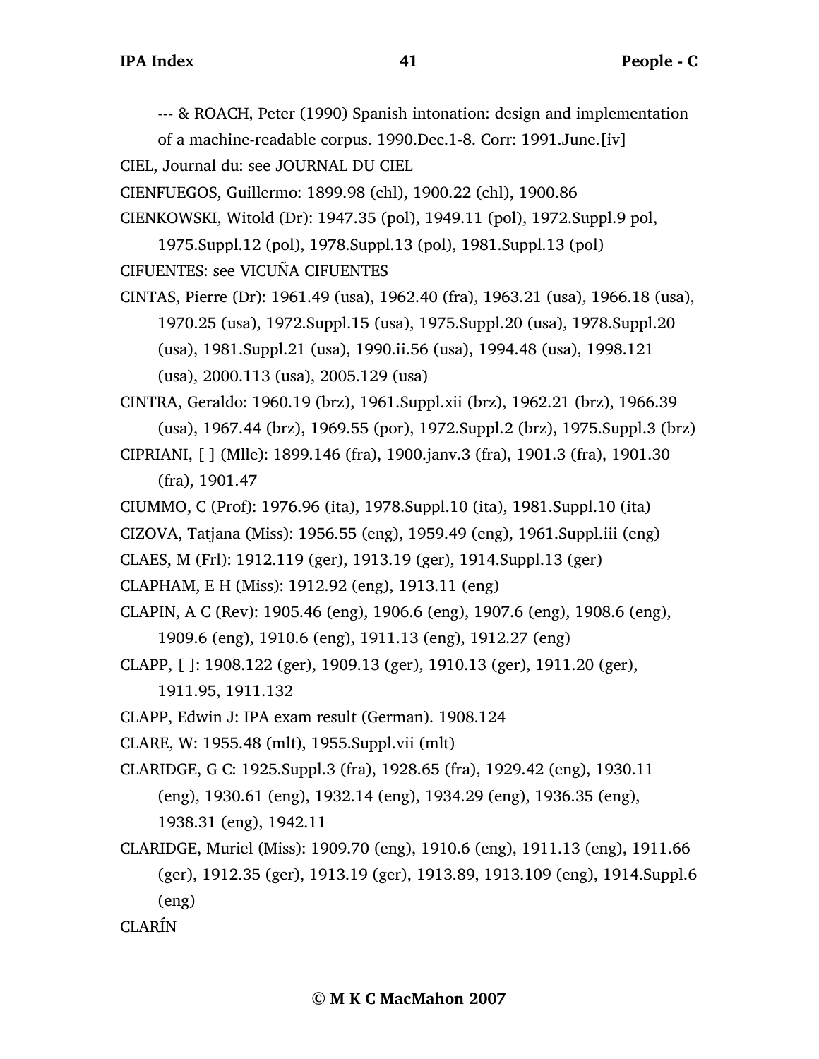--- & ROACH, Peter (1990) Spanish intonation: design and implementation of a machine-readable corpus. 1990.Dec.1-8. Corr: 1991.June.[iv]

CIEL, Journal du: see JOURNAL DU CIEL

CIENFUEGOS, Guillermo: 1899.98 (chl), 1900.22 (chl), 1900.86

CIENKOWSKI, Witold (Dr): 1947.35 (pol), 1949.11 (pol), 1972.Suppl.9 pol, 1975.Suppl.12 (pol), 1978.Suppl.13 (pol), 1981.Suppl.13 (pol)

CIFUENTES: see VICUÑA CIFUENTES

CINTAS, Pierre (Dr): 1961.49 (usa), 1962.40 (fra), 1963.21 (usa), 1966.18 (usa), 1970.25 (usa), 1972.Suppl.15 (usa), 1975.Suppl.20 (usa), 1978.Suppl.20 (usa), 1981.Suppl.21 (usa), 1990.ii.56 (usa), 1994.48 (usa), 1998.121 (usa), 2000.113 (usa), 2005.129 (usa)

CINTRA, Geraldo: 1960.19 (brz), 1961.Suppl.xii (brz), 1962.21 (brz), 1966.39 (usa), 1967.44 (brz), 1969.55 (por), 1972.Suppl.2 (brz), 1975.Suppl.3 (brz)

CIPRIANI, [ ] (Mlle): 1899.146 (fra), 1900.janv.3 (fra), 1901.3 (fra), 1901.30 (fra), 1901.47

CIUMMO, C (Prof): 1976.96 (ita), 1978.Suppl.10 (ita), 1981.Suppl.10 (ita)

CIZOVA, Tatjana (Miss): 1956.55 (eng), 1959.49 (eng), 1961.Suppl.iii (eng)

CLAES, M (Frl): 1912.119 (ger), 1913.19 (ger), 1914.Suppl.13 (ger)

CLAPHAM, E H (Miss): 1912.92 (eng), 1913.11 (eng)

CLAPIN, A C (Rev): 1905.46 (eng), 1906.6 (eng), 1907.6 (eng), 1908.6 (eng), 1909.6 (eng), 1910.6 (eng), 1911.13 (eng), 1912.27 (eng)

CLAPP, [ ]: 1908.122 (ger), 1909.13 (ger), 1910.13 (ger), 1911.20 (ger), 1911.95, 1911.132

CLAPP, Edwin J: IPA exam result (German). 1908.124

CLARE, W: 1955.48 (mlt), 1955.Suppl.vii (mlt)

CLARIDGE, G C: 1925.Suppl.3 (fra), 1928.65 (fra), 1929.42 (eng), 1930.11 (eng), 1930.61 (eng), 1932.14 (eng), 1934.29 (eng), 1936.35 (eng), 1938.31 (eng), 1942.11

CLARIDGE, Muriel (Miss): 1909.70 (eng), 1910.6 (eng), 1911.13 (eng), 1911.66 (ger), 1912.35 (ger), 1913.19 (ger), 1913.89, 1913.109 (eng), 1914.Suppl.6 (eng)

CLARÍN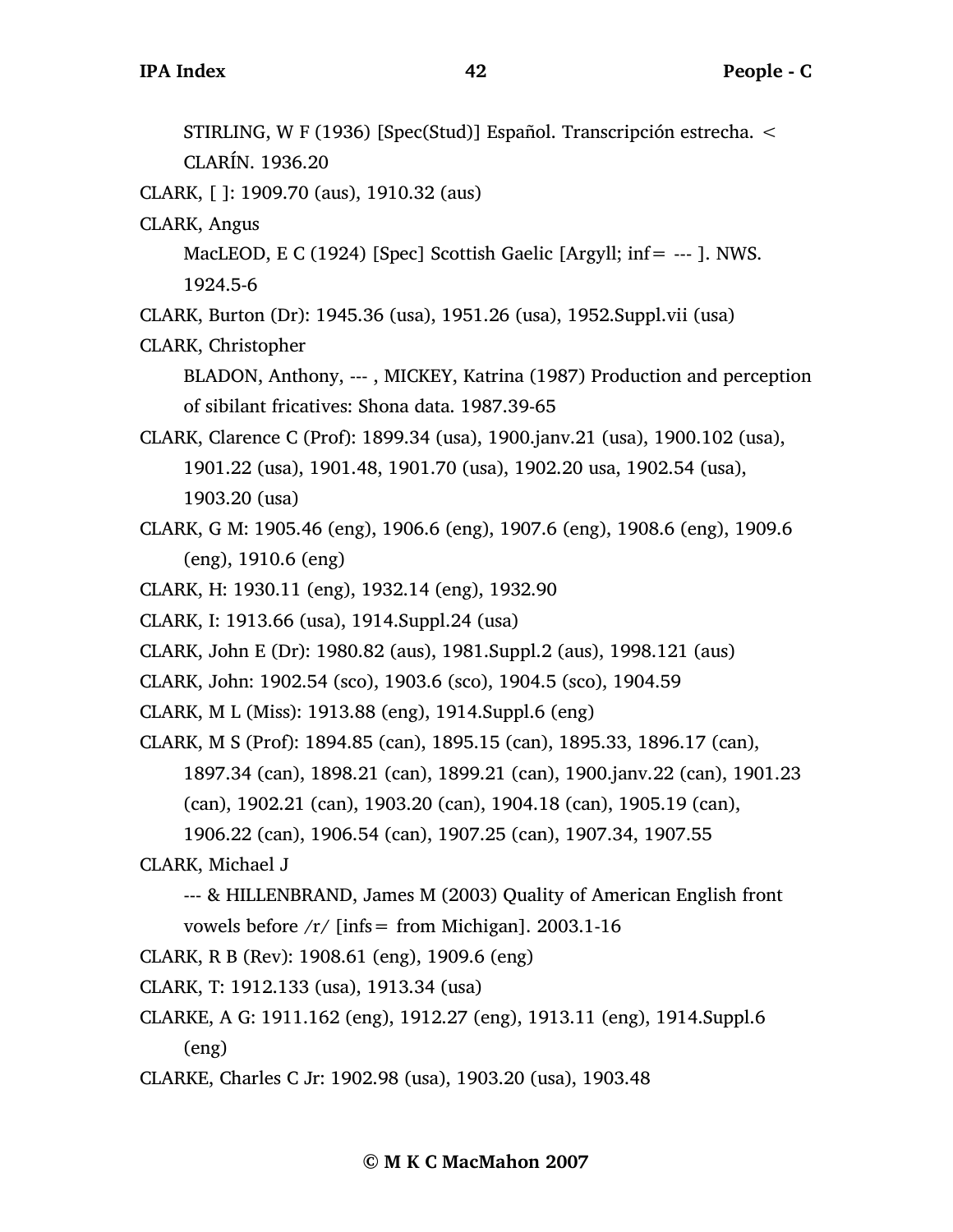STIRLING, W F (1936) [Spec(Stud)] Español. Transcripción estrecha. < CLARÍN. 1936.20

CLARK, [ ]: 1909.70 (aus), 1910.32 (aus)

CLARK, Angus

MacLEOD, E C (1924) [Spec] Scottish Gaelic [Argyll; inf= --- ]. NWS. 1924.5-6

CLARK, Burton (Dr): 1945.36 (usa), 1951.26 (usa), 1952.Suppl.vii (usa)

CLARK, Christopher

BLADON, Anthony, --- , MICKEY, Katrina (1987) Production and perception of sibilant fricatives: Shona data. 1987.39-65

CLARK, Clarence C (Prof): 1899.34 (usa), 1900.janv.21 (usa), 1900.102 (usa), 1901.22 (usa), 1901.48, 1901.70 (usa), 1902.20 usa, 1902.54 (usa), 1903.20 (usa)

CLARK, G M: 1905.46 (eng), 1906.6 (eng), 1907.6 (eng), 1908.6 (eng), 1909.6 (eng), 1910.6 (eng)

CLARK, H: 1930.11 (eng), 1932.14 (eng), 1932.90

CLARK, I: 1913.66 (usa), 1914.Suppl.24 (usa)

CLARK, John E (Dr): 1980.82 (aus), 1981.Suppl.2 (aus), 1998.121 (aus)

CLARK, John: 1902.54 (sco), 1903.6 (sco), 1904.5 (sco), 1904.59

CLARK, M L (Miss): 1913.88 (eng), 1914.Suppl.6 (eng)

CLARK, M S (Prof): 1894.85 (can), 1895.15 (can), 1895.33, 1896.17 (can), 1897.34 (can), 1898.21 (can), 1899.21 (can), 1900.janv.22 (can), 1901.23 (can), 1902.21 (can), 1903.20 (can), 1904.18 (can), 1905.19 (can), 1906.22 (can), 1906.54 (can), 1907.25 (can), 1907.34, 1907.55

CLARK, Michael J

--- & HILLENBRAND, James M (2003) Quality of American English front vowels before /r/ [infs= from Michigan]. 2003.1-16

CLARK, R B (Rev): 1908.61 (eng), 1909.6 (eng)

CLARK, T: 1912.133 (usa), 1913.34 (usa)

CLARKE, A G: 1911.162 (eng), 1912.27 (eng), 1913.11 (eng), 1914.Suppl.6 (eng)

CLARKE, Charles C Jr: 1902.98 (usa), 1903.20 (usa), 1903.48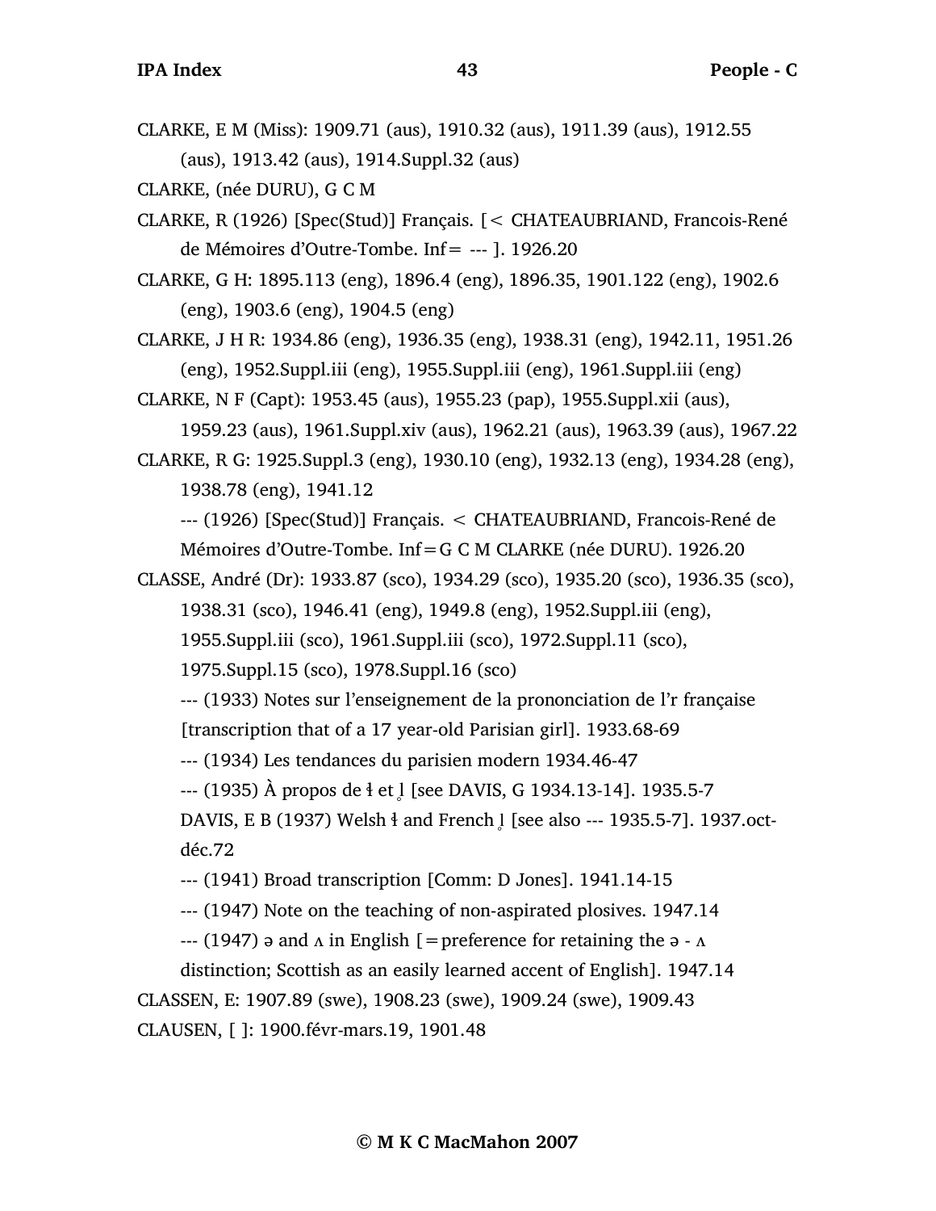CLARKE, E M (Miss): 1909.71 (aus), 1910.32 (aus), 1911.39 (aus), 1912.55 (aus), 1913.42 (aus), 1914.Suppl.32 (aus)

CLARKE, (née DURU), G C M

CLARKE, R (1926) [Spec(Stud)] Français. [< CHATEAUBRIAND, Francois-René de Mémoires d'Outre-Tombe. Inf= --- ]. 1926.20

CLARKE, G H: 1895.113 (eng), 1896.4 (eng), 1896.35, 1901.122 (eng), 1902.6 (eng), 1903.6 (eng), 1904.5 (eng)

CLARKE, J H R: 1934.86 (eng), 1936.35 (eng), 1938.31 (eng), 1942.11, 1951.26 (eng), 1952.Suppl.iii (eng), 1955.Suppl.iii (eng), 1961.Suppl.iii (eng)

CLARKE, N F (Capt): 1953.45 (aus), 1955.23 (pap), 1955.Suppl.xii (aus), 1959.23 (aus), 1961.Suppl.xiv (aus), 1962.21 (aus), 1963.39 (aus), 1967.22

CLARKE, R G: 1925.Suppl.3 (eng), 1930.10 (eng), 1932.13 (eng), 1934.28 (eng), 1938.78 (eng), 1941.12

--- (1926) [Spec(Stud)] Français. < CHATEAUBRIAND, Francois-René de Mémoires d'Outre-Tombe. Inf=G C M CLARKE (née DURU). 1926.20

CLASSE, André (Dr): 1933.87 (sco), 1934.29 (sco), 1935.20 (sco), 1936.35 (sco), 1938.31 (sco), 1946.41 (eng), 1949.8 (eng), 1952.Suppl.iii (eng), 1955.Suppl.iii (sco), 1961.Suppl.iii (sco), 1972.Suppl.11 (sco), 1975.Suppl.15 (sco), 1978.Suppl.16 (sco)

--- (1933) Notes sur l'enseignement de la prononciation de l'r française [transcription that of a 17 year-old Parisian girl]. 1933.68-69

--- (1934) Les tendances du parisien modern 1934.46-47

--- (1935) À propos de ɬ et l̥ [see DAVIS, G 1934.13-14]. 1935.5-7

DAVIS, E B (1937) Welsh ɬ and French l̥ [see also --- 1935.5-7]. 1937.oct-déc.72

--- (1941) Broad transcription [Comm: D Jones]. 1941.14-15

--- (1947) Note on the teaching of non-aspirated plosives. 1947.14

--- (1947) ə and ʌ in English [=preference for retaining the ə - ʌ distinction; Scottish as an easily learned accent of English]. 1947.14

CLASSEN, E: 1907.89 (swe), 1908.23 (swe), 1909.24 (swe), 1909.43

CLAUSEN, [ ]: 1900.févr-mars.19, 1901.48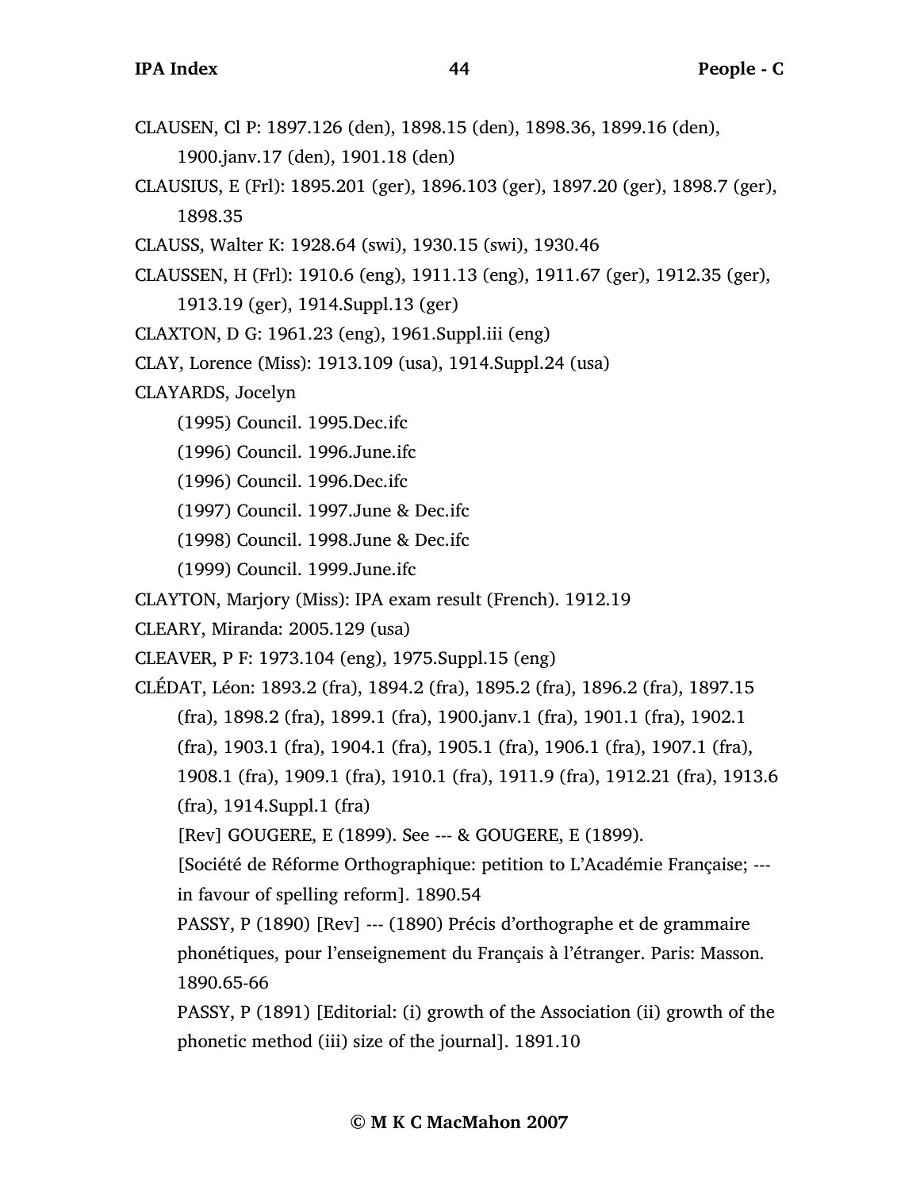CLAUSEN, Cl P: 1897.126 (den), 1898.15 (den), 1898.36, 1899.16 (den), 1900.janv.17 (den), 1901.18 (den)

CLAUSIUS, E (Frl): 1895.201 (ger), 1896.103 (ger), 1897.20 (ger), 1898.7 (ger), 1898.35

CLAUSS, Walter K: 1928.64 (swi), 1930.15 (swi), 1930.46

CLAUSSEN, H (Frl): 1910.6 (eng), 1911.13 (eng), 1911.67 (ger), 1912.35 (ger), 1913.19 (ger), 1914.Suppl.13 (ger)

CLAXTON, D G: 1961.23 (eng), 1961.Suppl.iii (eng)

CLAY, Lorence (Miss): 1913.109 (usa), 1914.Suppl.24 (usa)

CLAYARDS, Jocelyn

(1995) Council. 1995.Dec.ifc

(1996) Council. 1996.June.ifc

(1996) Council. 1996.Dec.ifc

(1997) Council. 1997.June & Dec.ifc

(1998) Council. 1998.June & Dec.ifc

(1999) Council. 1999.June.ifc

CLAYTON, Marjory (Miss): IPA exam result (French). 1912.19

CLEARY, Miranda: 2005.129 (usa)

CLEAVER, P F: 1973.104 (eng), 1975.Suppl.15 (eng)

CLÉDAT, Léon: 1893.2 (fra), 1894.2 (fra), 1895.2 (fra), 1896.2 (fra), 1897.15 (fra), 1898.2 (fra), 1899.1 (fra), 1900.janv.1 (fra), 1901.1 (fra), 1902.1 (fra), 1903.1 (fra), 1904.1 (fra), 1905.1 (fra), 1906.1 (fra), 1907.1 (fra), 1908.1 (fra), 1909.1 (fra), 1910.1 (fra), 1911.9 (fra), 1912.21 (fra), 1913.6 (fra), 1914.Suppl.1 (fra)

[Rev] GOUGERE, E (1899). See --- & GOUGERE, E (1899).

[Société de Réforme Orthographique: petition to L'Académie Française; --- in favour of spelling reform]. 1890.54

PASSY, P (1890) [Rev] --- (1890) Précis d'orthographe et de grammaire phonétiques, pour l'enseignement du Français à l'étranger. Paris: Masson. 1890.65-66

PASSY, P (1891) [Editorial: (i) growth of the Association (ii) growth of the phonetic method (iii) size of the journal]. 1891.10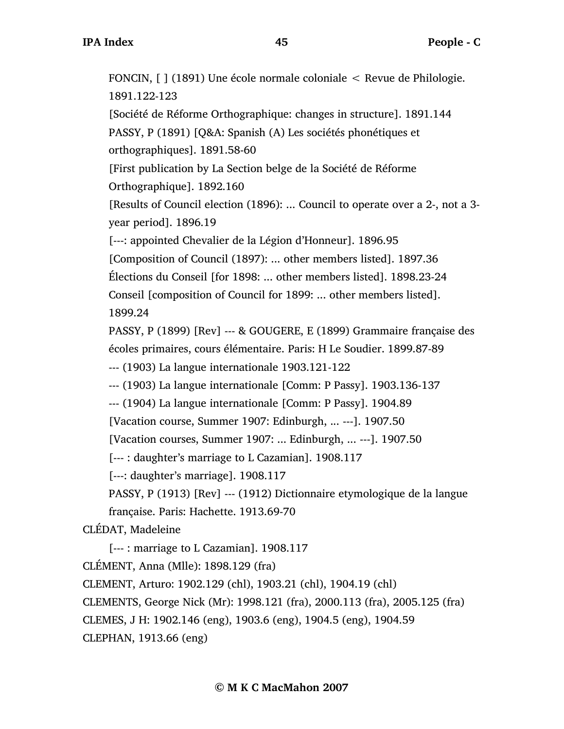FONCIN, [ ] (1891) Une école normale coloniale < Revue de Philologie. 1891.122-123

[Société de Réforme Orthographique: changes in structure]. 1891.144

PASSY, P (1891) [Q&A: Spanish (A) Les sociétés phonétiques et orthographiques]. 1891.58-60

[First publication by La Section belge de la Société de Réforme Orthographique]. 1892.160

[Results of Council election (1896): ... Council to operate over a 2-, not a 3-year period]. 1896.19

[---: appointed Chevalier de la Légion d'Honneur]. 1896.95

[Composition of Council (1897): ... other members listed]. 1897.36

Élections du Conseil [for 1898: ... other members listed]. 1898.23-24

Conseil [composition of Council for 1899: ... other members listed]. 1899.24

PASSY, P (1899) [Rev] --- & GOUGERE, E (1899) Grammaire française des écoles primaires, cours élémentaire. Paris: H Le Soudier. 1899.87-89

--- (1903) La langue internationale 1903.121-122

--- (1903) La langue internationale [Comm: P Passy]. 1903.136-137

--- (1904) La langue internationale [Comm: P Passy]. 1904.89

[Vacation course, Summer 1907: Edinburgh, ... ---]. 1907.50

[Vacation courses, Summer 1907: ... Edinburgh, ... ---]. 1907.50

[--- : daughter's marriage to L Cazamian]. 1908.117

[---: daughter's marriage]. 1908.117

PASSY, P (1913) [Rev] --- (1912) Dictionnaire etymologique de la langue française. Paris: Hachette. 1913.69-70

CLÉDAT, Madeleine

[--- : marriage to L Cazamian]. 1908.117

CLÉMENT, Anna (Mlle): 1898.129 (fra)

CLEMENT, Arturo: 1902.129 (chl), 1903.21 (chl), 1904.19 (chl)

CLEMENTS, George Nick (Mr): 1998.121 (fra), 2000.113 (fra), 2005.125 (fra)

CLEMES, J H: 1902.146 (eng), 1903.6 (eng), 1904.5 (eng), 1904.59

CLEPHAN, 1913.66 (eng)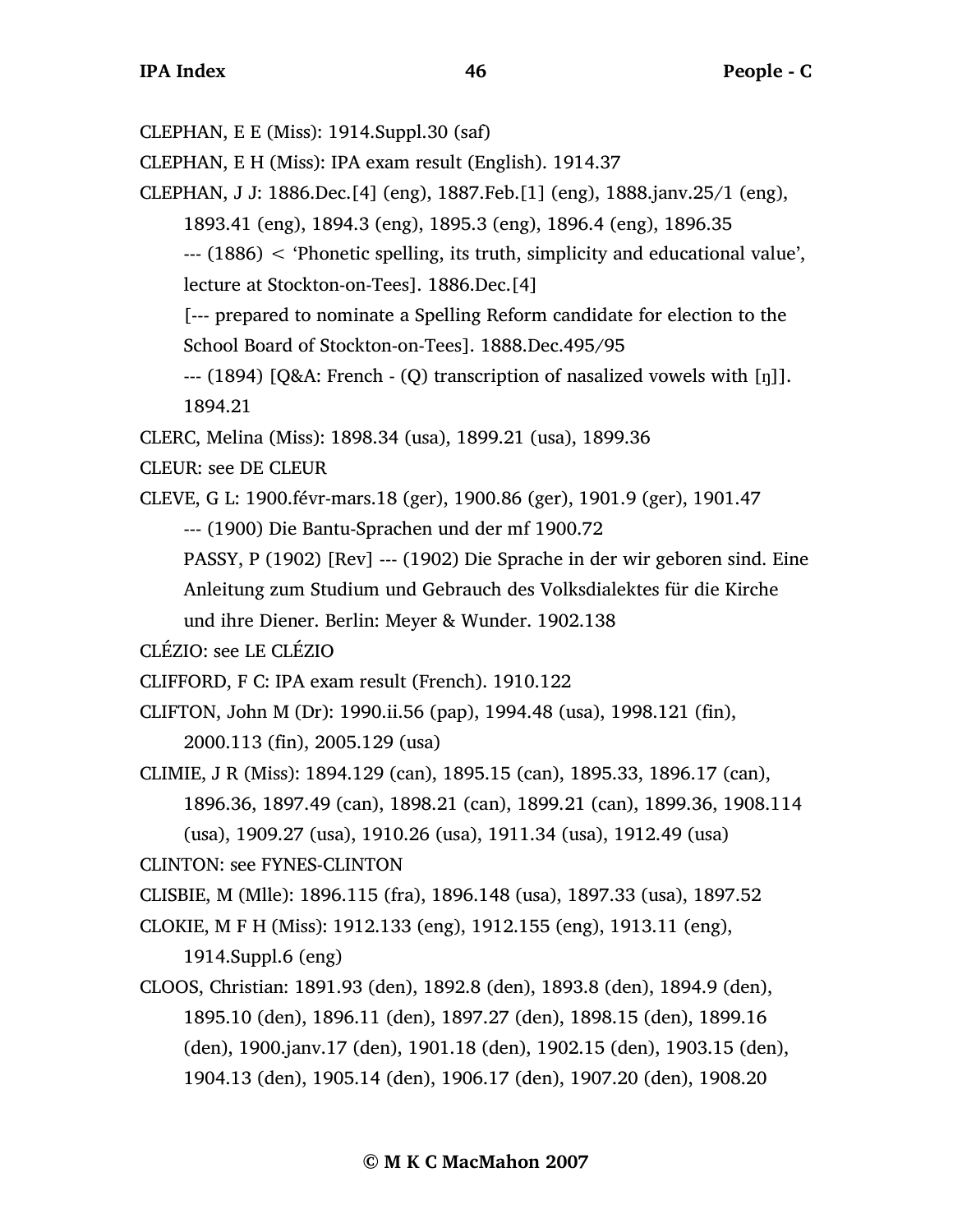CLEPHAN, E E (Miss): 1914.Suppl.30 (saf)

CLEPHAN, E H (Miss): IPA exam result (English). 1914.37

CLEPHAN, J J: 1886.Dec.[4] (eng), 1887.Feb.[1] (eng), 1888.janv.25/1 (eng), 1893.41 (eng), 1894.3 (eng), 1895.3 (eng), 1896.4 (eng), 1896.35

--- (1886) < 'Phonetic spelling, its truth, simplicity and educational value', lecture at Stockton-on-Tees]. 1886.Dec.[4]

[--- prepared to nominate a Spelling Reform candidate for election to the School Board of Stockton-on-Tees]. 1888.Dec.495/95

--- (1894) [Q&A: French - (Q) transcription of nasalized vowels with [ŋ]]. 1894.21

CLERC, Melina (Miss): 1898.34 (usa), 1899.21 (usa), 1899.36

CLEUR: see DE CLEUR

CLEVE, G L: 1900.févr-mars.18 (ger), 1900.86 (ger), 1901.9 (ger), 1901.47

--- (1900) Die Bantu-Sprachen und der mf 1900.72

PASSY, P (1902) [Rev] --- (1902) Die Sprache in der wir geboren sind. Eine Anleitung zum Studium und Gebrauch des Volksdialektes für die Kirche und ihre Diener. Berlin: Meyer & Wunder. 1902.138

CLÉZIO: see LE CLÉZIO

CLIFFORD, F C: IPA exam result (French). 1910.122

CLIFTON, John M (Dr): 1990.ii.56 (pap), 1994.48 (usa), 1998.121 (fin), 2000.113 (fin), 2005.129 (usa)

CLIMIE, J R (Miss): 1894.129 (can), 1895.15 (can), 1895.33, 1896.17 (can), 1896.36, 1897.49 (can), 1898.21 (can), 1899.21 (can), 1899.36, 1908.114 (usa), 1909.27 (usa), 1910.26 (usa), 1911.34 (usa), 1912.49 (usa)

CLINTON: see FYNES-CLINTON

CLISBIE, M (Mlle): 1896.115 (fra), 1896.148 (usa), 1897.33 (usa), 1897.52

CLOKIE, M F H (Miss): 1912.133 (eng), 1912.155 (eng), 1913.11 (eng), 1914.Suppl.6 (eng)

CLOOS, Christian: 1891.93 (den), 1892.8 (den), 1893.8 (den), 1894.9 (den), 1895.10 (den), 1896.11 (den), 1897.27 (den), 1898.15 (den), 1899.16 (den), 1900.janv.17 (den), 1901.18 (den), 1902.15 (den), 1903.15 (den), 1904.13 (den), 1905.14 (den), 1906.17 (den), 1907.20 (den), 1908.20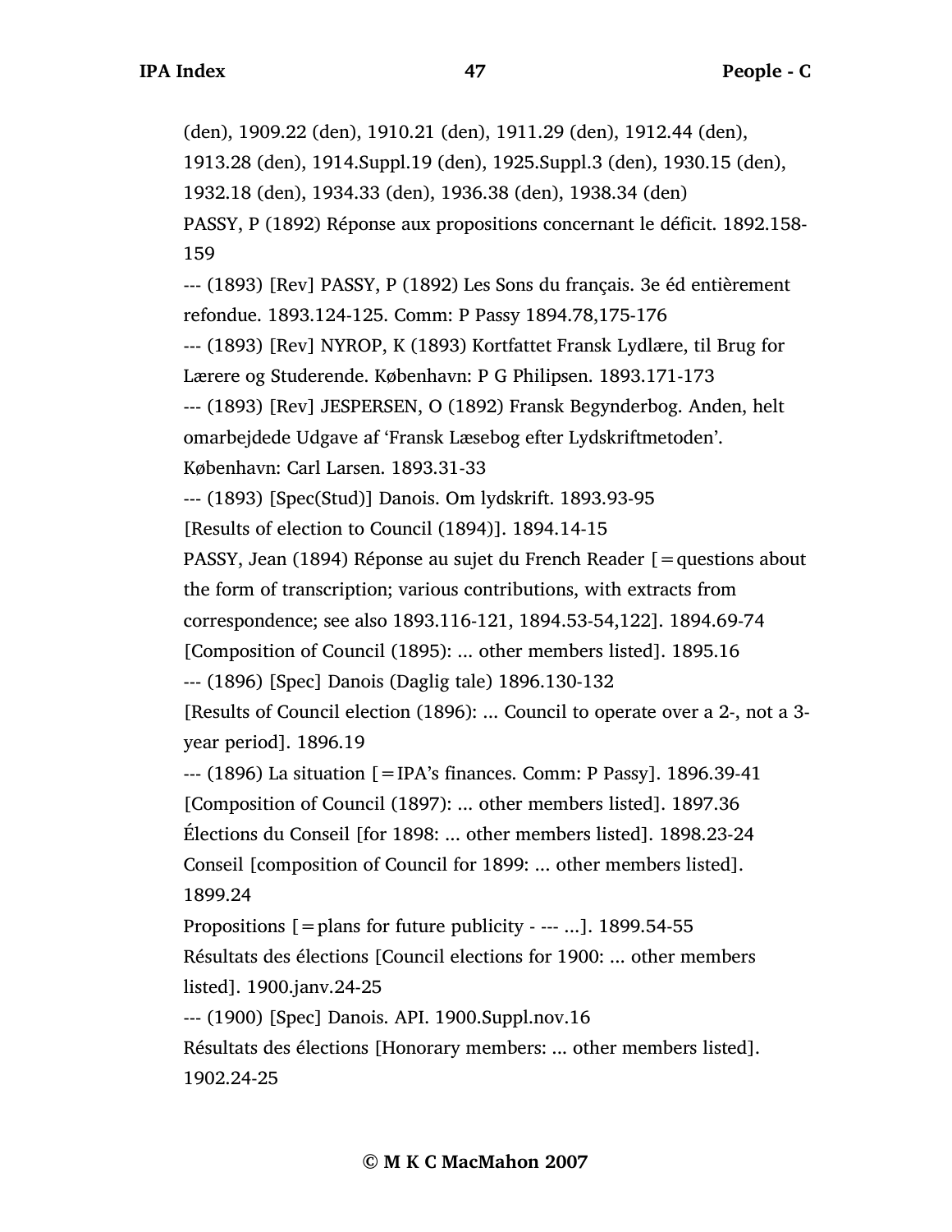(den), 1909.22 (den), 1910.21 (den), 1911.29 (den), 1912.44 (den), 1913.28 (den), 1914.Suppl.19 (den), 1925.Suppl.3 (den), 1930.15 (den), 1932.18 (den), 1934.33 (den), 1936.38 (den), 1938.34 (den)

PASSY, P (1892) Réponse aux propositions concernant le déficit. 1892.158-159

--- (1893) [Rev] PASSY, P (1892) Les Sons du français. 3e éd entièrement refondue. 1893.124-125. Comm: P Passy 1894.78,175-176

--- (1893) [Rev] NYROP, K (1893) Kortfattet Fransk Lydlære, til Brug for Lærere og Studerende. København: P G Philipsen. 1893.171-173

--- (1893) [Rev] JESPERSEN, O (1892) Fransk Begynderbog. Anden, helt omarbejdede Udgave af 'Fransk Læsebog efter Lydskriftmetoden'. København: Carl Larsen. 1893.31-33

--- (1893) [Spec(Stud)] Danois. Om lydskrift. 1893.93-95

[Results of election to Council (1894)]. 1894.14-15

PASSY, Jean (1894) Réponse au sujet du French Reader [=questions about the form of transcription; various contributions, with extracts from correspondence; see also 1893.116-121, 1894.53-54,122]. 1894.69-74

[Composition of Council (1895): ... other members listed]. 1895.16

--- (1896) [Spec] Danois (Daglig tale) 1896.130-132

[Results of Council election (1896): ... Council to operate over a 2-, not a 3-year period]. 1896.19

--- (1896) La situation [=IPA's finances. Comm: P Passy]. 1896.39-41

[Composition of Council (1897): ... other members listed]. 1897.36

Élections du Conseil [for 1898: ... other members listed]. 1898.23-24

Conseil [composition of Council for 1899: ... other members listed]. 1899.24

Propositions [=plans for future publicity - --- ...]. 1899.54-55

Résultats des élections [Council elections for 1900: ... other members listed]. 1900.janv.24-25

--- (1900) [Spec] Danois. API. 1900.Suppl.nov.16

Résultats des élections [Honorary members: ... other members listed]. 1902.24-25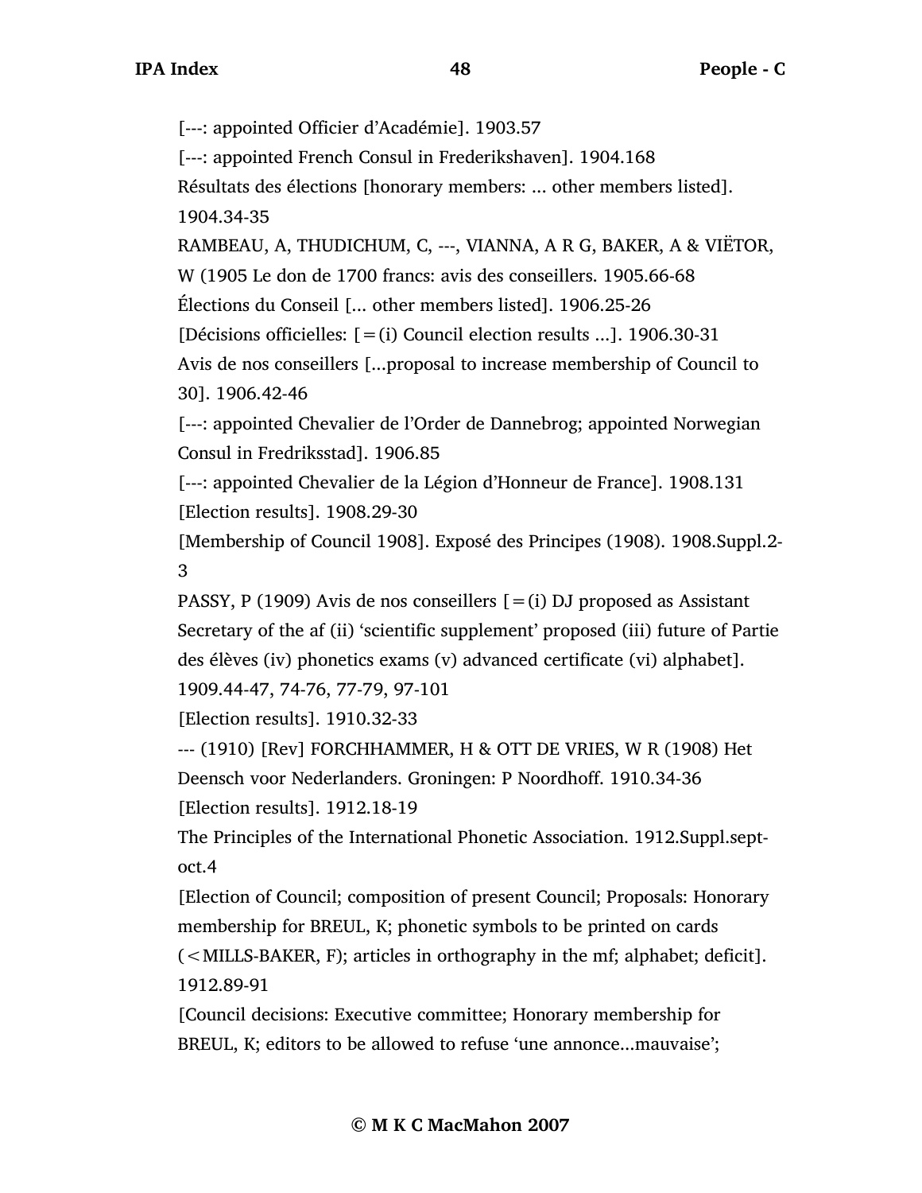[---: appointed Officier d'Académie]. 1903.57

[---: appointed French Consul in Frederikshaven]. 1904.168

Résultats des élections [honorary members: ... other members listed]. 1904.34-35

RAMBEAU, A, THUDICHUM, C, ---, VIANNA, A R G, BAKER, A & VIËTOR, W (1905 Le don de 1700 francs: avis des conseillers. 1905.66-68

Élections du Conseil [... other members listed]. 1906.25-26

[Décisions officielles: [=(i) Council election results ...]. 1906.30-31

Avis de nos conseillers [...proposal to increase membership of Council to 30]. 1906.42-46

[---: appointed Chevalier de l'Order de Dannebrog; appointed Norwegian Consul in Fredriksstad]. 1906.85

[---: appointed Chevalier de la Légion d'Honneur de France]. 1908.131

[Election results]. 1908.29-30

[Membership of Council 1908]. Exposé des Principes (1908). 1908.Suppl.2-3

PASSY, P (1909) Avis de nos conseillers [=(i) DJ proposed as Assistant Secretary of the af (ii) 'scientific supplement' proposed (iii) future of Partie des élèves (iv) phonetics exams (v) advanced certificate (vi) alphabet]. 1909.44-47, 74-76, 77-79, 97-101

[Election results]. 1910.32-33

--- (1910) [Rev] FORCHHAMMER, H & OTT DE VRIES, W R (1908) Het Deensch voor Nederlanders. Groningen: P Noordhoff. 1910.34-36

[Election results]. 1912.18-19

The Principles of the International Phonetic Association. 1912.Suppl.sept-oct.4

[Election of Council; composition of present Council; Proposals: Honorary membership for BREUL, K; phonetic symbols to be printed on cards (<MILLS-BAKER, F); articles in orthography in the mf; alphabet; deficit]. 1912.89-91

[Council decisions: Executive committee; Honorary membership for BREUL, K; editors to be allowed to refuse 'une annonce...mauvaise';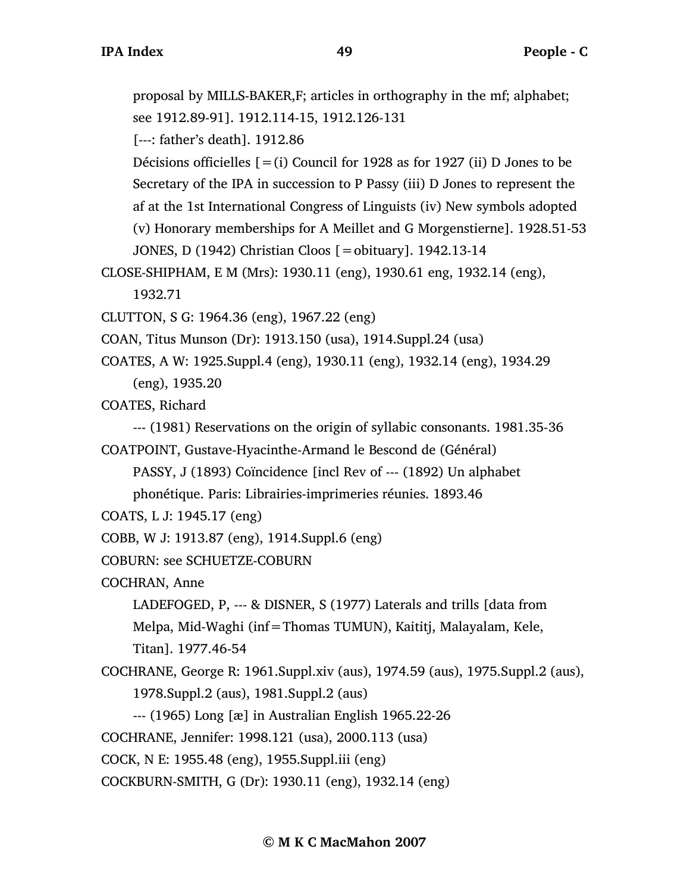proposal by MILLS-BAKER,F; articles in orthography in the mf; alphabet; see 1912.89-91]. 1912.114-15, 1912.126-131

[---: father's death]. 1912.86

Décisions officielles [=(i) Council for 1928 as for 1927 (ii) D Jones to be Secretary of the IPA in succession to P Passy (iii) D Jones to represent the af at the 1st International Congress of Linguists (iv) New symbols adopted (v) Honorary memberships for A Meillet and G Morgenstierne]. 1928.51-53

JONES, D (1942) Christian Cloos [=obituary]. 1942.13-14

CLOSE-SHIPHAM, E M (Mrs): 1930.11 (eng), 1930.61 eng, 1932.14 (eng), 1932.71

CLUTTON, S G: 1964.36 (eng), 1967.22 (eng)

COAN, Titus Munson (Dr): 1913.150 (usa), 1914.Suppl.24 (usa)

COATES, A W: 1925.Suppl.4 (eng), 1930.11 (eng), 1932.14 (eng), 1934.29 (eng), 1935.20

COATES, Richard

--- (1981) Reservations on the origin of syllabic consonants. 1981.35-36

COATPOINT, Gustave-Hyacinthe-Armand le Bescond de (Général)

PASSY, J (1893) Coïncidence [incl Rev of --- (1892) Un alphabet phonétique. Paris: Librairies-imprimeries réunies. 1893.46

COATS, L J: 1945.17 (eng)

COBB, W J: 1913.87 (eng), 1914.Suppl.6 (eng)

COBURN: see SCHUETZE-COBURN

COCHRAN, Anne

LADEFOGED, P, --- & DISNER, S (1977) Laterals and trills [data from Melpa, Mid-Waghi (inf=Thomas TUMUN), Kaititj, Malayalam, Kele, Titan]. 1977.46-54

COCHRANE, George R: 1961.Suppl.xiv (aus), 1974.59 (aus), 1975.Suppl.2 (aus), 1978.Suppl.2 (aus), 1981.Suppl.2 (aus)

--- (1965) Long [æ] in Australian English 1965.22-26

COCHRANE, Jennifer: 1998.121 (usa), 2000.113 (usa)

COCK, N E: 1955.48 (eng), 1955.Suppl.iii (eng)

COCKBURN-SMITH, G (Dr): 1930.11 (eng), 1932.14 (eng)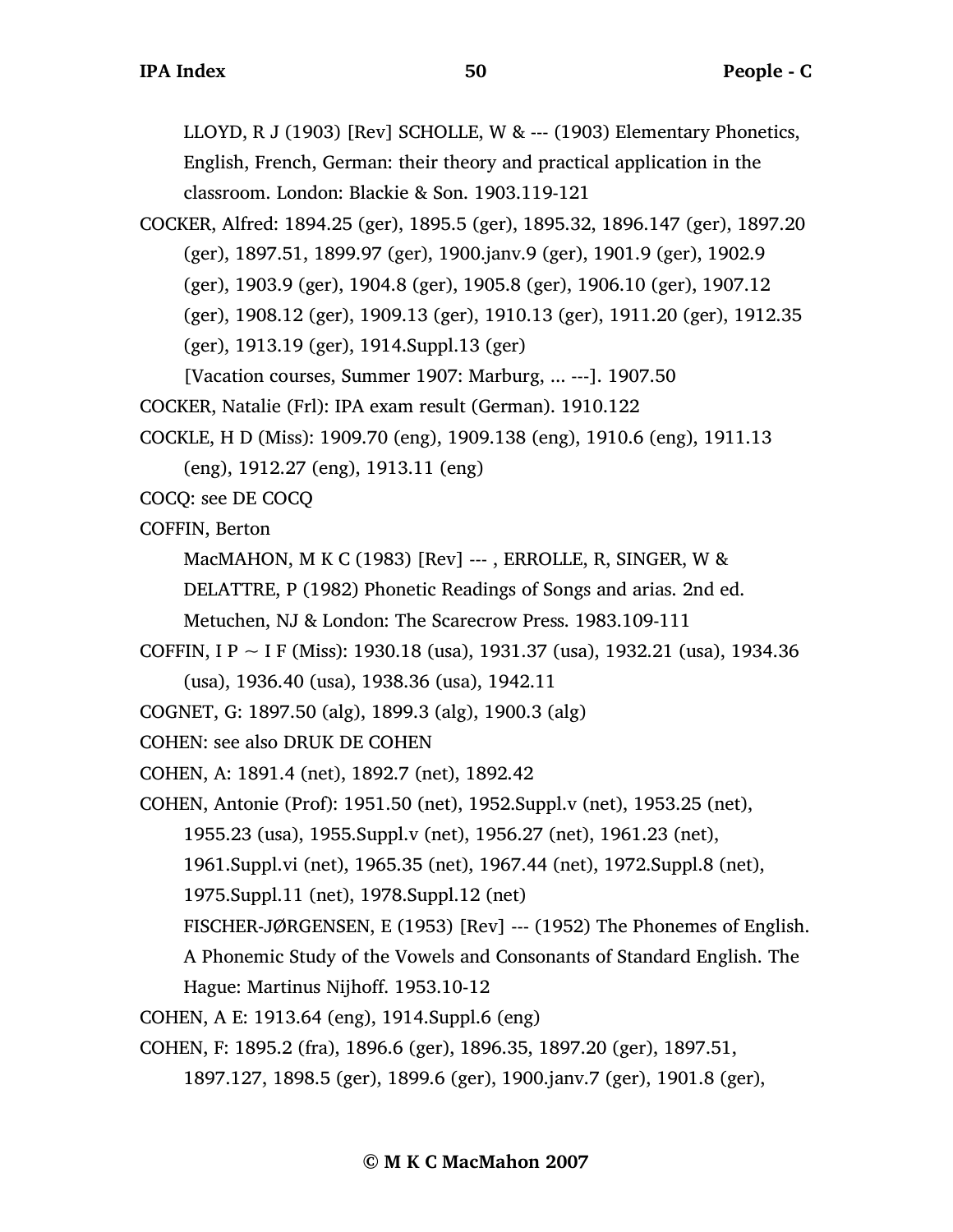LLOYD, R J (1903) [Rev] SCHOLLE, W & --- (1903) Elementary Phonetics, English, French, German: their theory and practical application in the classroom. London: Blackie & Son. 1903.119-121

COCKER, Alfred: 1894.25 (ger), 1895.5 (ger), 1895.32, 1896.147 (ger), 1897.20 (ger), 1897.51, 1899.97 (ger), 1900.janv.9 (ger), 1901.9 (ger), 1902.9 (ger), 1903.9 (ger), 1904.8 (ger), 1905.8 (ger), 1906.10 (ger), 1907.12 (ger), 1908.12 (ger), 1909.13 (ger), 1910.13 (ger), 1911.20 (ger), 1912.35 (ger), 1913.19 (ger), 1914.Suppl.13 (ger)

[Vacation courses, Summer 1907: Marburg, ... ---]. 1907.50

COCKER, Natalie (Frl): IPA exam result (German). 1910.122

COCKLE, H D (Miss): 1909.70 (eng), 1909.138 (eng), 1910.6 (eng), 1911.13 (eng), 1912.27 (eng), 1913.11 (eng)

COCQ: see DE COCQ

COFFIN, Berton

MacMAHON, M K C (1983) [Rev] --- , ERROLLE, R, SINGER, W & DELATTRE, P (1982) Phonetic Readings of Songs and arias. 2nd ed. Metuchen, NJ & London: The Scarecrow Press. 1983.109-111

COFFIN, I P ~ I F (Miss): 1930.18 (usa), 1931.37 (usa), 1932.21 (usa), 1934.36 (usa), 1936.40 (usa), 1938.36 (usa), 1942.11

COGNET, G: 1897.50 (alg), 1899.3 (alg), 1900.3 (alg)

COHEN: see also DRUK DE COHEN

COHEN, A: 1891.4 (net), 1892.7 (net), 1892.42

COHEN, Antonie (Prof): 1951.50 (net), 1952.Suppl.v (net), 1953.25 (net), 1955.23 (usa), 1955.Suppl.v (net), 1956.27 (net), 1961.23 (net), 1961.Suppl.vi (net), 1965.35 (net), 1967.44 (net), 1972.Suppl.8 (net), 1975.Suppl.11 (net), 1978.Suppl.12 (net)

FISCHER-JØRGENSEN, E (1953) [Rev] --- (1952) The Phonemes of English. A Phonemic Study of the Vowels and Consonants of Standard English. The Hague: Martinus Nijhoff. 1953.10-12

COHEN, A E: 1913.64 (eng), 1914.Suppl.6 (eng)

COHEN, F: 1895.2 (fra), 1896.6 (ger), 1896.35, 1897.20 (ger), 1897.51, 1897.127, 1898.5 (ger), 1899.6 (ger), 1900.janv.7 (ger), 1901.8 (ger),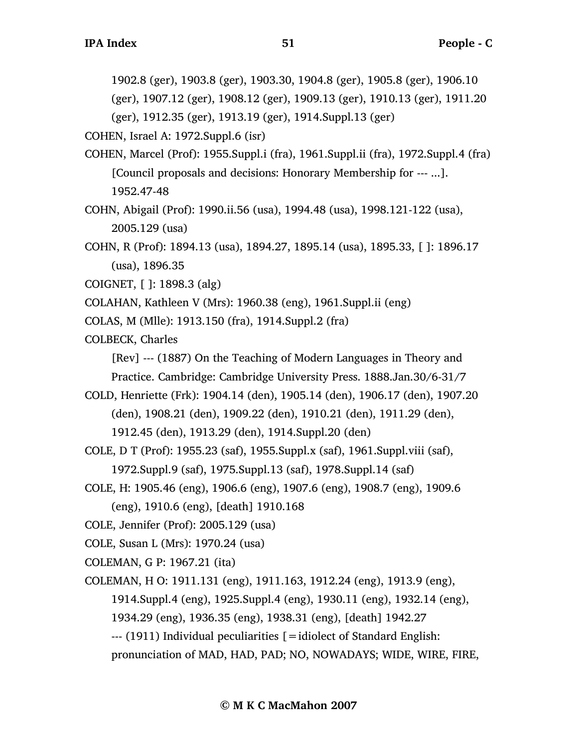1902.8 (ger), 1903.8 (ger), 1903.30, 1904.8 (ger), 1905.8 (ger), 1906.10 (ger), 1907.12 (ger), 1908.12 (ger), 1909.13 (ger), 1910.13 (ger), 1911.20 (ger), 1912.35 (ger), 1913.19 (ger), 1914.Suppl.13 (ger)

COHEN, Israel A: 1972.Suppl.6 (isr)

COHEN, Marcel (Prof): 1955.Suppl.i (fra), 1961.Suppl.ii (fra), 1972.Suppl.4 (fra)
[Council proposals and decisions: Honorary Membership for --- ...]. 1952.47-48

COHN, Abigail (Prof): 1990.ii.56 (usa), 1994.48 (usa), 1998.121-122 (usa), 2005.129 (usa)

COHN, R (Prof): 1894.13 (usa), 1894.27, 1895.14 (usa), 1895.33, [ ]: 1896.17 (usa), 1896.35

COIGNET, [ ]: 1898.3 (alg)

COLAHAN, Kathleen V (Mrs): 1960.38 (eng), 1961.Suppl.ii (eng)

COLAS, M (Mlle): 1913.150 (fra), 1914.Suppl.2 (fra)

COLBECK, Charles
[Rev] --- (1887) On the Teaching of Modern Languages in Theory and Practice. Cambridge: Cambridge University Press. 1888.Jan.30/6-31/7

COLD, Henriette (Frk): 1904.14 (den), 1905.14 (den), 1906.17 (den), 1907.20 (den), 1908.21 (den), 1909.22 (den), 1910.21 (den), 1911.29 (den), 1912.45 (den), 1913.29 (den), 1914.Suppl.20 (den)

COLE, D T (Prof): 1955.23 (saf), 1955.Suppl.x (saf), 1961.Suppl.viii (saf), 1972.Suppl.9 (saf), 1975.Suppl.13 (saf), 1978.Suppl.14 (saf)

COLE, H: 1905.46 (eng), 1906.6 (eng), 1907.6 (eng), 1908.7 (eng), 1909.6 (eng), 1910.6 (eng), [death] 1910.168

COLE, Jennifer (Prof): 2005.129 (usa)

COLE, Susan L (Mrs): 1970.24 (usa)

COLEMAN, G P: 1967.21 (ita)

COLEMAN, H O: 1911.131 (eng), 1911.163, 1912.24 (eng), 1913.9 (eng), 1914.Suppl.4 (eng), 1925.Suppl.4 (eng), 1930.11 (eng), 1932.14 (eng), 1934.29 (eng), 1936.35 (eng), 1938.31 (eng), [death] 1942.27
--- (1911) Individual peculiarities [=idiolect of Standard English: pronunciation of MAD, HAD, PAD; NO, NOWADAYS; WIDE, WIRE, FIRE,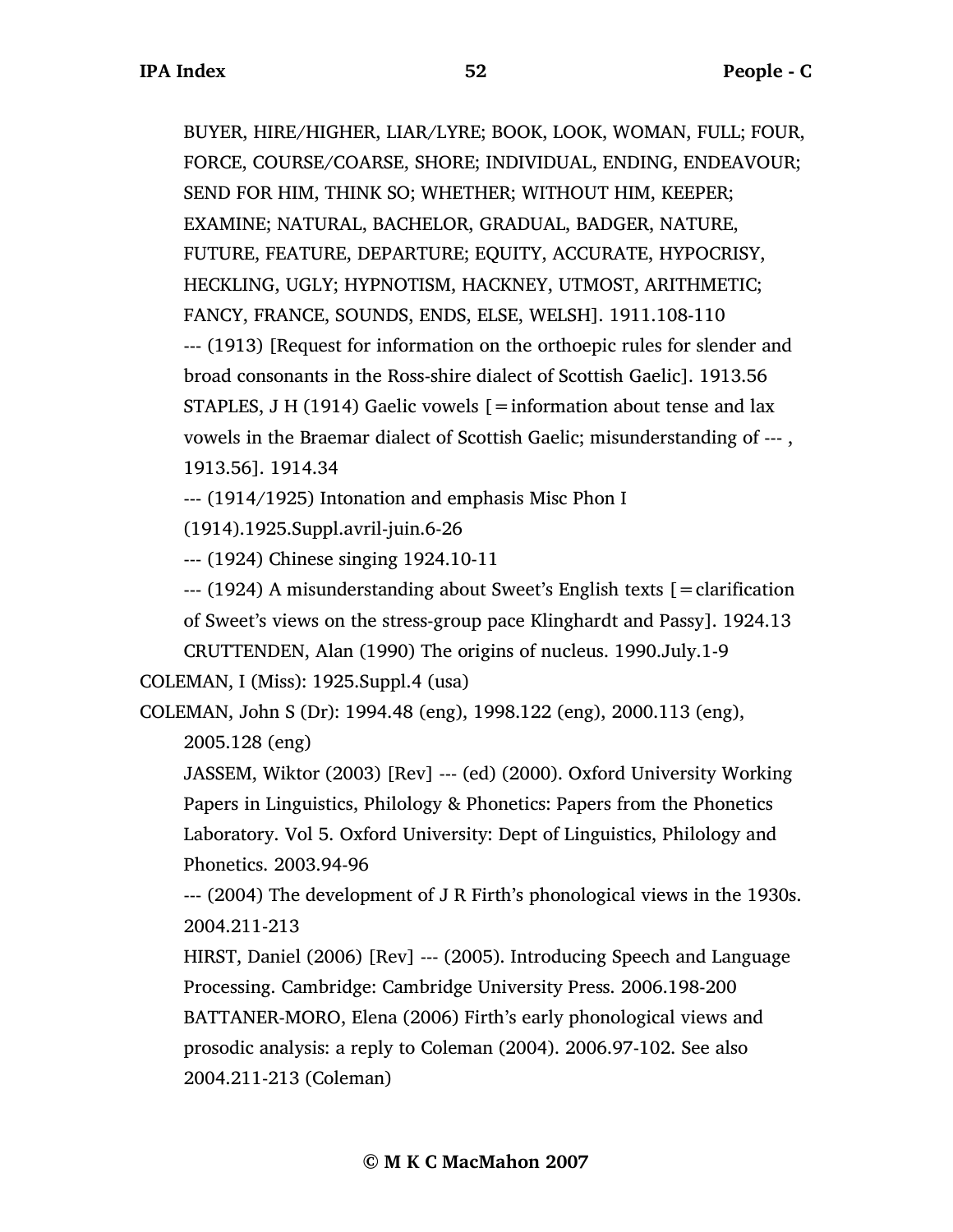BUYER, HIRE/HIGHER, LIAR/LYRE; BOOK, LOOK, WOMAN, FULL; FOUR, FORCE, COURSE/COARSE, SHORE; INDIVIDUAL, ENDING, ENDEAVOUR; SEND FOR HIM, THINK SO; WHETHER; WITHOUT HIM, KEEPER; EXAMINE; NATURAL, BACHELOR, GRADUAL, BADGER, NATURE, FUTURE, FEATURE, DEPARTURE; EQUITY, ACCURATE, HYPOCRISY, HECKLING, UGLY; HYPNOTISM, HACKNEY, UTMOST, ARITHMETIC; FANCY, FRANCE, SOUNDS, ENDS, ELSE, WELSH]. 1911.108-110

--- (1913) [Request for information on the orthoepic rules for slender and broad consonants in the Ross-shire dialect of Scottish Gaelic]. 1913.56

STAPLES, J H (1914) Gaelic vowels [=information about tense and lax vowels in the Braemar dialect of Scottish Gaelic; misunderstanding of --- , 1913.56]. 1914.34

--- (1914/1925) Intonation and emphasis Misc Phon I (1914).1925.Suppl.avril-juin.6-26

--- (1924) Chinese singing 1924.10-11

--- (1924) A misunderstanding about Sweet's English texts [=clarification of Sweet's views on the stress-group pace Klinghardt and Passy]. 1924.13

CRUTTENDEN, Alan (1990) The origins of nucleus. 1990.July.1-9

COLEMAN, I (Miss): 1925.Suppl.4 (usa)

COLEMAN, John S (Dr): 1994.48 (eng), 1998.122 (eng), 2000.113 (eng), 2005.128 (eng)

JASSEM, Wiktor (2003) [Rev] --- (ed) (2000). Oxford University Working Papers in Linguistics, Philology & Phonetics: Papers from the Phonetics Laboratory. Vol 5. Oxford University: Dept of Linguistics, Philology and Phonetics. 2003.94-96

--- (2004) The development of J R Firth's phonological views in the 1930s. 2004.211-213

HIRST, Daniel (2006) [Rev] --- (2005). Introducing Speech and Language Processing. Cambridge: Cambridge University Press. 2006.198-200

BATTANER-MORO, Elena (2006) Firth's early phonological views and prosodic analysis: a reply to Coleman (2004). 2006.97-102. See also 2004.211-213 (Coleman)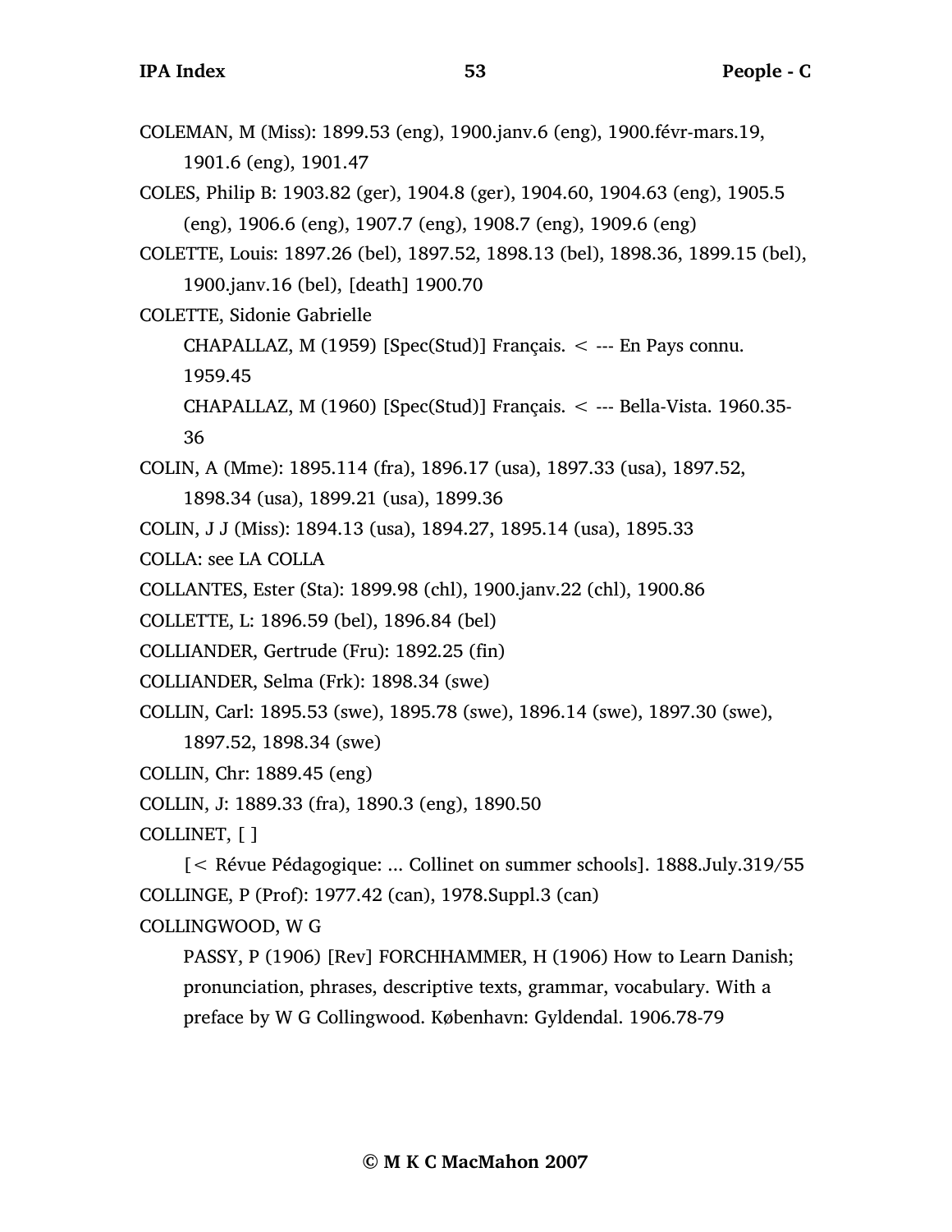COLEMAN, M (Miss): 1899.53 (eng), 1900.janv.6 (eng), 1900.févr-mars.19, 1901.6 (eng), 1901.47

COLES, Philip B: 1903.82 (ger), 1904.8 (ger), 1904.60, 1904.63 (eng), 1905.5 (eng), 1906.6 (eng), 1907.7 (eng), 1908.7 (eng), 1909.6 (eng)

COLETTE, Louis: 1897.26 (bel), 1897.52, 1898.13 (bel), 1898.36, 1899.15 (bel), 1900.janv.16 (bel), [death] 1900.70

COLETTE, Sidonie Gabrielle

CHAPALLAZ, M (1959) [Spec(Stud)] Français. < --- En Pays connu. 1959.45

CHAPALLAZ, M (1960) [Spec(Stud)] Français. < --- Bella-Vista. 1960.35-36

COLIN, A (Mme): 1895.114 (fra), 1896.17 (usa), 1897.33 (usa), 1897.52, 1898.34 (usa), 1899.21 (usa), 1899.36

COLIN, J J (Miss): 1894.13 (usa), 1894.27, 1895.14 (usa), 1895.33

COLLA: see LA COLLA

COLLANTES, Ester (Sta): 1899.98 (chl), 1900.janv.22 (chl), 1900.86

COLLETTE, L: 1896.59 (bel), 1896.84 (bel)

COLLIANDER, Gertrude (Fru): 1892.25 (fin)

COLLIANDER, Selma (Frk): 1898.34 (swe)

COLLIN, Carl: 1895.53 (swe), 1895.78 (swe), 1896.14 (swe), 1897.30 (swe), 1897.52, 1898.34 (swe)

COLLIN, Chr: 1889.45 (eng)

COLLIN, J: 1889.33 (fra), 1890.3 (eng), 1890.50

COLLINET, [ ]

[< Révue Pédagogique: ... Collinet on summer schools]. 1888.July.319/55

COLLINGE, P (Prof): 1977.42 (can), 1978.Suppl.3 (can)

COLLINGWOOD, W G

PASSY, P (1906) [Rev] FORCHHAMMER, H (1906) How to Learn Danish; pronunciation, phrases, descriptive texts, grammar, vocabulary. With a preface by W G Collingwood. København: Gyldendal. 1906.78-79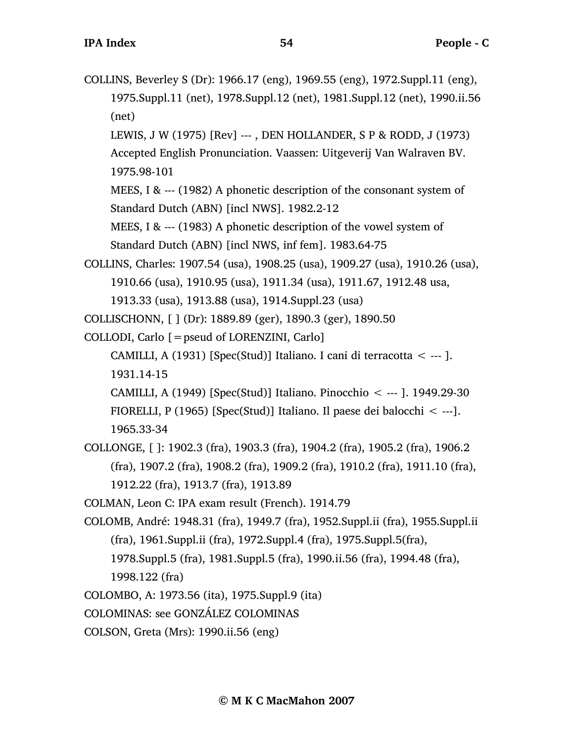COLLINS, Beverley S (Dr): 1966.17 (eng), 1969.55 (eng), 1972.Suppl.11 (eng), 1975.Suppl.11 (net), 1978.Suppl.12 (net), 1981.Suppl.12 (net), 1990.ii.56 (net)

LEWIS, J W (1975) [Rev] --- , DEN HOLLANDER, S P & RODD, J (1973) Accepted English Pronunciation. Vaassen: Uitgeverij Van Walraven BV. 1975.98-101

MEES, I & --- (1982) A phonetic description of the consonant system of Standard Dutch (ABN) [incl NWS]. 1982.2-12

MEES, I & --- (1983) A phonetic description of the vowel system of Standard Dutch (ABN) [incl NWS, inf fem]. 1983.64-75

COLLINS, Charles: 1907.54 (usa), 1908.25 (usa), 1909.27 (usa), 1910.26 (usa), 1910.66 (usa), 1910.95 (usa), 1911.34 (usa), 1911.67, 1912.48 usa, 1913.33 (usa), 1913.88 (usa), 1914.Suppl.23 (usa)

COLLISCHONN, [ ] (Dr): 1889.89 (ger), 1890.3 (ger), 1890.50

COLLODI, Carlo [=pseud of LORENZINI, Carlo]

CAMILLI, A (1931) [Spec(Stud)] Italiano. I cani di terracotta < --- ]. 1931.14-15

CAMILLI, A (1949) [Spec(Stud)] Italiano. Pinocchio < --- ]. 1949.29-30

FIORELLI, P (1965) [Spec(Stud)] Italiano. Il paese dei balocchi < ---]. 1965.33-34

COLLONGE, [ ]: 1902.3 (fra), 1903.3 (fra), 1904.2 (fra), 1905.2 (fra), 1906.2 (fra), 1907.2 (fra), 1908.2 (fra), 1909.2 (fra), 1910.2 (fra), 1911.10 (fra), 1912.22 (fra), 1913.7 (fra), 1913.89

COLMAN, Leon C: IPA exam result (French). 1914.79

COLOMB, André: 1948.31 (fra), 1949.7 (fra), 1952.Suppl.ii (fra), 1955.Suppl.ii (fra), 1961.Suppl.ii (fra), 1972.Suppl.4 (fra), 1975.Suppl.5(fra), 1978.Suppl.5 (fra), 1981.Suppl.5 (fra), 1990.ii.56 (fra), 1994.48 (fra), 1998.122 (fra)

COLOMBO, A: 1973.56 (ita), 1975.Suppl.9 (ita)

COLOMINAS: see GONZÁLEZ COLOMINAS

COLSON, Greta (Mrs): 1990.ii.56 (eng)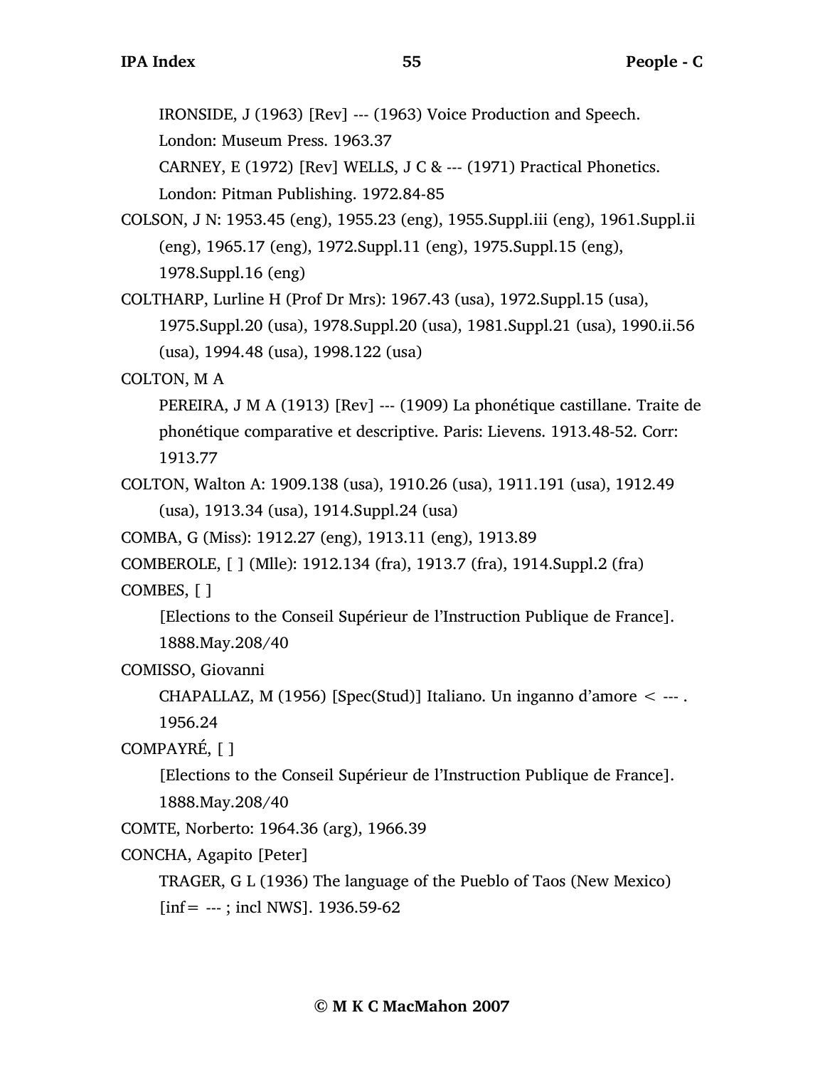IRONSIDE, J (1963) [Rev] --- (1963) Voice Production and Speech. London: Museum Press. 1963.37

CARNEY, E (1972) [Rev] WELLS, J C & --- (1971) Practical Phonetics. London: Pitman Publishing. 1972.84-85

COLSON, J N: 1953.45 (eng), 1955.23 (eng), 1955.Suppl.iii (eng), 1961.Suppl.ii (eng), 1965.17 (eng), 1972.Suppl.11 (eng), 1975.Suppl.15 (eng), 1978.Suppl.16 (eng)

COLTHARP, Lurline H (Prof Dr Mrs): 1967.43 (usa), 1972.Suppl.15 (usa), 1975.Suppl.20 (usa), 1978.Suppl.20 (usa), 1981.Suppl.21 (usa), 1990.ii.56 (usa), 1994.48 (usa), 1998.122 (usa)

COLTON, M A

PEREIRA, J M A (1913) [Rev] --- (1909) La phonétique castillane. Traite de phonétique comparative et descriptive. Paris: Lievens. 1913.48-52. Corr: 1913.77

COLTON, Walton A: 1909.138 (usa), 1910.26 (usa), 1911.191 (usa), 1912.49 (usa), 1913.34 (usa), 1914.Suppl.24 (usa)

COMBA, G (Miss): 1912.27 (eng), 1913.11 (eng), 1913.89

COMBEROLE, [ ] (Mlle): 1912.134 (fra), 1913.7 (fra), 1914.Suppl.2 (fra)

COMBES, [ ]

[Elections to the Conseil Supérieur de l'Instruction Publique de France]. 1888.May.208/40

COMISSO, Giovanni

CHAPALLAZ, M (1956) [Spec(Stud)] Italiano. Un inganno d'amore < --- . 1956.24

COMPAYRÉ, [ ]

[Elections to the Conseil Supérieur de l'Instruction Publique de France]. 1888.May.208/40

COMTE, Norberto: 1964.36 (arg), 1966.39

CONCHA, Agapito [Peter]

TRAGER, G L (1936) The language of the Pueblo of Taos (New Mexico) [inf= --- ; incl NWS]. 1936.59-62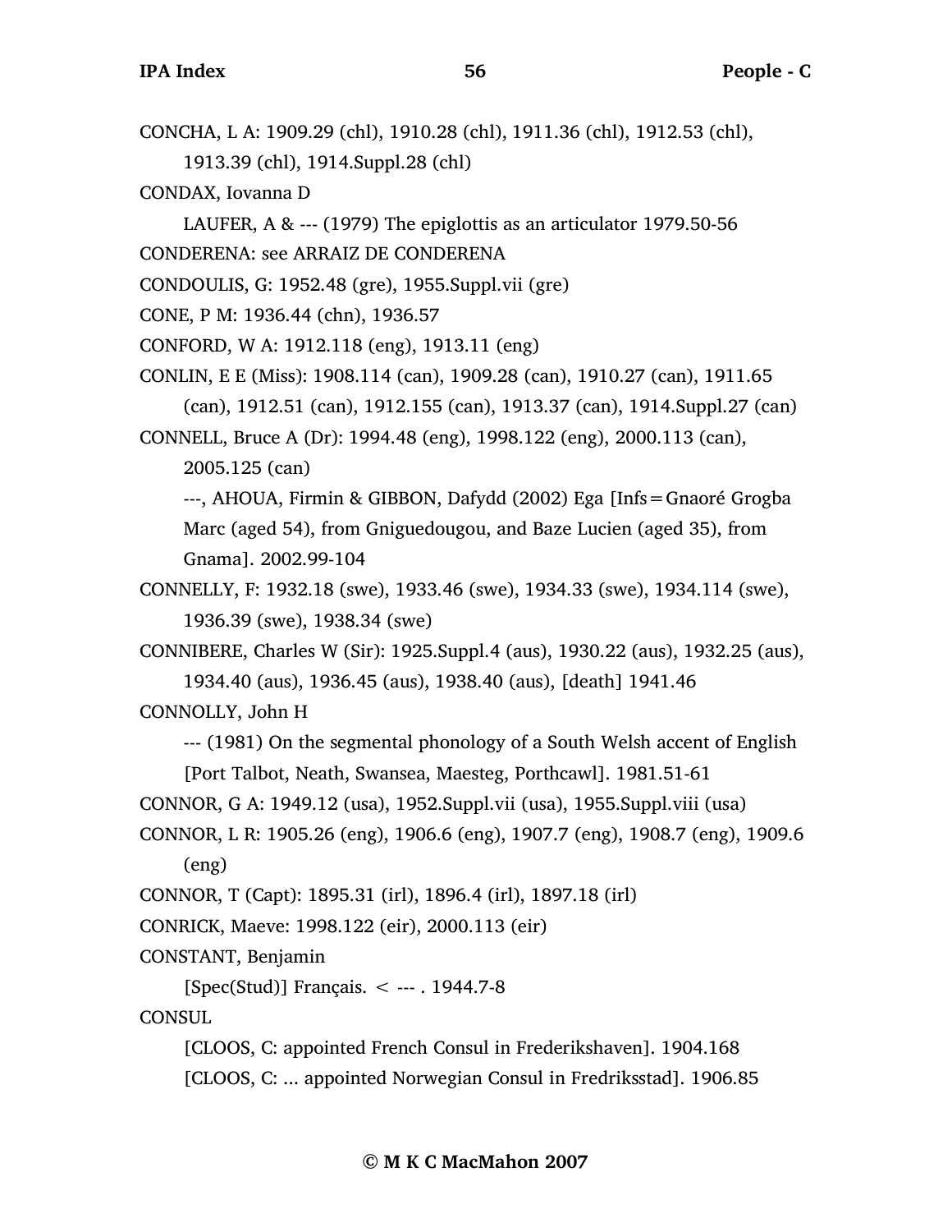CONCHA, L A: 1909.29 (chl), 1910.28 (chl), 1911.36 (chl), 1912.53 (chl), 1913.39 (chl), 1914.Suppl.28 (chl)

CONDAX, Iovanna D

LAUFER, A & --- (1979) The epiglottis as an articulator 1979.50-56

CONDERENA: see ARRAIZ DE CONDERENA

CONDOULIS, G: 1952.48 (gre), 1955.Suppl.vii (gre)

CONE, P M: 1936.44 (chn), 1936.57

CONFORD, W A: 1912.118 (eng), 1913.11 (eng)

CONLIN, E E (Miss): 1908.114 (can), 1909.28 (can), 1910.27 (can), 1911.65 (can), 1912.51 (can), 1912.155 (can), 1913.37 (can), 1914.Suppl.27 (can)

CONNELL, Bruce A (Dr): 1994.48 (eng), 1998.122 (eng), 2000.113 (can), 2005.125 (can)

---, AHOUA, Firmin & GIBBON, Dafydd (2002) Ega [Infs = Gnaoré Grogba Marc (aged 54), from Gniguedougou, and Baze Lucien (aged 35), from Gnama]. 2002.99-104

CONNELLY, F: 1932.18 (swe), 1933.46 (swe), 1934.33 (swe), 1934.114 (swe), 1936.39 (swe), 1938.34 (swe)

CONNIBERE, Charles W (Sir): 1925.Suppl.4 (aus), 1930.22 (aus), 1932.25 (aus), 1934.40 (aus), 1936.45 (aus), 1938.40 (aus), [death] 1941.46

CONNOLLY, John H

--- (1981) On the segmental phonology of a South Welsh accent of English [Port Talbot, Neath, Swansea, Maesteg, Porthcawl]. 1981.51-61

CONNOR, G A: 1949.12 (usa), 1952.Suppl.vii (usa), 1955.Suppl.viii (usa)

CONNOR, L R: 1905.26 (eng), 1906.6 (eng), 1907.7 (eng), 1908.7 (eng), 1909.6 (eng)

CONNOR, T (Capt): 1895.31 (irl), 1896.4 (irl), 1897.18 (irl)

CONRICK, Maeve: 1998.122 (eir), 2000.113 (eir)

CONSTANT, Benjamin

[Spec(Stud)] Français. < --- . 1944.7-8

CONSUL

[CLOOS, C: appointed French Consul in Frederikshaven]. 1904.168

[CLOOS, C: ... appointed Norwegian Consul in Fredriksstad]. 1906.85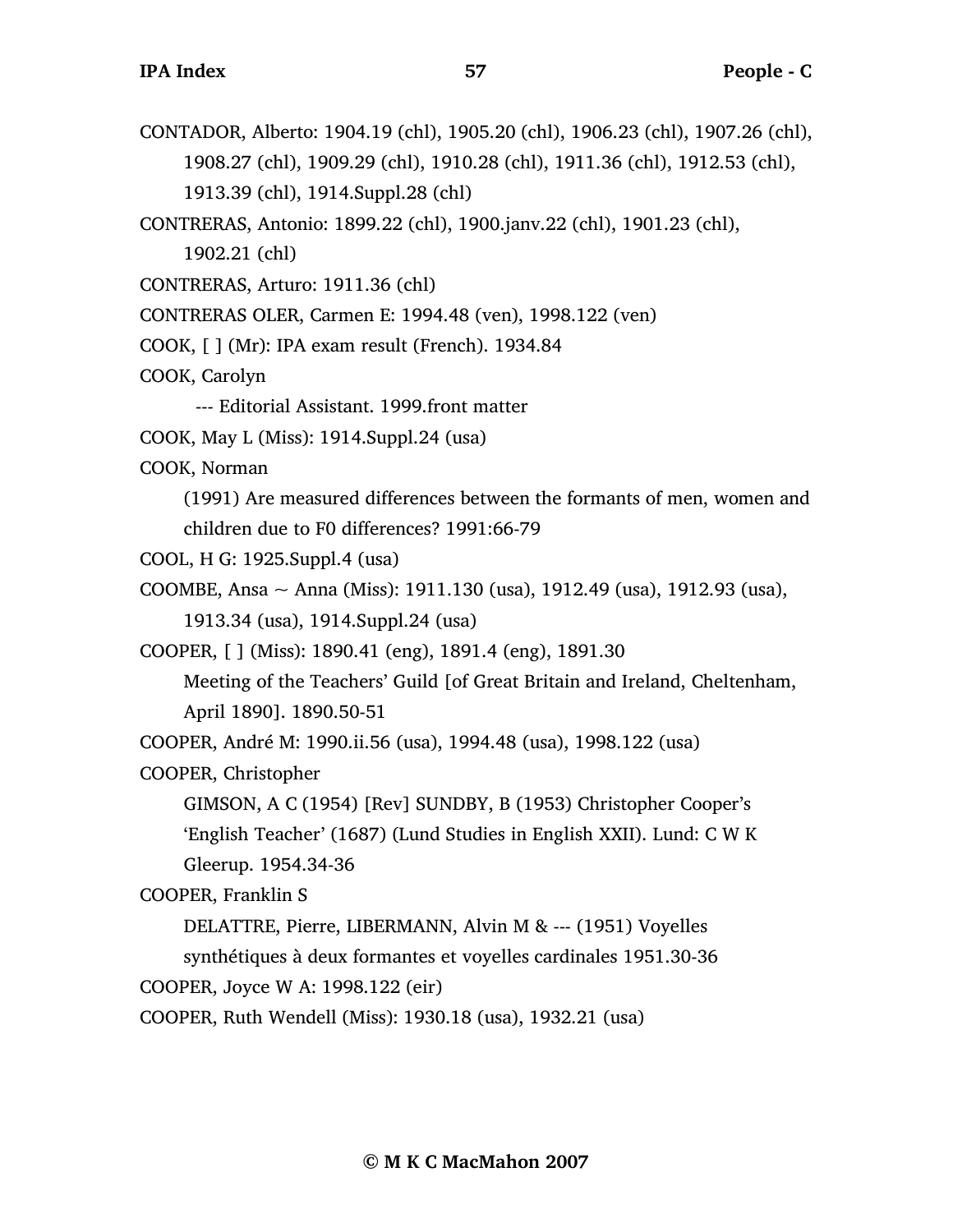CONTADOR, Alberto: 1904.19 (chl), 1905.20 (chl), 1906.23 (chl), 1907.26 (chl), 1908.27 (chl), 1909.29 (chl), 1910.28 (chl), 1911.36 (chl), 1912.53 (chl), 1913.39 (chl), 1914.Suppl.28 (chl)

CONTRERAS, Antonio: 1899.22 (chl), 1900.janv.22 (chl), 1901.23 (chl), 1902.21 (chl)

CONTRERAS, Arturo: 1911.36 (chl)

CONTRERAS OLER, Carmen E: 1994.48 (ven), 1998.122 (ven)

COOK, [ ] (Mr): IPA exam result (French). 1934.84

COOK, Carolyn

--- Editorial Assistant. 1999.front matter

COOK, May L (Miss): 1914.Suppl.24 (usa)

COOK, Norman

(1991) Are measured differences between the formants of men, women and children due to F0 differences? 1991:66-79

COOL, H G: 1925.Suppl.4 (usa)

COOMBE, Ansa ~ Anna (Miss): 1911.130 (usa), 1912.49 (usa), 1912.93 (usa), 1913.34 (usa), 1914.Suppl.24 (usa)

COOPER, [ ] (Miss): 1890.41 (eng), 1891.4 (eng), 1891.30

Meeting of the Teachers' Guild [of Great Britain and Ireland, Cheltenham, April 1890]. 1890.50-51

COOPER, André M: 1990.ii.56 (usa), 1994.48 (usa), 1998.122 (usa)

COOPER, Christopher

GIMSON, A C (1954) [Rev] SUNDBY, B (1953) Christopher Cooper's 'English Teacher' (1687) (Lund Studies in English XXII). Lund: C W K Gleerup. 1954.34-36

COOPER, Franklin S

DELATTRE, Pierre, LIBERMANN, Alvin M & --- (1951) Voyelles synthétiques à deux formantes et voyelles cardinales 1951.30-36

COOPER, Joyce W A: 1998.122 (eir)

COOPER, Ruth Wendell (Miss): 1930.18 (usa), 1932.21 (usa)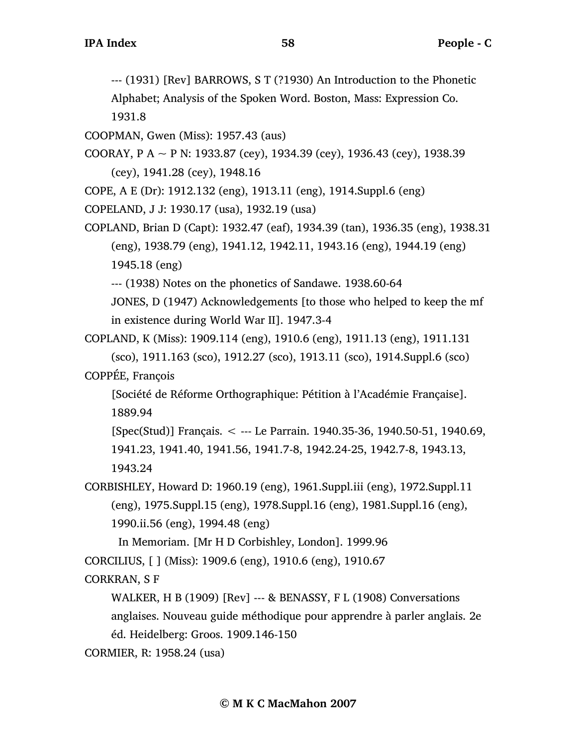--- (1931) [Rev] BARROWS, S T (?1930) An Introduction to the Phonetic Alphabet; Analysis of the Spoken Word. Boston, Mass: Expression Co. 1931.8

COOPMAN, Gwen (Miss): 1957.43 (aus)

COORAY, P A ~ P N: 1933.87 (cey), 1934.39 (cey), 1936.43 (cey), 1938.39 (cey), 1941.28 (cey), 1948.16

COPE, A E (Dr): 1912.132 (eng), 1913.11 (eng), 1914.Suppl.6 (eng)

COPELAND, J J: 1930.17 (usa), 1932.19 (usa)

COPLAND, Brian D (Capt): 1932.47 (eaf), 1934.39 (tan), 1936.35 (eng), 1938.31 (eng), 1938.79 (eng), 1941.12, 1942.11, 1943.16 (eng), 1944.19 (eng) 1945.18 (eng)

--- (1938) Notes on the phonetics of Sandawe. 1938.60-64

JONES, D (1947) Acknowledgements [to those who helped to keep the mf in existence during World War II]. 1947.3-4

COPLAND, K (Miss): 1909.114 (eng), 1910.6 (eng), 1911.13 (eng), 1911.131 (sco), 1911.163 (sco), 1912.27 (sco), 1913.11 (sco), 1914.Suppl.6 (sco)

COPPÉE, François

[Société de Réforme Orthographique: Pétition à l'Académie Française]. 1889.94

[Spec(Stud)] Français. < --- Le Parrain. 1940.35-36, 1940.50-51, 1940.69, 1941.23, 1941.40, 1941.56, 1941.7-8, 1942.24-25, 1942.7-8, 1943.13, 1943.24

CORBISHLEY, Howard D: 1960.19 (eng), 1961.Suppl.iii (eng), 1972.Suppl.11 (eng), 1975.Suppl.15 (eng), 1978.Suppl.16 (eng), 1981.Suppl.16 (eng), 1990.ii.56 (eng), 1994.48 (eng)

In Memoriam. [Mr H D Corbishley, London]. 1999.96

CORCILIUS, [ ] (Miss): 1909.6 (eng), 1910.6 (eng), 1910.67

CORKRAN, S F

WALKER, H B (1909) [Rev] --- & BENASSY, F L (1908) Conversations anglaises. Nouveau guide méthodique pour apprendre à parler anglais. 2e éd. Heidelberg: Groos. 1909.146-150

CORMIER, R: 1958.24 (usa)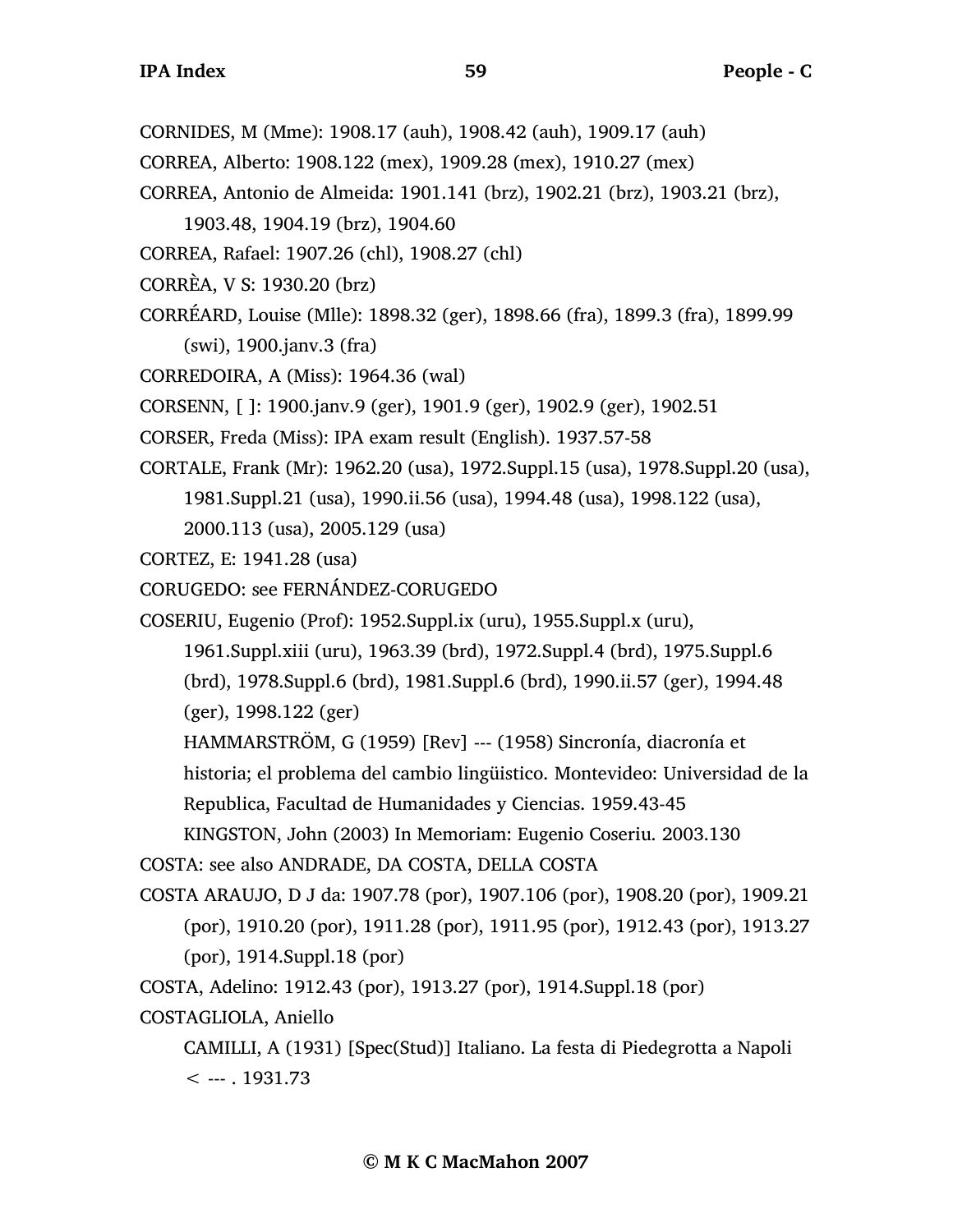CORNIDES, M (Mme): 1908.17 (auh), 1908.42 (auh), 1909.17 (auh)

CORREA, Alberto: 1908.122 (mex), 1909.28 (mex), 1910.27 (mex)

CORREA, Antonio de Almeida: 1901.141 (brz), 1902.21 (brz), 1903.21 (brz), 1903.48, 1904.19 (brz), 1904.60

CORREA, Rafael: 1907.26 (chl), 1908.27 (chl)

CORRÈA, V S: 1930.20 (brz)

CORRÉARD, Louise (Mlle): 1898.32 (ger), 1898.66 (fra), 1899.3 (fra), 1899.99 (swi), 1900.janv.3 (fra)

CORREDOIRA, A (Miss): 1964.36 (wal)

CORSENN, [ ]: 1900.janv.9 (ger), 1901.9 (ger), 1902.9 (ger), 1902.51

CORSER, Freda (Miss): IPA exam result (English). 1937.57-58

CORTALE, Frank (Mr): 1962.20 (usa), 1972.Suppl.15 (usa), 1978.Suppl.20 (usa), 1981.Suppl.21 (usa), 1990.ii.56 (usa), 1994.48 (usa), 1998.122 (usa), 2000.113 (usa), 2005.129 (usa)

CORTEZ, E: 1941.28 (usa)

CORUGEDO: see FERNÁNDEZ-CORUGEDO

COSERIU, Eugenio (Prof): 1952.Suppl.ix (uru), 1955.Suppl.x (uru), 1961.Suppl.xiii (uru), 1963.39 (brd), 1972.Suppl.4 (brd), 1975.Suppl.6 (brd), 1978.Suppl.6 (brd), 1981.Suppl.6 (brd), 1990.ii.57 (ger), 1994.48 (ger), 1998.122 (ger)

HAMMARSTRÖM, G (1959) [Rev] --- (1958) Sincronía, diacronía et historia; el problema del cambio lingüistico. Montevideo: Universidad de la Republica, Facultad de Humanidades y Ciencias. 1959.43-45

KINGSTON, John (2003) In Memoriam: Eugenio Coseriu. 2003.130

COSTA: see also ANDRADE, DA COSTA, DELLA COSTA

COSTA ARAUJO, D J da: 1907.78 (por), 1907.106 (por), 1908.20 (por), 1909.21 (por), 1910.20 (por), 1911.28 (por), 1911.95 (por), 1912.43 (por), 1913.27 (por), 1914.Suppl.18 (por)

COSTA, Adelino: 1912.43 (por), 1913.27 (por), 1914.Suppl.18 (por)

COSTAGLIOLA, Aniello

CAMILLI, A (1931) [Spec(Stud)] Italiano. La festa di Piedegrotta a Napoli < --- . 1931.73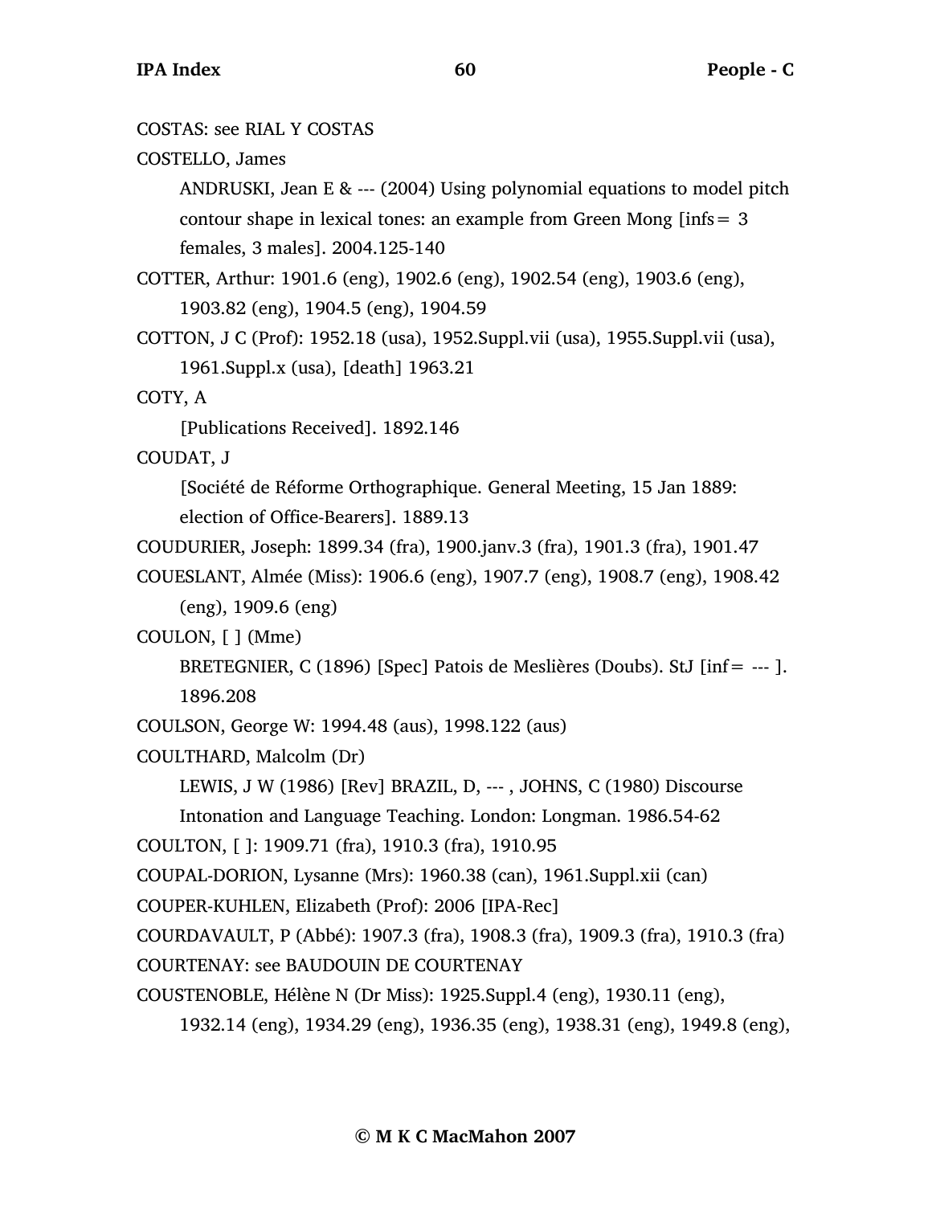COSTAS: see RIAL Y COSTAS

COSTELLO, James

ANDRUSKI, Jean E & --- (2004) Using polynomial equations to model pitch contour shape in lexical tones: an example from Green Mong [infs= 3 females, 3 males]. 2004.125-140

COTTER, Arthur: 1901.6 (eng), 1902.6 (eng), 1902.54 (eng), 1903.6 (eng), 1903.82 (eng), 1904.5 (eng), 1904.59

COTTON, J C (Prof): 1952.18 (usa), 1952.Suppl.vii (usa), 1955.Suppl.vii (usa), 1961.Suppl.x (usa), [death] 1963.21

COTY, A

[Publications Received]. 1892.146

COUDAT, J

[Société de Réforme Orthographique. General Meeting, 15 Jan 1889: election of Office-Bearers]. 1889.13

COUDURIER, Joseph: 1899.34 (fra), 1900.janv.3 (fra), 1901.3 (fra), 1901.47

COUESLANT, Almée (Miss): 1906.6 (eng), 1907.7 (eng), 1908.7 (eng), 1908.42 (eng), 1909.6 (eng)

COULON, [ ] (Mme)

BRETEGNIER, C (1896) [Spec] Patois de Meslières (Doubs). StJ [inf= --- ]. 1896.208

COULSON, George W: 1994.48 (aus), 1998.122 (aus)

COULTHARD, Malcolm (Dr)

LEWIS, J W (1986) [Rev] BRAZIL, D, --- , JOHNS, C (1980) Discourse Intonation and Language Teaching. London: Longman. 1986.54-62

COULTON, [ ]: 1909.71 (fra), 1910.3 (fra), 1910.95

COUPAL-DORION, Lysanne (Mrs): 1960.38 (can), 1961.Suppl.xii (can)

COUPER-KUHLEN, Elizabeth (Prof): 2006 [IPA-Rec]

COURDAVAULT, P (Abbé): 1907.3 (fra), 1908.3 (fra), 1909.3 (fra), 1910.3 (fra)

COURTENAY: see BAUDOUIN DE COURTENAY

COUSTENOBLE, Hélène N (Dr Miss): 1925.Suppl.4 (eng), 1930.11 (eng), 1932.14 (eng), 1934.29 (eng), 1936.35 (eng), 1938.31 (eng), 1949.8 (eng),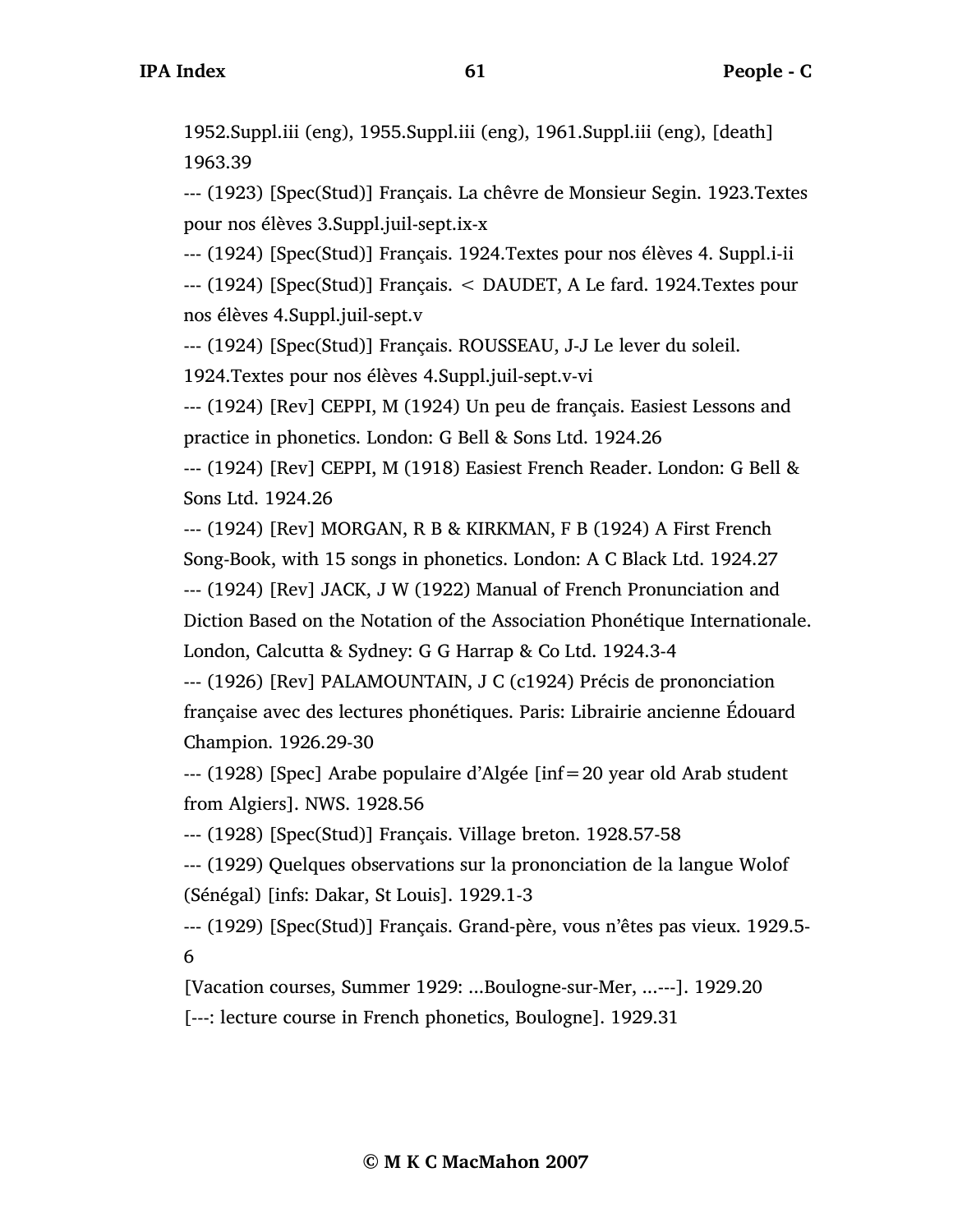1952.Suppl.iii (eng), 1955.Suppl.iii (eng), 1961.Suppl.iii (eng), [death] 1963.39

--- (1923) [Spec(Stud)] Français. La chêvre de Monsieur Segin. 1923.Textes pour nos élèves 3.Suppl.juil-sept.ix-x

--- (1924) [Spec(Stud)] Français. 1924.Textes pour nos élèves 4. Suppl.i-ii

--- (1924) [Spec(Stud)] Français. < DAUDET, A Le fard. 1924.Textes pour nos élèves 4.Suppl.juil-sept.v

--- (1924) [Spec(Stud)] Français. ROUSSEAU, J-J Le lever du soleil. 1924.Textes pour nos élèves 4.Suppl.juil-sept.v-vi

--- (1924) [Rev] CEPPI, M (1924) Un peu de français. Easiest Lessons and practice in phonetics. London: G Bell & Sons Ltd. 1924.26

--- (1924) [Rev] CEPPI, M (1918) Easiest French Reader. London: G Bell & Sons Ltd. 1924.26

--- (1924) [Rev] MORGAN, R B & KIRKMAN, F B (1924) A First French Song-Book, with 15 songs in phonetics. London: A C Black Ltd. 1924.27

--- (1924) [Rev] JACK, J W (1922) Manual of French Pronunciation and Diction Based on the Notation of the Association Phonétique Internationale. London, Calcutta & Sydney: G G Harrap & Co Ltd. 1924.3-4

--- (1926) [Rev] PALAMOUNTAIN, J C (c1924) Précis de prononciation française avec des lectures phonétiques. Paris: Librairie ancienne Édouard Champion. 1926.29-30

--- (1928) [Spec] Arabe populaire d'Algée [inf=20 year old Arab student from Algiers]. NWS. 1928.56

--- (1928) [Spec(Stud)] Français. Village breton. 1928.57-58

--- (1929) Quelques observations sur la prononciation de la langue Wolof (Sénégal) [infs: Dakar, St Louis]. 1929.1-3

--- (1929) [Spec(Stud)] Français. Grand-père, vous n'êtes pas vieux. 1929.5-6

[Vacation courses, Summer 1929: ...Boulogne-sur-Mer, ...---]. 1929.20

[---: lecture course in French phonetics, Boulogne]. 1929.31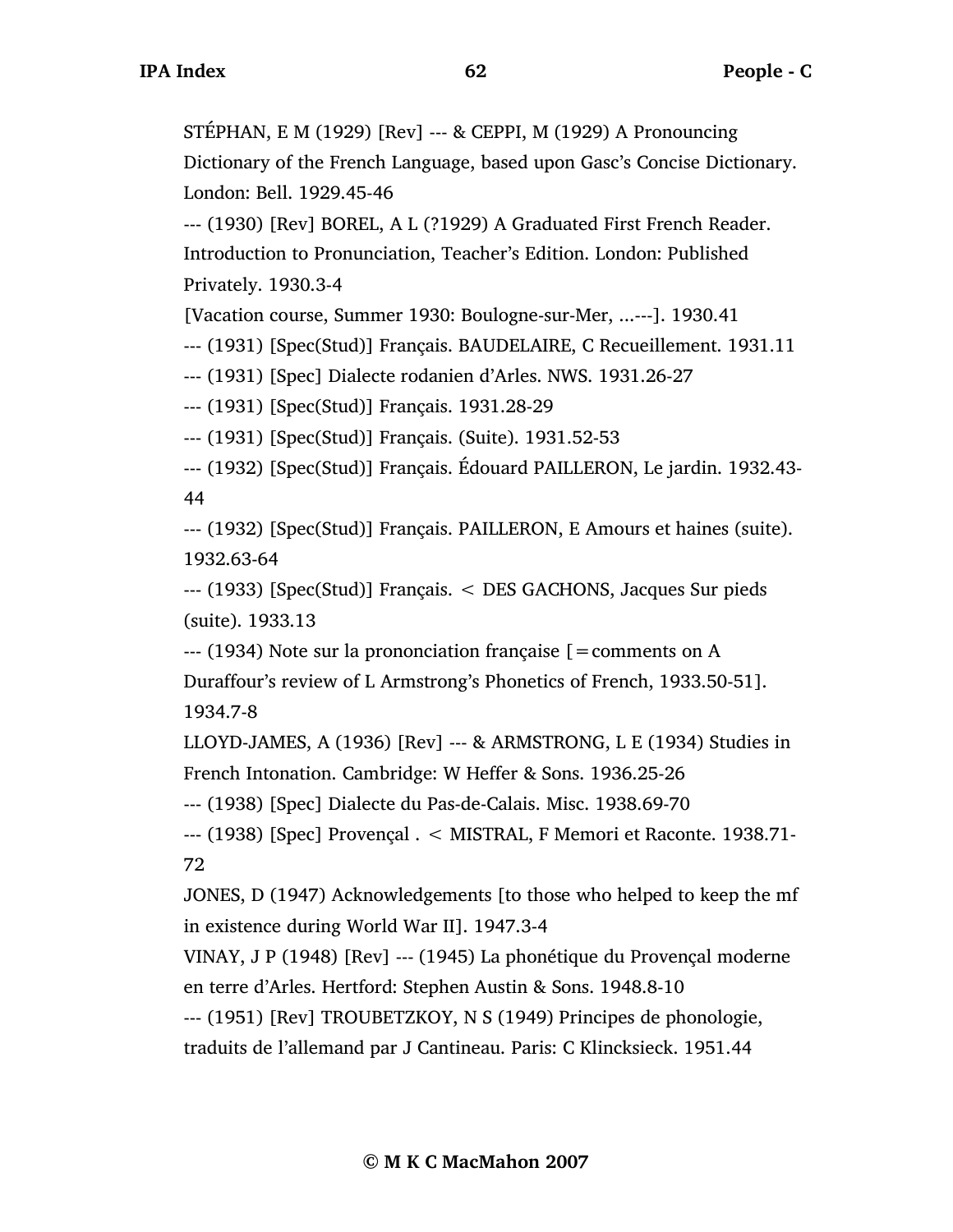STÉPHAN, E M (1929) [Rev] --- & CEPPI, M (1929) A Pronouncing Dictionary of the French Language, based upon Gasc's Concise Dictionary. London: Bell. 1929.45-46

--- (1930) [Rev] BOREL, A L (?1929) A Graduated First French Reader. Introduction to Pronunciation, Teacher's Edition. London: Published Privately. 1930.3-4

[Vacation course, Summer 1930: Boulogne-sur-Mer, ...---]. 1930.41

--- (1931) [Spec(Stud)] Français. BAUDELAIRE, C Recueillement. 1931.11

--- (1931) [Spec] Dialecte rodanien d'Arles. NWS. 1931.26-27

--- (1931) [Spec(Stud)] Français. 1931.28-29

--- (1931) [Spec(Stud)] Français. (Suite). 1931.52-53

--- (1932) [Spec(Stud)] Français. Édouard PAILLERON, Le jardin. 1932.43-44

--- (1932) [Spec(Stud)] Français. PAILLERON, E Amours et haines (suite). 1932.63-64

--- (1933) [Spec(Stud)] Français. < DES GACHONS, Jacques Sur pieds (suite). 1933.13

--- (1934) Note sur la prononciation française [=comments on A Duraffour's review of L Armstrong's Phonetics of French, 1933.50-51]. 1934.7-8

LLOYD-JAMES, A (1936) [Rev] --- & ARMSTRONG, L E (1934) Studies in French Intonation. Cambridge: W Heffer & Sons. 1936.25-26

--- (1938) [Spec] Dialecte du Pas-de-Calais. Misc. 1938.69-70

--- (1938) [Spec] Provençal . < MISTRAL, F Memori et Raconte. 1938.71-72

JONES, D (1947) Acknowledgements [to those who helped to keep the mf in existence during World War II]. 1947.3-4

VINAY, J P (1948) [Rev] --- (1945) La phonétique du Provençal moderne en terre d'Arles. Hertford: Stephen Austin & Sons. 1948.8-10

--- (1951) [Rev] TROUBETZKOY, N S (1949) Principes de phonologie, traduits de l'allemand par J Cantineau. Paris: C Klincksieck. 1951.44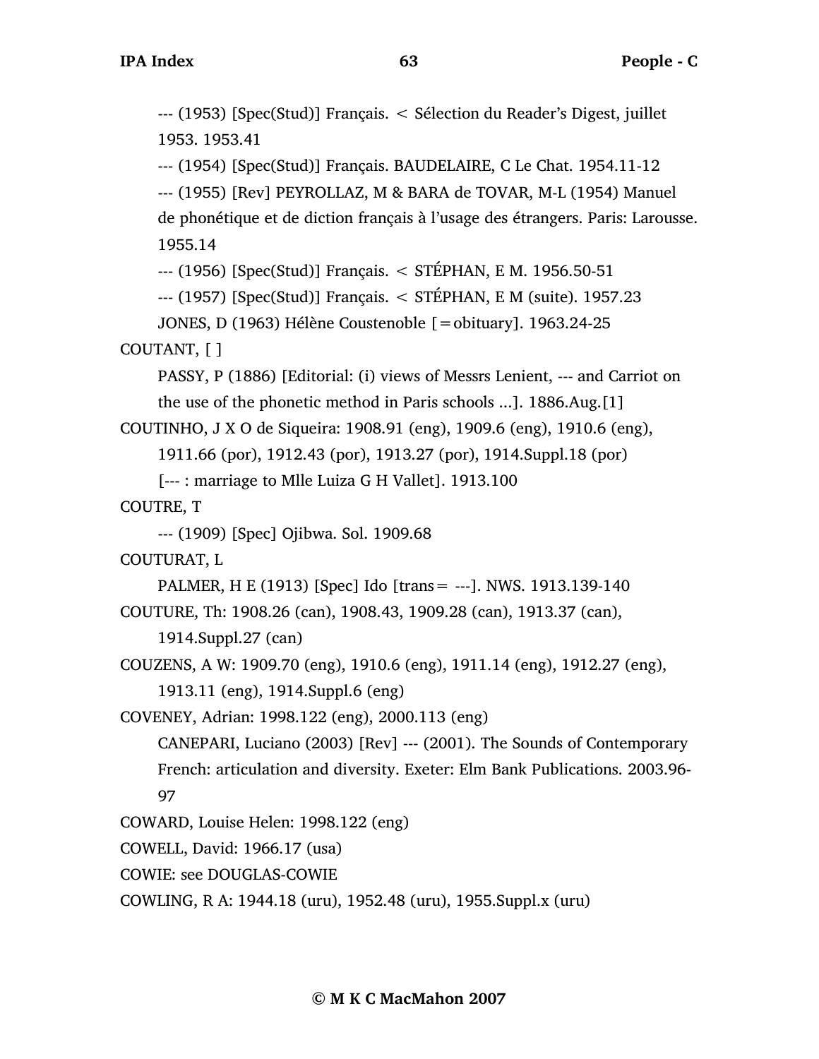--- (1953) [Spec(Stud)] Français. < Sélection du Reader's Digest, juillet 1953. 1953.41

--- (1954) [Spec(Stud)] Français. BAUDELAIRE, C Le Chat. 1954.11-12

--- (1955) [Rev] PEYROLLAZ, M & BARA de TOVAR, M-L (1954) Manuel de phonétique et de diction français à l'usage des étrangers. Paris: Larousse. 1955.14

--- (1956) [Spec(Stud)] Français. < STÉPHAN, E M. 1956.50-51

--- (1957) [Spec(Stud)] Français. < STÉPHAN, E M (suite). 1957.23

JONES, D (1963) Hélène Coustenoble [=obituary]. 1963.24-25

COUTANT, [ ]

PASSY, P (1886) [Editorial: (i) views of Messrs Lenient, --- and Carriot on the use of the phonetic method in Paris schools ...]. 1886.Aug.[1]

COUTINHO, J X O de Siqueira: 1908.91 (eng), 1909.6 (eng), 1910.6 (eng), 1911.66 (por), 1912.43 (por), 1913.27 (por), 1914.Suppl.18 (por)

[--- : marriage to Mlle Luiza G H Vallet]. 1913.100

COUTRE, T

--- (1909) [Spec] Ojibwa. Sol. 1909.68

COUTURAT, L

PALMER, H E (1913) [Spec] Ido [trans= ---]. NWS. 1913.139-140

COUTURE, Th: 1908.26 (can), 1908.43, 1909.28 (can), 1913.37 (can), 1914.Suppl.27 (can)

COUZENS, A W: 1909.70 (eng), 1910.6 (eng), 1911.14 (eng), 1912.27 (eng), 1913.11 (eng), 1914.Suppl.6 (eng)

COVENEY, Adrian: 1998.122 (eng), 2000.113 (eng)

CANEPARI, Luciano (2003) [Rev] --- (2001). The Sounds of Contemporary French: articulation and diversity. Exeter: Elm Bank Publications. 2003.96-97

COWARD, Louise Helen: 1998.122 (eng)

COWELL, David: 1966.17 (usa)

COWIE: see DOUGLAS-COWIE

COWLING, R A: 1944.18 (uru), 1952.48 (uru), 1955.Suppl.x (uru)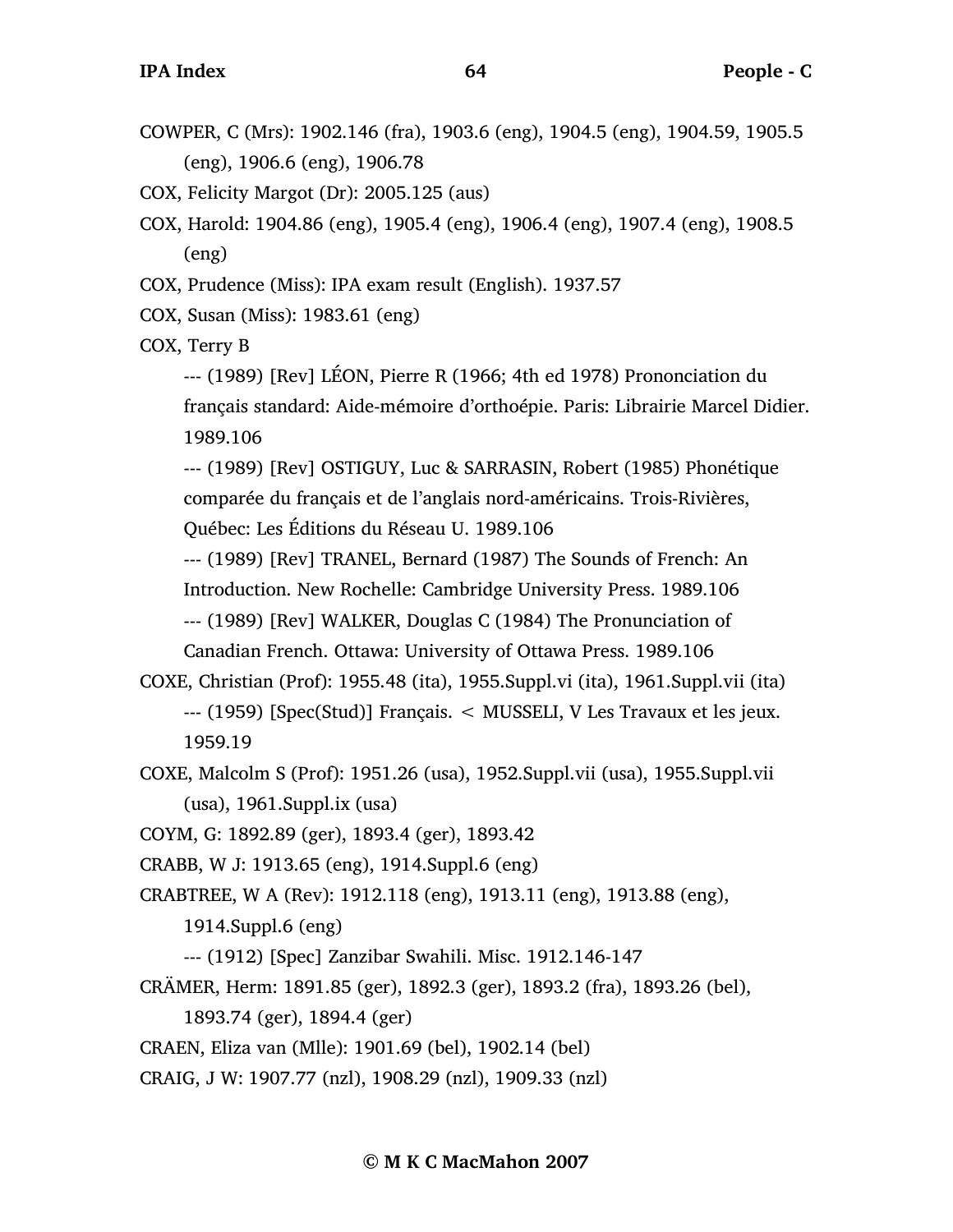COWPER, C (Mrs): 1902.146 (fra), 1903.6 (eng), 1904.5 (eng), 1904.59, 1905.5 (eng), 1906.6 (eng), 1906.78

COX, Felicity Margot (Dr): 2005.125 (aus)

COX, Harold: 1904.86 (eng), 1905.4 (eng), 1906.4 (eng), 1907.4 (eng), 1908.5 (eng)

COX, Prudence (Miss): IPA exam result (English). 1937.57

COX, Susan (Miss): 1983.61 (eng)

COX, Terry B

--- (1989) [Rev] LÉON, Pierre R (1966; 4th ed 1978) Prononciation du français standard: Aide-mémoire d'orthoépie. Paris: Librairie Marcel Didier. 1989.106

--- (1989) [Rev] OSTIGUY, Luc & SARRASIN, Robert (1985) Phonétique comparée du français et de l'anglais nord-américains. Trois-Rivières, Québec: Les Éditions du Réseau U. 1989.106

--- (1989) [Rev] TRANEL, Bernard (1987) The Sounds of French: An Introduction. New Rochelle: Cambridge University Press. 1989.106

--- (1989) [Rev] WALKER, Douglas C (1984) The Pronunciation of Canadian French. Ottawa: University of Ottawa Press. 1989.106

COXE, Christian (Prof): 1955.48 (ita), 1955.Suppl.vi (ita), 1961.Suppl.vii (ita)

--- (1959) [Spec(Stud)] Français. < MUSSELI, V Les Travaux et les jeux. 1959.19

COXE, Malcolm S (Prof): 1951.26 (usa), 1952.Suppl.vii (usa), 1955.Suppl.vii (usa), 1961.Suppl.ix (usa)

COYM, G: 1892.89 (ger), 1893.4 (ger), 1893.42

CRABB, W J: 1913.65 (eng), 1914.Suppl.6 (eng)

CRABTREE, W A (Rev): 1912.118 (eng), 1913.11 (eng), 1913.88 (eng), 1914.Suppl.6 (eng)

--- (1912) [Spec] Zanzibar Swahili. Misc. 1912.146-147

CRÄMER, Herm: 1891.85 (ger), 1892.3 (ger), 1893.2 (fra), 1893.26 (bel), 1893.74 (ger), 1894.4 (ger)

CRAEN, Eliza van (Mlle): 1901.69 (bel), 1902.14 (bel)

CRAIG, J W: 1907.77 (nzl), 1908.29 (nzl), 1909.33 (nzl)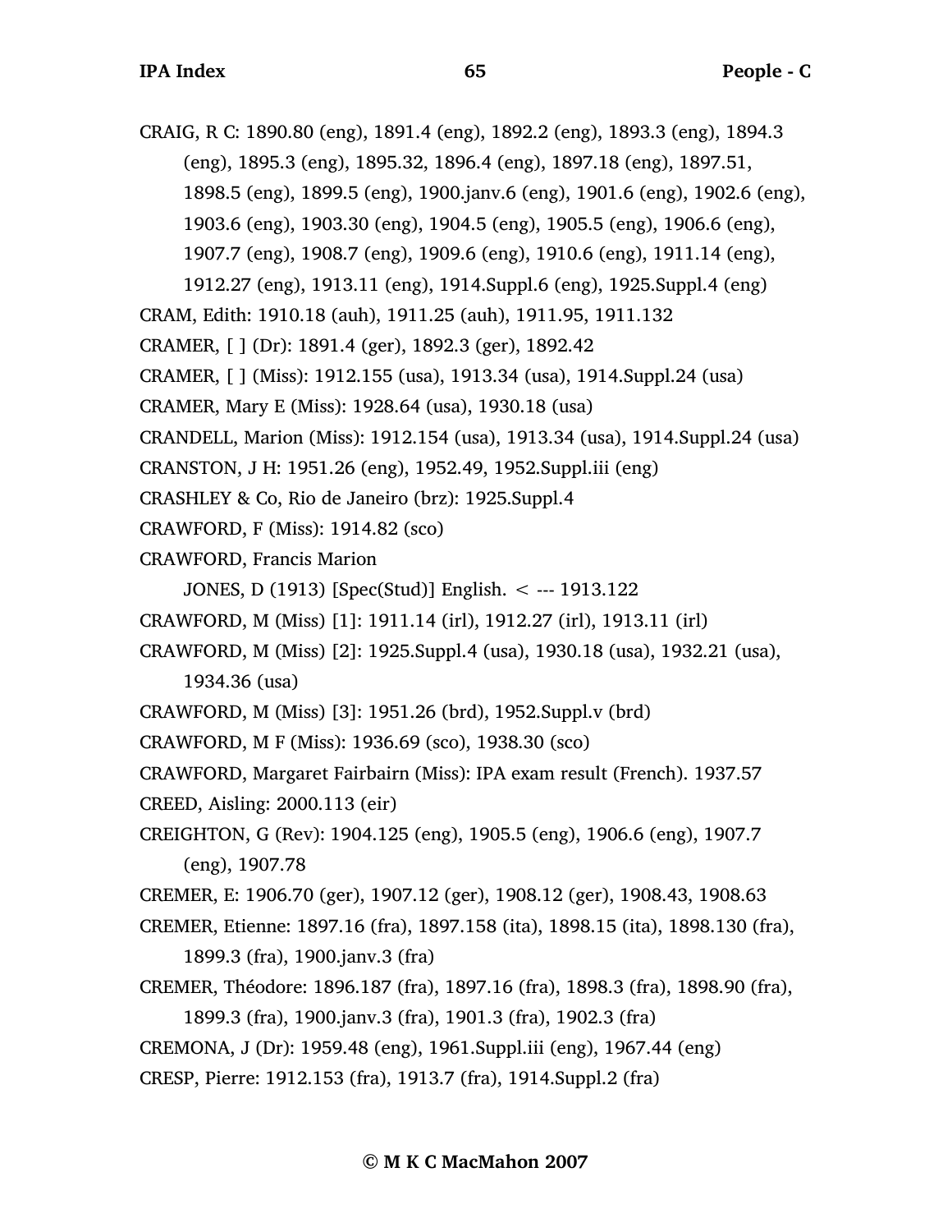CRAIG, R C: 1890.80 (eng), 1891.4 (eng), 1892.2 (eng), 1893.3 (eng), 1894.3 (eng), 1895.3 (eng), 1895.32, 1896.4 (eng), 1897.18 (eng), 1897.51, 1898.5 (eng), 1899.5 (eng), 1900.janv.6 (eng), 1901.6 (eng), 1902.6 (eng), 1903.6 (eng), 1903.30 (eng), 1904.5 (eng), 1905.5 (eng), 1906.6 (eng), 1907.7 (eng), 1908.7 (eng), 1909.6 (eng), 1910.6 (eng), 1911.14 (eng), 1912.27 (eng), 1913.11 (eng), 1914.Suppl.6 (eng), 1925.Suppl.4 (eng)

CRAM, Edith: 1910.18 (auh), 1911.25 (auh), 1911.95, 1911.132

CRAMER, [ ] (Dr): 1891.4 (ger), 1892.3 (ger), 1892.42

CRAMER, [ ] (Miss): 1912.155 (usa), 1913.34 (usa), 1914.Suppl.24 (usa)

CRAMER, Mary E (Miss): 1928.64 (usa), 1930.18 (usa)

CRANDELL, Marion (Miss): 1912.154 (usa), 1913.34 (usa), 1914.Suppl.24 (usa)

CRANSTON, J H: 1951.26 (eng), 1952.49, 1952.Suppl.iii (eng)

CRASHLEY & Co, Rio de Janeiro (brz): 1925.Suppl.4

CRAWFORD, F (Miss): 1914.82 (sco)

CRAWFORD, Francis Marion

JONES, D (1913) [Spec(Stud)] English. < --- 1913.122

CRAWFORD, M (Miss) [1]: 1911.14 (irl), 1912.27 (irl), 1913.11 (irl)

CRAWFORD, M (Miss) [2]: 1925.Suppl.4 (usa), 1930.18 (usa), 1932.21 (usa), 1934.36 (usa)

CRAWFORD, M (Miss) [3]: 1951.26 (brd), 1952.Suppl.v (brd)

CRAWFORD, M F (Miss): 1936.69 (sco), 1938.30 (sco)

CRAWFORD, Margaret Fairbairn (Miss): IPA exam result (French). 1937.57

CREED, Aisling: 2000.113 (eir)

CREIGHTON, G (Rev): 1904.125 (eng), 1905.5 (eng), 1906.6 (eng), 1907.7 (eng), 1907.78

CREMER, E: 1906.70 (ger), 1907.12 (ger), 1908.12 (ger), 1908.43, 1908.63

CREMER, Etienne: 1897.16 (fra), 1897.158 (ita), 1898.15 (ita), 1898.130 (fra), 1899.3 (fra), 1900.janv.3 (fra)

CREMER, Théodore: 1896.187 (fra), 1897.16 (fra), 1898.3 (fra), 1898.90 (fra), 1899.3 (fra), 1900.janv.3 (fra), 1901.3 (fra), 1902.3 (fra)

CREMONA, J (Dr): 1959.48 (eng), 1961.Suppl.iii (eng), 1967.44 (eng)

CRESP, Pierre: 1912.153 (fra), 1913.7 (fra), 1914.Suppl.2 (fra)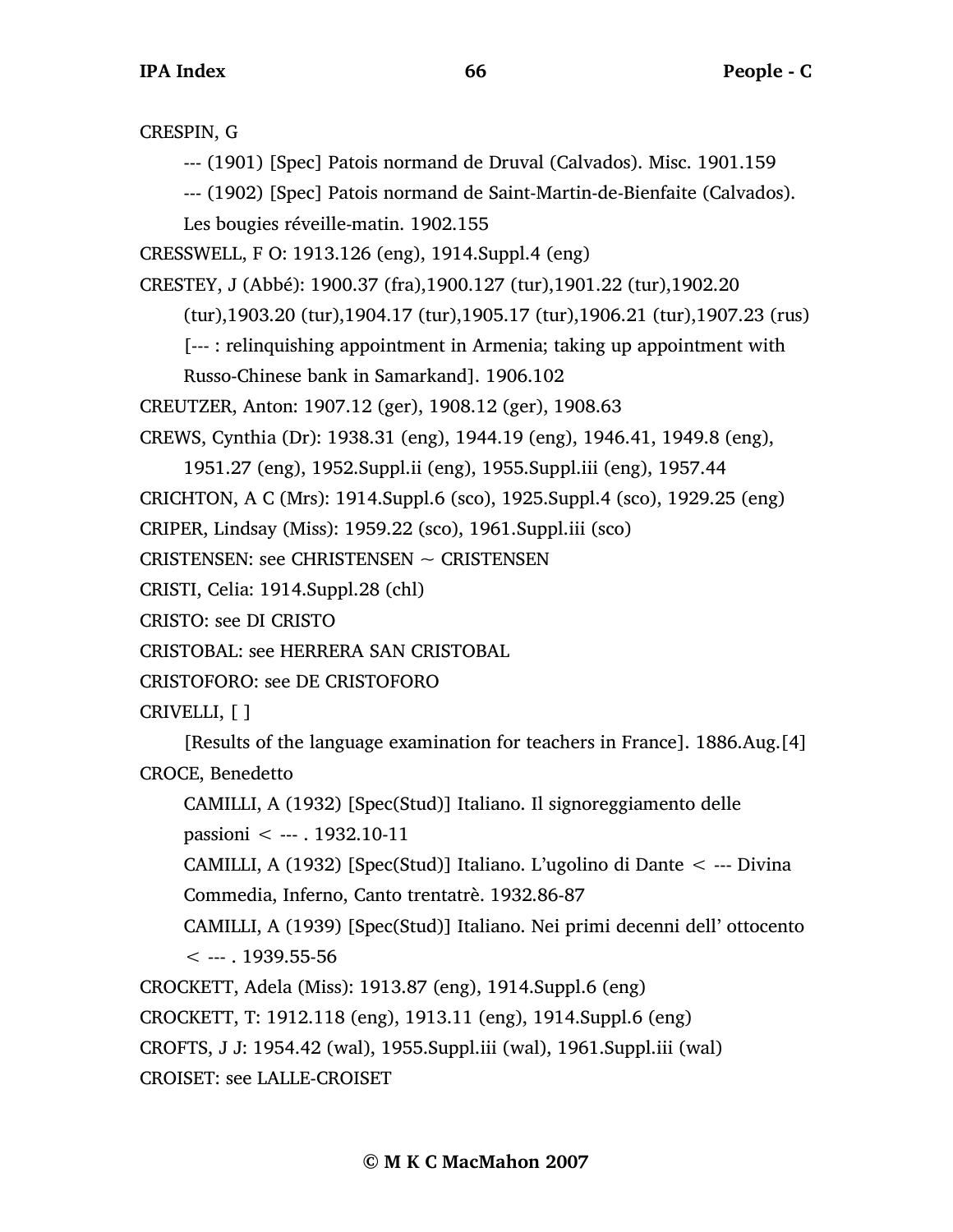CRESPIN, G

--- (1901) [Spec] Patois normand de Druval (Calvados). Misc. 1901.159

--- (1902) [Spec] Patois normand de Saint-Martin-de-Bienfaite (Calvados). Les bougies réveille-matin. 1902.155

CRESSWELL, F O: 1913.126 (eng), 1914.Suppl.4 (eng)

CRESTEY, J (Abbé): 1900.37 (fra),1900.127 (tur),1901.22 (tur),1902.20 (tur),1903.20 (tur),1904.17 (tur),1905.17 (tur),1906.21 (tur),1907.23 (rus) [--- : relinquishing appointment in Armenia; taking up appointment with Russo-Chinese bank in Samarkand]. 1906.102

CREUTZER, Anton: 1907.12 (ger), 1908.12 (ger), 1908.63

CREWS, Cynthia (Dr): 1938.31 (eng), 1944.19 (eng), 1946.41, 1949.8 (eng), 1951.27 (eng), 1952.Suppl.ii (eng), 1955.Suppl.iii (eng), 1957.44

CRICHTON, A C (Mrs): 1914.Suppl.6 (sco), 1925.Suppl.4 (sco), 1929.25 (eng)

CRIPER, Lindsay (Miss): 1959.22 (sco), 1961.Suppl.iii (sco)

CRISTENSEN: see CHRISTENSEN ~ CRISTENSEN

CRISTI, Celia: 1914.Suppl.28 (chl)

CRISTO: see DI CRISTO

CRISTOBAL: see HERRERA SAN CRISTOBAL

CRISTOFORO: see DE CRISTOFORO

CRIVELLI, [ ]

[Results of the language examination for teachers in France]. 1886.Aug.[4]

CROCE, Benedetto

CAMILLI, A (1932) [Spec(Stud)] Italiano. Il signoreggiamento delle passioni < --- . 1932.10-11

CAMILLI, A (1932) [Spec(Stud)] Italiano. L'ugolino di Dante < --- Divina Commedia, Inferno, Canto trentatrè. 1932.86-87

CAMILLI, A (1939) [Spec(Stud)] Italiano. Nei primi decenni dell' ottocento < --- . 1939.55-56

CROCKETT, Adela (Miss): 1913.87 (eng), 1914.Suppl.6 (eng)

CROCKETT, T: 1912.118 (eng), 1913.11 (eng), 1914.Suppl.6 (eng)

CROFTS, J J: 1954.42 (wal), 1955.Suppl.iii (wal), 1961.Suppl.iii (wal)

CROISET: see LALLE-CROISET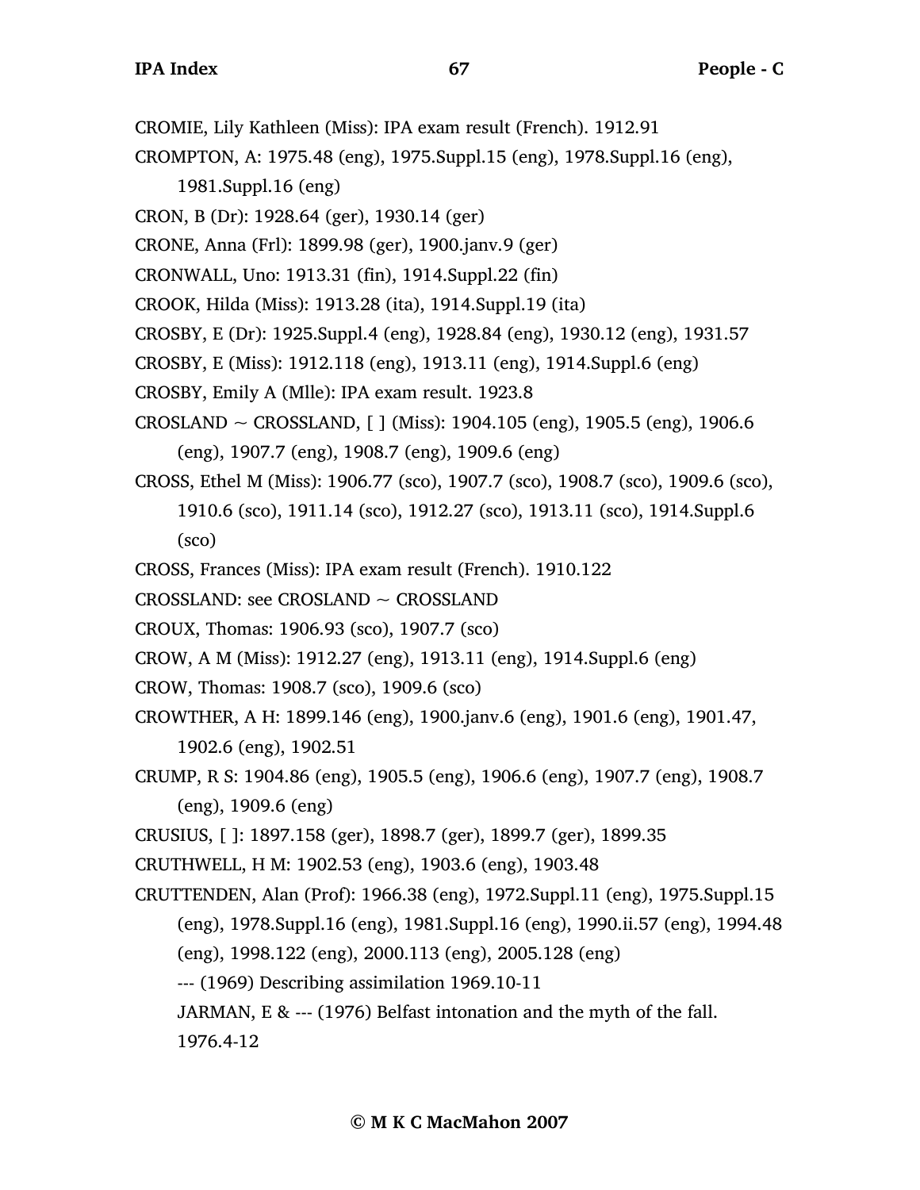CROMIE, Lily Kathleen (Miss): IPA exam result (French). 1912.91

CROMPTON, A: 1975.48 (eng), 1975.Suppl.15 (eng), 1978.Suppl.16 (eng), 1981.Suppl.16 (eng)

CRON, B (Dr): 1928.64 (ger), 1930.14 (ger)

CRONE, Anna (Frl): 1899.98 (ger), 1900.janv.9 (ger)

CRONWALL, Uno: 1913.31 (fin), 1914.Suppl.22 (fin)

CROOK, Hilda (Miss): 1913.28 (ita), 1914.Suppl.19 (ita)

CROSBY, E (Dr): 1925.Suppl.4 (eng), 1928.84 (eng), 1930.12 (eng), 1931.57

CROSBY, E (Miss): 1912.118 (eng), 1913.11 (eng), 1914.Suppl.6 (eng)

CROSBY, Emily A (Mlle): IPA exam result. 1923.8

CROSLAND ~ CROSSLAND, [ ] (Miss): 1904.105 (eng), 1905.5 (eng), 1906.6 (eng), 1907.7 (eng), 1908.7 (eng), 1909.6 (eng)

CROSS, Ethel M (Miss): 1906.77 (sco), 1907.7 (sco), 1908.7 (sco), 1909.6 (sco), 1910.6 (sco), 1911.14 (sco), 1912.27 (sco), 1913.11 (sco), 1914.Suppl.6 (sco)

CROSS, Frances (Miss): IPA exam result (French). 1910.122

CROSSLAND: see CROSLAND ~ CROSSLAND

CROUX, Thomas: 1906.93 (sco), 1907.7 (sco)

CROW, A M (Miss): 1912.27 (eng), 1913.11 (eng), 1914.Suppl.6 (eng)

CROW, Thomas: 1908.7 (sco), 1909.6 (sco)

CROWTHER, A H: 1899.146 (eng), 1900.janv.6 (eng), 1901.6 (eng), 1901.47, 1902.6 (eng), 1902.51

CRUMP, R S: 1904.86 (eng), 1905.5 (eng), 1906.6 (eng), 1907.7 (eng), 1908.7 (eng), 1909.6 (eng)

CRUSIUS, [ ]: 1897.158 (ger), 1898.7 (ger), 1899.7 (ger), 1899.35

CRUTHWELL, H M: 1902.53 (eng), 1903.6 (eng), 1903.48

CRUTTENDEN, Alan (Prof): 1966.38 (eng), 1972.Suppl.11 (eng), 1975.Suppl.15 (eng), 1978.Suppl.16 (eng), 1981.Suppl.16 (eng), 1990.ii.57 (eng), 1994.48 (eng), 1998.122 (eng), 2000.113 (eng), 2005.128 (eng)

--- (1969) Describing assimilation 1969.10-11

JARMAN, E & --- (1976) Belfast intonation and the myth of the fall. 1976.4-12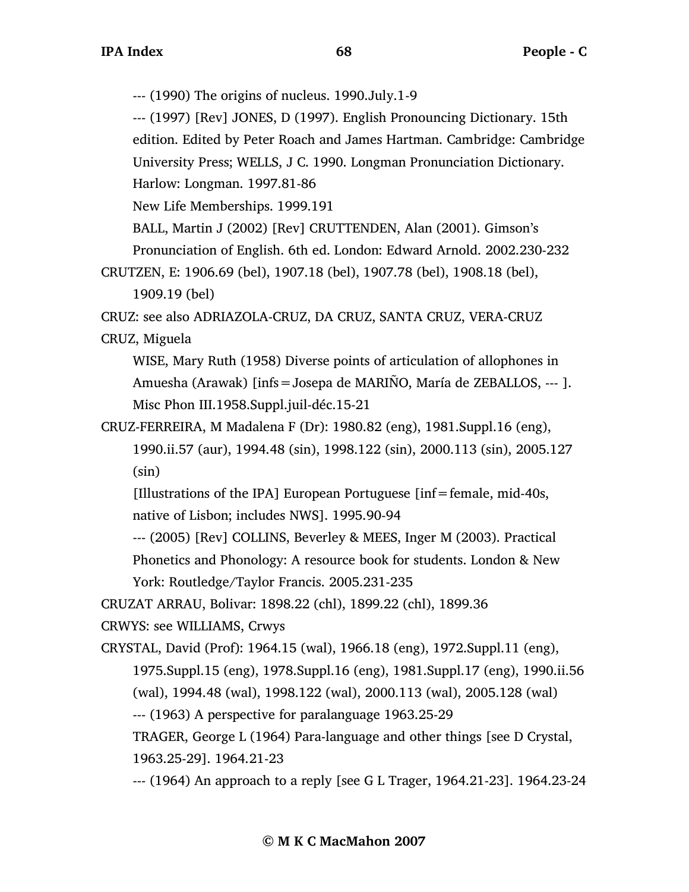--- (1990) The origins of nucleus. 1990.July.1-9

--- (1997) [Rev] JONES, D (1997). English Pronouncing Dictionary. 15th edition. Edited by Peter Roach and James Hartman. Cambridge: Cambridge University Press; WELLS, J C. 1990. Longman Pronunciation Dictionary. Harlow: Longman. 1997.81-86

New Life Memberships. 1999.191

BALL, Martin J (2002) [Rev] CRUTTENDEN, Alan (2001). Gimson's Pronunciation of English. 6th ed. London: Edward Arnold. 2002.230-232

CRUTZEN, E: 1906.69 (bel), 1907.18 (bel), 1907.78 (bel), 1908.18 (bel), 1909.19 (bel)

CRUZ: see also ADRIAZOLA-CRUZ, DA CRUZ, SANTA CRUZ, VERA-CRUZ

CRUZ, Miguela

WISE, Mary Ruth (1958) Diverse points of articulation of allophones in Amuesha (Arawak) [infs = Josepa de MARIÑO, María de ZEBALLOS, --- ]. Misc Phon III.1958.Suppl.juil-déc.15-21

CRUZ-FERREIRA, M Madalena F (Dr): 1980.82 (eng), 1981.Suppl.16 (eng), 1990.ii.57 (aur), 1994.48 (sin), 1998.122 (sin), 2000.113 (sin), 2005.127 (sin)

[Illustrations of the IPA] European Portuguese [inf = female, mid-40s, native of Lisbon; includes NWS]. 1995.90-94

--- (2005) [Rev] COLLINS, Beverley & MEES, Inger M (2003). Practical Phonetics and Phonology: A resource book for students. London & New York: Routledge/Taylor Francis. 2005.231-235

CRUZAT ARRAU, Bolivar: 1898.22 (chl), 1899.22 (chl), 1899.36

CRWYS: see WILLIAMS, Crwys

CRYSTAL, David (Prof): 1964.15 (wal), 1966.18 (eng), 1972.Suppl.11 (eng), 1975.Suppl.15 (eng), 1978.Suppl.16 (eng), 1981.Suppl.17 (eng), 1990.ii.56 (wal), 1994.48 (wal), 1998.122 (wal), 2000.113 (wal), 2005.128 (wal)

--- (1963) A perspective for paralanguage 1963.25-29

TRAGER, George L (1964) Para-language and other things [see D Crystal, 1963.25-29]. 1964.21-23

--- (1964) An approach to a reply [see G L Trager, 1964.21-23]. 1964.23-24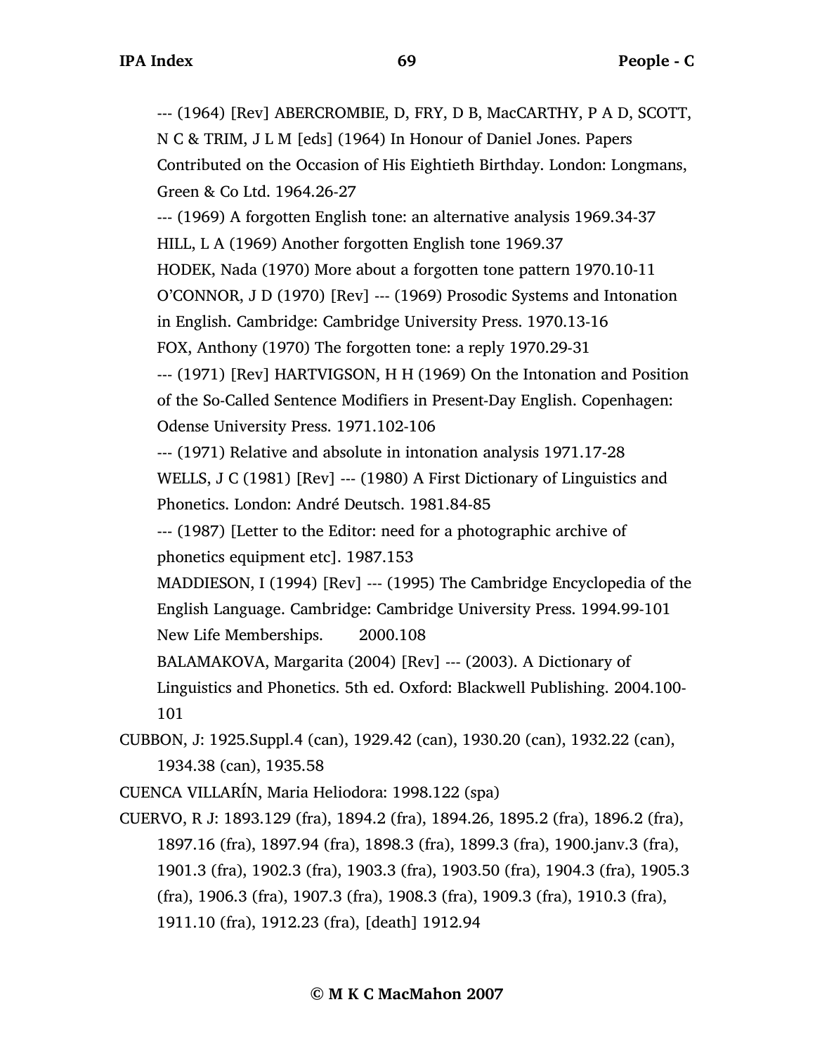--- (1964) [Rev] ABERCROMBIE, D, FRY, D B, MacCARTHY, P A D, SCOTT, N C & TRIM, J L M [eds] (1964) In Honour of Daniel Jones. Papers Contributed on the Occasion of His Eightieth Birthday. London: Longmans, Green & Co Ltd. 1964.26-27

--- (1969) A forgotten English tone: an alternative analysis 1969.34-37

HILL, L A (1969) Another forgotten English tone 1969.37

HODEK, Nada (1970) More about a forgotten tone pattern 1970.10-11

O'CONNOR, J D (1970) [Rev] --- (1969) Prosodic Systems and Intonation in English. Cambridge: Cambridge University Press. 1970.13-16

FOX, Anthony (1970) The forgotten tone: a reply 1970.29-31

--- (1971) [Rev] HARTVIGSON, H H (1969) On the Intonation and Position of the So-Called Sentence Modifiers in Present-Day English. Copenhagen: Odense University Press. 1971.102-106

--- (1971) Relative and absolute in intonation analysis 1971.17-28

WELLS, J C (1981) [Rev] --- (1980) A First Dictionary of Linguistics and Phonetics. London: André Deutsch. 1981.84-85

--- (1987) [Letter to the Editor: need for a photographic archive of phonetics equipment etc]. 1987.153

MADDIESON, I (1994) [Rev] --- (1995) The Cambridge Encyclopedia of the English Language. Cambridge: Cambridge University Press. 1994.99-101

New Life Memberships. 2000.108

BALAMAKOVA, Margarita (2004) [Rev] --- (2003). A Dictionary of Linguistics and Phonetics. 5th ed. Oxford: Blackwell Publishing. 2004.100-101

CUBBON, J: 1925.Suppl.4 (can), 1929.42 (can), 1930.20 (can), 1932.22 (can), 1934.38 (can), 1935.58

CUENCA VILLARÍN, Maria Heliodora: 1998.122 (spa)

CUERVO, R J: 1893.129 (fra), 1894.2 (fra), 1894.26, 1895.2 (fra), 1896.2 (fra), 1897.16 (fra), 1897.94 (fra), 1898.3 (fra), 1899.3 (fra), 1900.janv.3 (fra), 1901.3 (fra), 1902.3 (fra), 1903.3 (fra), 1903.50 (fra), 1904.3 (fra), 1905.3 (fra), 1906.3 (fra), 1907.3 (fra), 1908.3 (fra), 1909.3 (fra), 1910.3 (fra), 1911.10 (fra), 1912.23 (fra), [death] 1912.94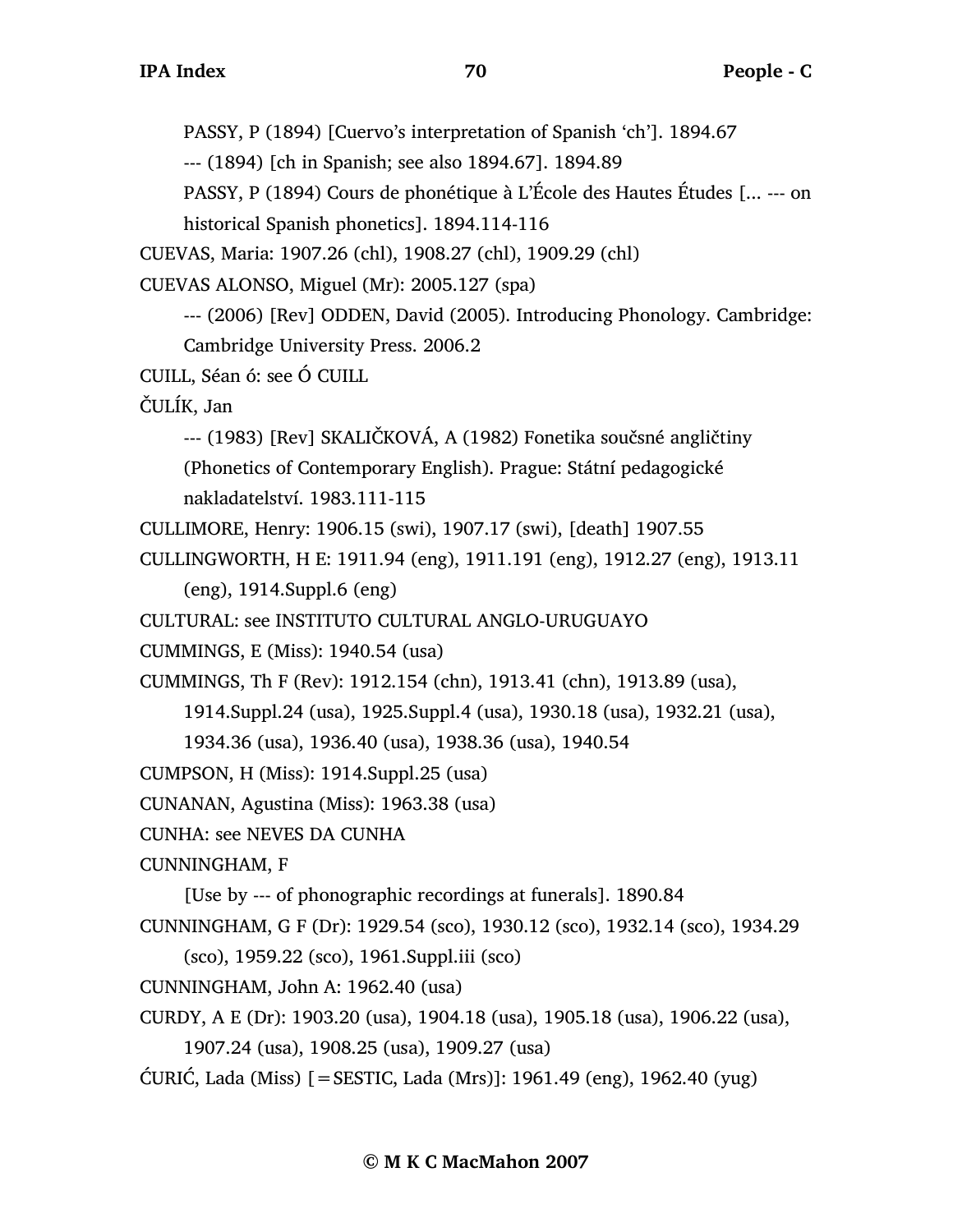PASSY, P (1894) [Cuervo's interpretation of Spanish 'ch']. 1894.67

--- (1894) [ch in Spanish; see also 1894.67]. 1894.89

PASSY, P (1894) Cours de phonétique à L'École des Hautes Études [... --- on historical Spanish phonetics]. 1894.114-116

CUEVAS, Maria: 1907.26 (chl), 1908.27 (chl), 1909.29 (chl)

CUEVAS ALONSO, Miguel (Mr): 2005.127 (spa)

--- (2006) [Rev] ODDEN, David (2005). Introducing Phonology. Cambridge: Cambridge University Press. 2006.2

CUILL, Séan ó: see Ó CUILL

ČULÍK, Jan

--- (1983) [Rev] SKALIČKOVÁ, A (1982) Fonetika součsné angličtiny (Phonetics of Contemporary English). Prague: Státní pedagogické nakladatelství. 1983.111-115

CULLIMORE, Henry: 1906.15 (swi), 1907.17 (swi), [death] 1907.55

CULLINGWORTH, H E: 1911.94 (eng), 1911.191 (eng), 1912.27 (eng), 1913.11 (eng), 1914.Suppl.6 (eng)

CULTURAL: see INSTITUTO CULTURAL ANGLO-URUGUAYO

CUMMINGS, E (Miss): 1940.54 (usa)

CUMMINGS, Th F (Rev): 1912.154 (chn), 1913.41 (chn), 1913.89 (usa), 1914.Suppl.24 (usa), 1925.Suppl.4 (usa), 1930.18 (usa), 1932.21 (usa), 1934.36 (usa), 1936.40 (usa), 1938.36 (usa), 1940.54

CUMPSON, H (Miss): 1914.Suppl.25 (usa)

CUNANAN, Agustina (Miss): 1963.38 (usa)

CUNHA: see NEVES DA CUNHA

CUNNINGHAM, F

[Use by --- of phonographic recordings at funerals]. 1890.84

CUNNINGHAM, G F (Dr): 1929.54 (sco), 1930.12 (sco), 1932.14 (sco), 1934.29 (sco), 1959.22 (sco), 1961.Suppl.iii (sco)

CUNNINGHAM, John A: 1962.40 (usa)

CURDY, A E (Dr): 1903.20 (usa), 1904.18 (usa), 1905.18 (usa), 1906.22 (usa), 1907.24 (usa), 1908.25 (usa), 1909.27 (usa)

ĆURIĆ, Lada (Miss) [=SESTIC, Lada (Mrs)]: 1961.49 (eng), 1962.40 (yug)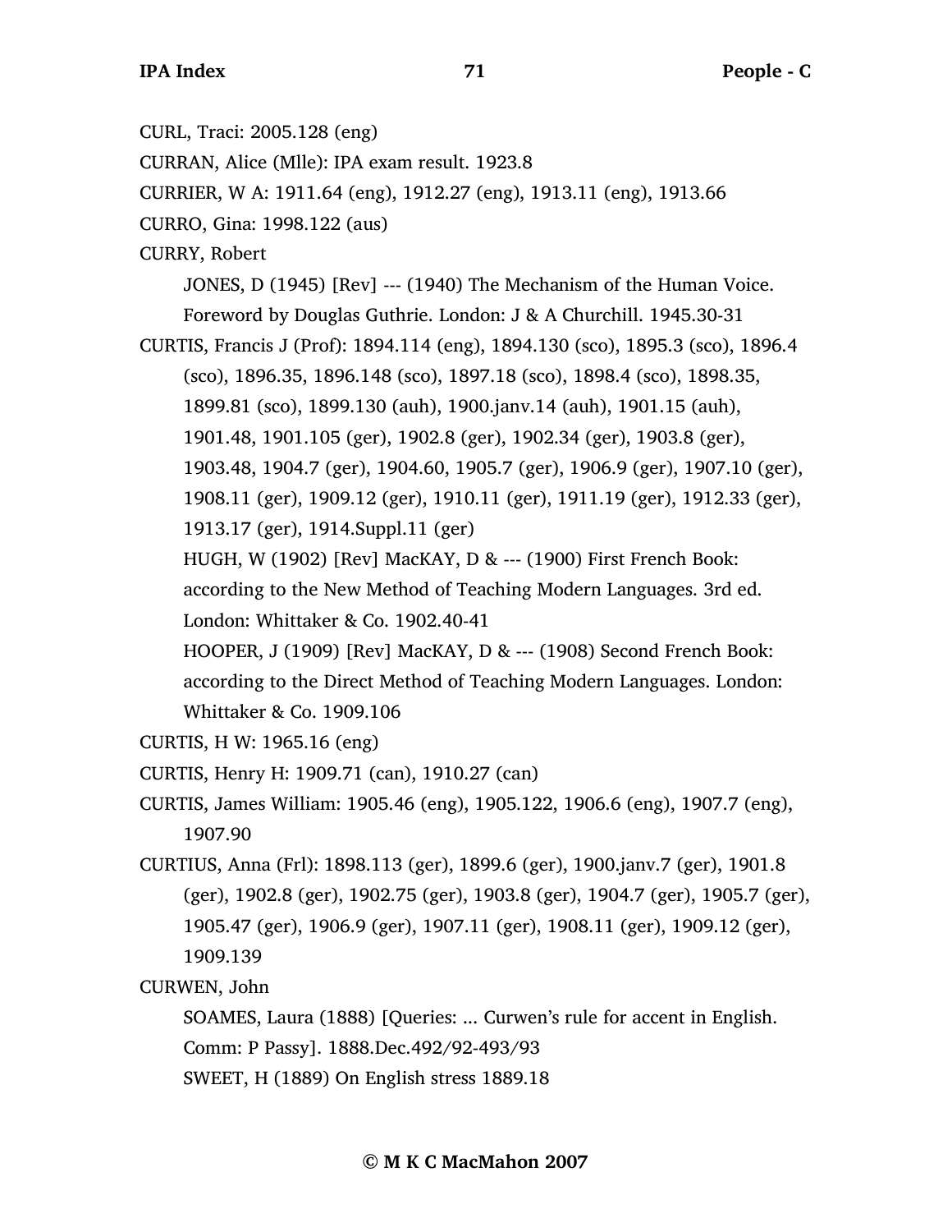CURL, Traci: 2005.128 (eng)

CURRAN, Alice (Mlle): IPA exam result. 1923.8

CURRIER, W A: 1911.64 (eng), 1912.27 (eng), 1913.11 (eng), 1913.66

CURRO, Gina: 1998.122 (aus)

CURRY, Robert

JONES, D (1945) [Rev] --- (1940) The Mechanism of the Human Voice. Foreword by Douglas Guthrie. London: J & A Churchill. 1945.30-31

CURTIS, Francis J (Prof): 1894.114 (eng), 1894.130 (sco), 1895.3 (sco), 1896.4 (sco), 1896.35, 1896.148 (sco), 1897.18 (sco), 1898.4 (sco), 1898.35, 1899.81 (sco), 1899.130 (auh), 1900.janv.14 (auh), 1901.15 (auh), 1901.48, 1901.105 (ger), 1902.8 (ger), 1902.34 (ger), 1903.8 (ger), 1903.48, 1904.7 (ger), 1904.60, 1905.7 (ger), 1906.9 (ger), 1907.10 (ger), 1908.11 (ger), 1909.12 (ger), 1910.11 (ger), 1911.19 (ger), 1912.33 (ger), 1913.17 (ger), 1914.Suppl.11 (ger)

HUGH, W (1902) [Rev] MacKAY, D & --- (1900) First French Book: according to the New Method of Teaching Modern Languages. 3rd ed. London: Whittaker & Co. 1902.40-41

HOOPER, J (1909) [Rev] MacKAY, D & --- (1908) Second French Book: according to the Direct Method of Teaching Modern Languages. London: Whittaker & Co. 1909.106

CURTIS, H W: 1965.16 (eng)

CURTIS, Henry H: 1909.71 (can), 1910.27 (can)

CURTIS, James William: 1905.46 (eng), 1905.122, 1906.6 (eng), 1907.7 (eng), 1907.90

CURTIUS, Anna (Frl): 1898.113 (ger), 1899.6 (ger), 1900.janv.7 (ger), 1901.8 (ger), 1902.8 (ger), 1902.75 (ger), 1903.8 (ger), 1904.7 (ger), 1905.7 (ger), 1905.47 (ger), 1906.9 (ger), 1907.11 (ger), 1908.11 (ger), 1909.12 (ger), 1909.139

CURWEN, John

SOAMES, Laura (1888) [Queries: ... Curwen's rule for accent in English. Comm: P Passy]. 1888.Dec.492/92-493/93

SWEET, H (1889) On English stress 1889.18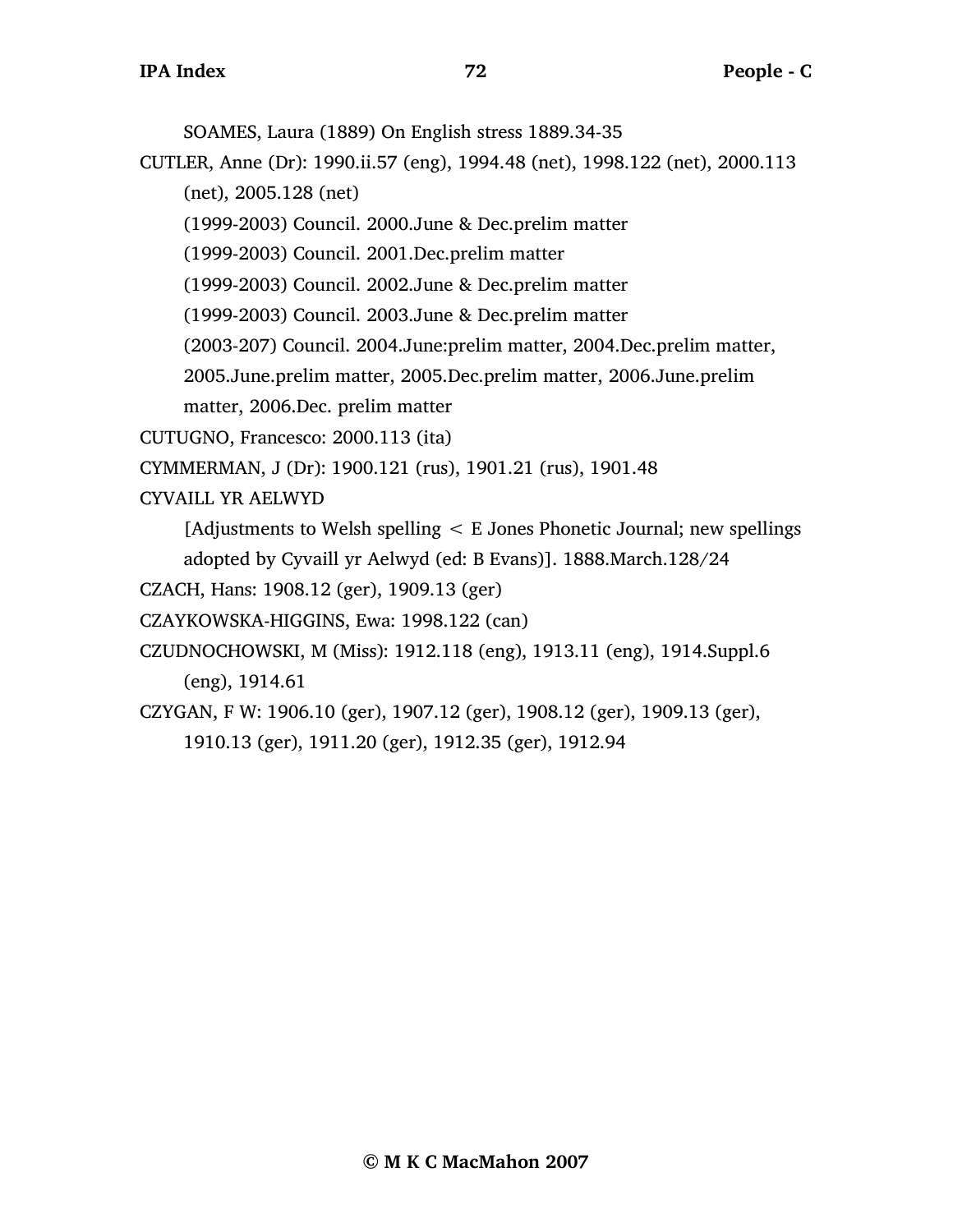SOAMES, Laura (1889) On English stress 1889.34-35

CUTLER, Anne (Dr): 1990.ii.57 (eng), 1994.48 (net), 1998.122 (net), 2000.113 (net), 2005.128 (net)

(1999-2003) Council. 2000.June & Dec.prelim matter

(1999-2003) Council. 2001.Dec.prelim matter

(1999-2003) Council. 2002.June & Dec.prelim matter

(1999-2003) Council. 2003.June & Dec.prelim matter

(2003-207) Council. 2004.June:prelim matter, 2004.Dec.prelim matter, 2005.June.prelim matter, 2005.Dec.prelim matter, 2006.June.prelim matter, 2006.Dec. prelim matter

CUTUGNO, Francesco: 2000.113 (ita)

CYMMERMAN, J (Dr): 1900.121 (rus), 1901.21 (rus), 1901.48

CYVAILL YR AELWYD

[Adjustments to Welsh spelling < E Jones Phonetic Journal; new spellings adopted by Cyvaill yr Aelwyd (ed: B Evans)]. 1888.March.128/24

CZACH, Hans: 1908.12 (ger), 1909.13 (ger)

CZAYKOWSKA-HIGGINS, Ewa: 1998.122 (can)

CZUDNOCHOWSKI, M (Miss): 1912.118 (eng), 1913.11 (eng), 1914.Suppl.6 (eng), 1914.61

CZYGAN, F W: 1906.10 (ger), 1907.12 (ger), 1908.12 (ger), 1909.13 (ger), 1910.13 (ger), 1911.20 (ger), 1912.35 (ger), 1912.94

**© M K C MacMahon 2007**